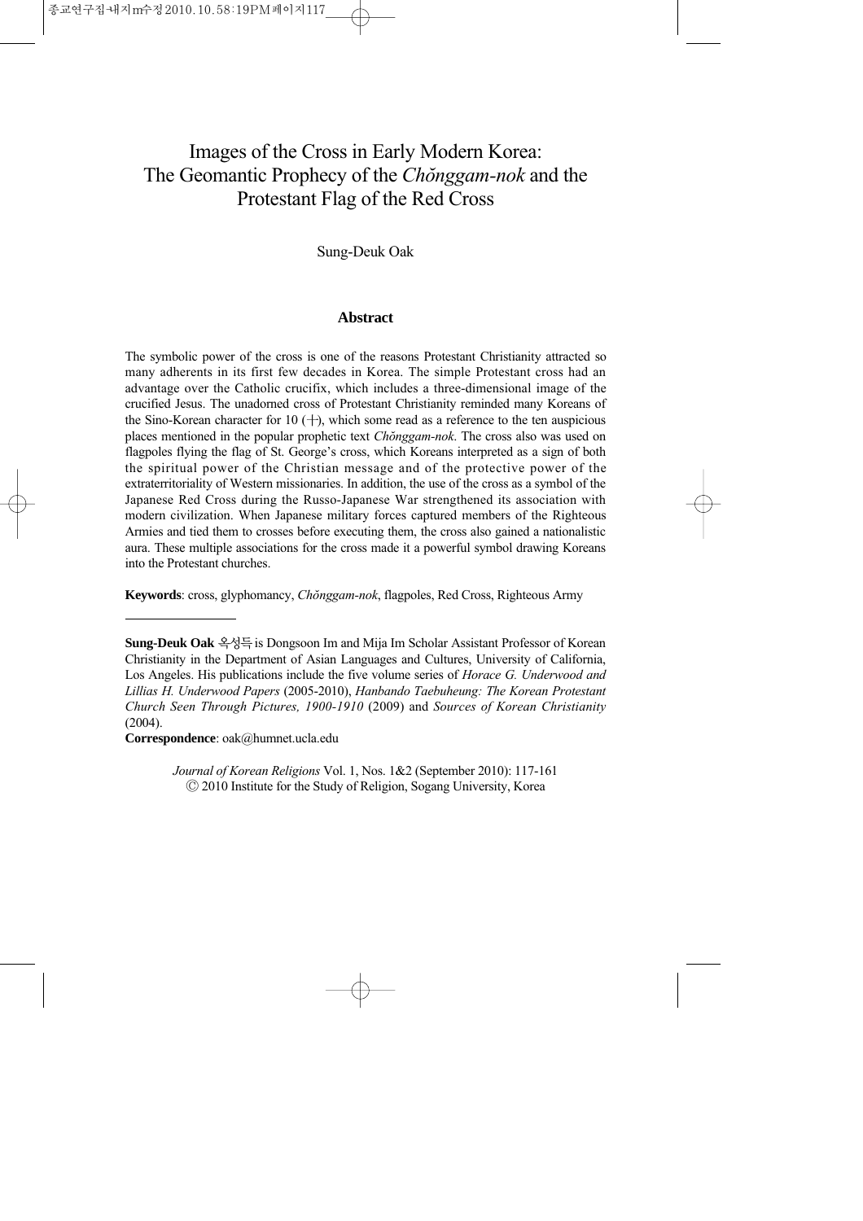# Images of the Cross in Early Modern Korea: The Geomantic Prophecy of the *Chŏnggam-nok* and the Protestant Flag of the Red Cross

Sung-Deuk Oak

## Abstract

The symbolic power of the cross is one of the reasons Protestant Christianity attracted so many adherents in its first few decades in Korea. The simple Protestant cross had an advantage over the Catholic crucifix, which includes a three-dimensional image of the crucified Jesus. The unadorned cross of Protestant Christianity reminded many Koreans of the Sino-Korean character for 10 (十), which some read as a reference to the ten auspicious places mentioned in the popular prophetic text *Chŏnggam-nok*. The cross also was used on flagpoles flying the flag of St. George's cross, which Koreans interpreted as a sign of both the spiritual power of the Christian message and of the protective power of the extraterritoriality of Western missionaries. In addition, the use of the cross as a symbol of the Japanese Red Cross during the Russo-Japanese War strengthened its association with modern civilization. When Japanese military forces captured members of the Righteous Armies and tied them to crosses before executing them, the cross also gained a nationalistic aura. These multiple associations for the cross made it a powerful symbol drawing Koreans into the Protestant churches.

**Keywords**: cross, glyphomancy, *Chŏnggam-nok*, flagpoles, Red Cross, Righteous Army

---

**Sung-Deuk Oak** 옥성득 is Dongsoon Im and Mija Im Scholar Assistant Professor of Korean Christianity in the Department of Asian Languages and Cultures, University of California, Los Angeles. His publications include the five volume series of *Horace G. Underwood and Lillias H. Underwood Papers* (2005-2010), *Hanbando Taebuheung: The Korean Protestant Church Seen Through Pictures, 1900-1910* (2009) and *Sources of Korean Christianity* (2004).

**Correspondence**: oak@humnet.ucla.edu

*Journal of Korean Religions* Vol. 1, Nos. 1&2 (September 2010): 117-161
© 2010 Institute for the Study of Religion, Sogang University, Korea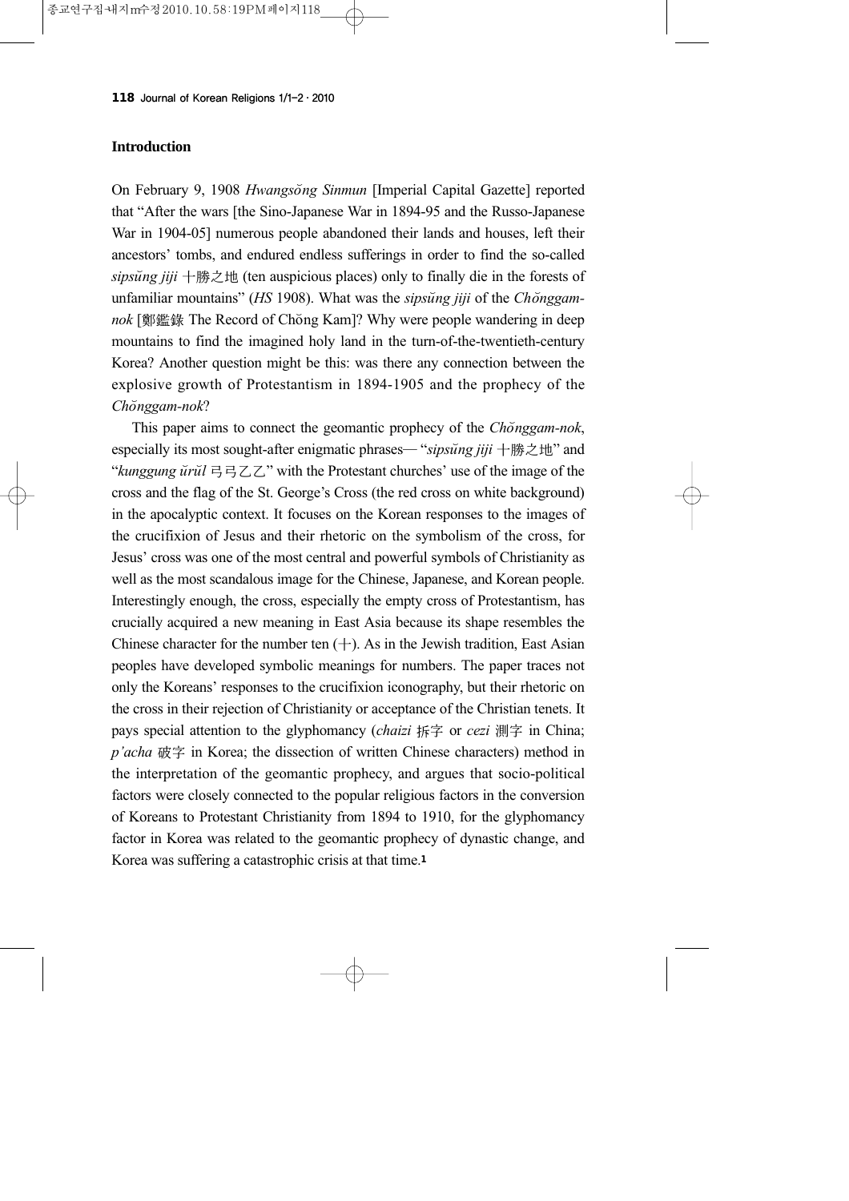## Introduction

On February 9, 1908 *Hwangsŏng Sinmun* [Imperial Capital Gazette] reported that "After the wars [the Sino-Japanese War in 1894-95 and the Russo-Japanese War in 1904-05] numerous people abandoned their lands and houses, left their ancestors' tombs, and endured endless sufferings in order to find the so-called *sipsŭng jiji* 十勝之地 (ten auspicious places) only to finally die in the forests of unfamiliar mountains" (*HS* 1908). What was the *sipsŭng jiji* of the *Chŏnggam-nok* [鄭鑑錄 The Record of Chŏng Kam]? Why were people wandering in deep mountains to find the imagined holy land in the turn-of-the-twentieth-century Korea? Another question might be this: was there any connection between the explosive growth of Protestantism in 1894-1905 and the prophecy of the *Chŏnggam-nok*?

This paper aims to connect the geomantic prophecy of the *Chŏnggam-nok*, especially its most sought-after enigmatic phrases— "*sipsŭng jiji* 十勝之地" and "*kunggung ŭrŭl* 弓弓乙乙" with the Protestant churches' use of the image of the cross and the flag of the St. George's Cross (the red cross on white background) in the apocalyptic context. It focuses on the Korean responses to the images of the crucifixion of Jesus and their rhetoric on the symbolism of the cross, for Jesus' cross was one of the most central and powerful symbols of Christianity as well as the most scandalous image for the Chinese, Japanese, and Korean people. Interestingly enough, the cross, especially the empty cross of Protestantism, has crucially acquired a new meaning in East Asia because its shape resembles the Chinese character for the number ten (十). As in the Jewish tradition, East Asian peoples have developed symbolic meanings for numbers. The paper traces not only the Koreans' responses to the crucifixion iconography, but their rhetoric on the cross in their rejection of Christianity or acceptance of the Christian tenets. It pays special attention to the glyphomancy (*chaizi* 拆字 or *cezi* 測字 in China; *p'acha* 破字 in Korea; the dissection of written Chinese characters) method in the interpretation of the geomantic prophecy, and argues that socio-political factors were closely connected to the popular religious factors in the conversion of Koreans to Protestant Christianity from 1894 to 1910, for the glyphomancy factor in Korea was related to the geomantic prophecy of dynastic change, and Korea was suffering a catastrophic crisis at that time.[1]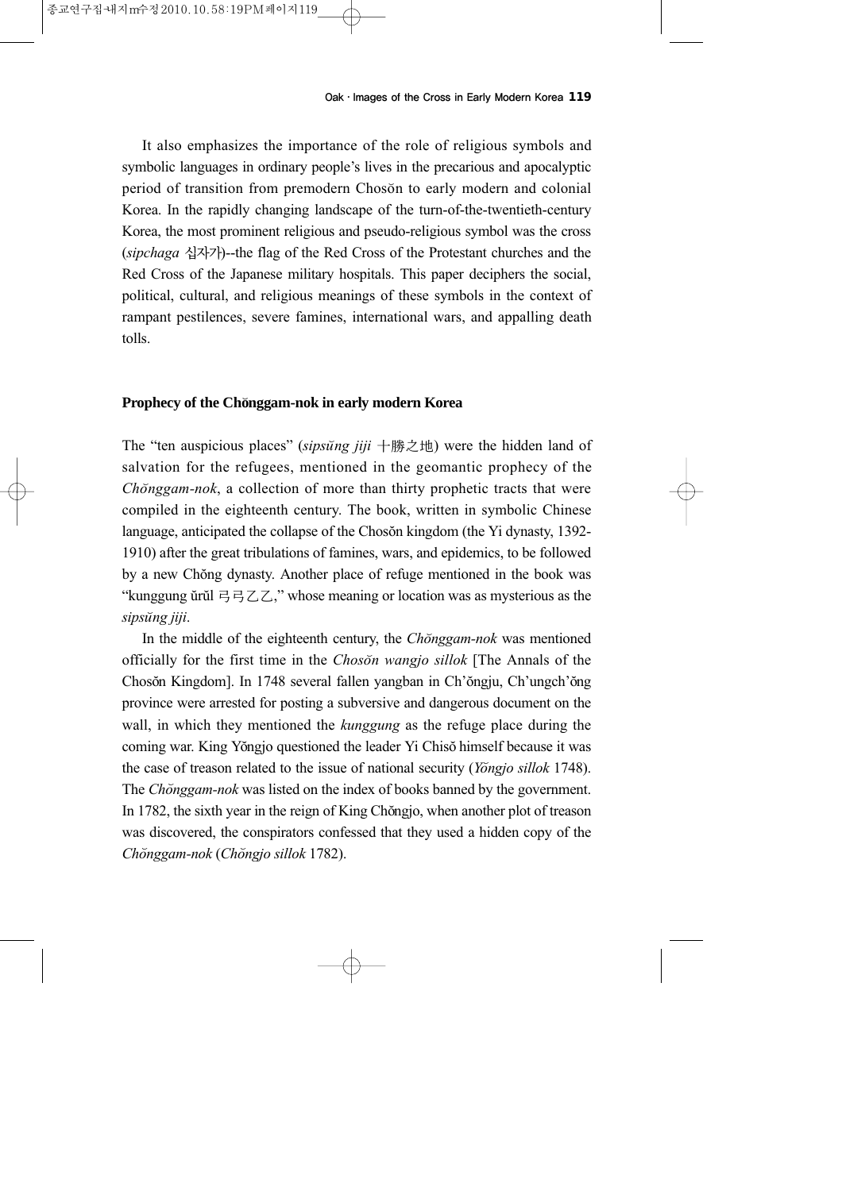It also emphasizes the importance of the role of religious symbols and symbolic languages in ordinary people's lives in the precarious and apocalyptic period of transition from premodern Chosŏn to early modern and colonial Korea. In the rapidly changing landscape of the turn-of-the-twentieth-century Korea, the most prominent religious and pseudo-religious symbol was the cross (*sipchaga* 십자가)--the flag of the Red Cross of the Protestant churches and the Red Cross of the Japanese military hospitals. This paper deciphers the social, political, cultural, and religious meanings of these symbols in the context of rampant pestilences, severe famines, international wars, and appalling death tolls.

**Prophecy of the Chŏnggam-nok in early modern Korea**

The "ten auspicious places" (*sipsŭng jiji* 十勝之地) were the hidden land of salvation for the refugees, mentioned in the geomantic prophecy of the *Chŏnggam-nok*, a collection of more than thirty prophetic tracts that were compiled in the eighteenth century. The book, written in symbolic Chinese language, anticipated the collapse of the Chosŏn kingdom (the Yi dynasty, 1392-1910) after the great tribulations of famines, wars, and epidemics, to be followed by a new Chŏng dynasty. Another place of refuge mentioned in the book was "kunggung ŭrŭl 弓弓乙乙," whose meaning or location was as mysterious as the *sipsŭng jiji*.

In the middle of the eighteenth century, the *Chŏnggam-nok* was mentioned officially for the first time in the *Chosŏn wangjo sillok* [The Annals of the Chosŏn Kingdom]. In 1748 several fallen yangban in Ch'ŏngju, Ch'ungch'ŏng province were arrested for posting a subversive and dangerous document on the wall, in which they mentioned the *kunggung* as the refuge place during the coming war. King Yŏngjo questioned the leader Yi Chisŏ himself because it was the case of treason related to the issue of national security (*Yŏngjo sillok* 1748). The *Chŏnggam-nok* was listed on the index of books banned by the government. In 1782, the sixth year in the reign of King Chŏngjo, when another plot of treason was discovered, the conspirators confessed that they used a hidden copy of the *Chŏnggam-nok* (*Chŏngjo sillok* 1782).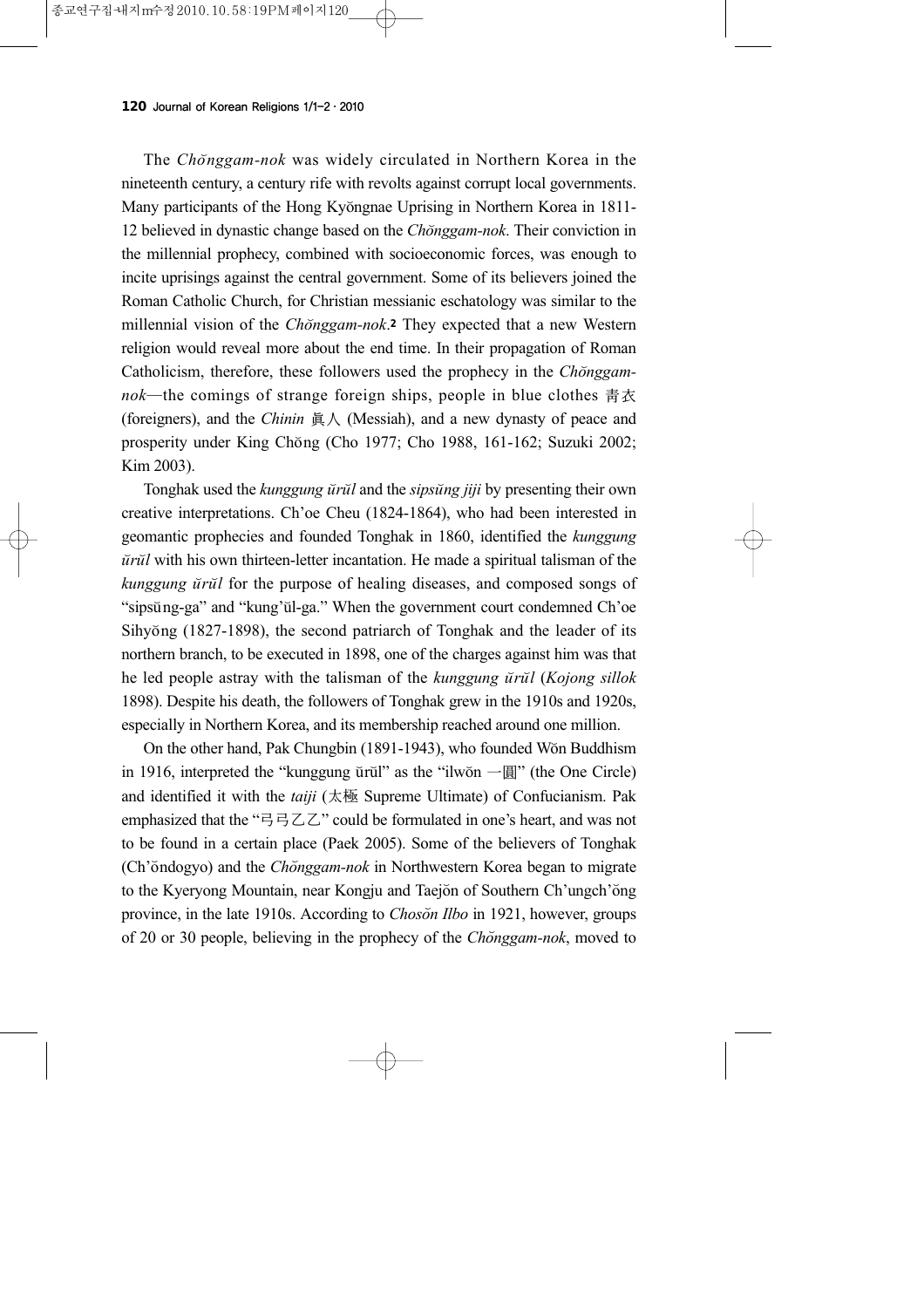The *Chŏnggam-nok* was widely circulated in Northern Korea in the nineteenth century, a century rife with revolts against corrupt local governments. Many participants of the Hong Kyŏngnae Uprising in Northern Korea in 1811-12 believed in dynastic change based on the *Chŏnggam-nok*. Their conviction in the millennial prophecy, combined with socioeconomic forces, was enough to incite uprisings against the central government. Some of its believers joined the Roman Catholic Church, for Christian messianic eschatology was similar to the millennial vision of the *Chŏnggam-nok*.[2] They expected that a new Western religion would reveal more about the end time. In their propagation of Roman Catholicism, therefore, these followers used the prophecy in the *Chŏnggam-nok*—the comings of strange foreign ships, people in blue clothes 靑衣 (foreigners), and the *Chinin* 眞人 (Messiah), and a new dynasty of peace and prosperity under King Chŏng (Cho 1977; Cho 1988, 161-162; Suzuki 2002; Kim 2003).

Tonghak used the *kunggung ŭrŭl* and the *sipsŭng jiji* by presenting their own creative interpretations. Ch'oe Cheu (1824-1864), who had been interested in geomantic prophecies and founded Tonghak in 1860, identified the *kunggung ŭrŭl* with his own thirteen-letter incantation. He made a spiritual talisman of the *kunggung ŭrŭl* for the purpose of healing diseases, and composed songs of "sipsŭng-ga" and "kung'ŭl-ga." When the government court condemned Ch'oe Sihyŏng (1827-1898), the second patriarch of Tonghak and the leader of its northern branch, to be executed in 1898, one of the charges against him was that he led people astray with the talisman of the *kunggung ŭrŭl* (*Kojong sillok* 1898). Despite his death, the followers of Tonghak grew in the 1910s and 1920s, especially in Northern Korea, and its membership reached around one million.

On the other hand, Pak Chungbin (1891-1943), who founded Wŏn Buddhism in 1916, interpreted the "kunggung ŭrŭl" as the "ilwŏn 一圓" (the One Circle) and identified it with the *taiji* (太極 Supreme Ultimate) of Confucianism. Pak emphasized that the "弓弓乙乙" could be formulated in one's heart, and was not to be found in a certain place (Paek 2005). Some of the believers of Tonghak (Ch'ŏndogyo) and the *Chŏnggam-nok* in Northwestern Korea began to migrate to the Kyeryong Mountain, near Kongju and Taejŏn of Southern Ch'ungch'ŏng province, in the late 1910s. According to *Chosŏn Ilbo* in 1921, however, groups of 20 or 30 people, believing in the prophecy of the *Chŏnggam-nok*, moved to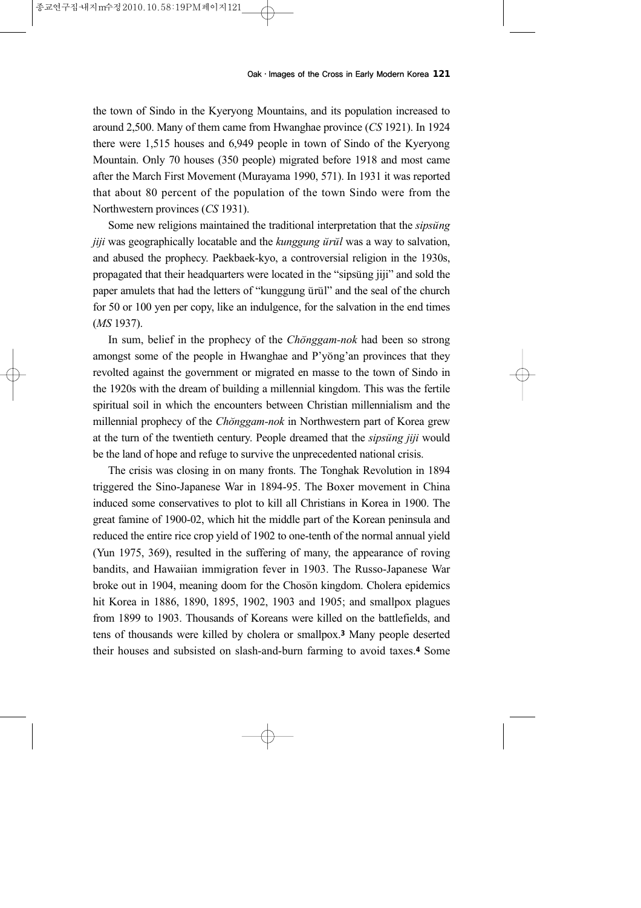the town of Sindo in the Kyeryong Mountains, and its population increased to around 2,500. Many of them came from Hwanghae province (*CS* 1921). In 1924 there were 1,515 houses and 6,949 people in town of Sindo of the Kyeryong Mountain. Only 70 houses (350 people) migrated before 1918 and most came after the March First Movement (Murayama 1990, 571). In 1931 it was reported that about 80 percent of the population of the town Sindo were from the Northwestern provinces (*CS* 1931).

Some new religions maintained the traditional interpretation that the *sipsŭng jiji* was geographically locatable and the *kunggung ŭrŭl* was a way to salvation, and abused the prophecy. Paekbaek-kyo, a controversial religion in the 1930s, propagated that their headquarters were located in the "sipsŭng jiji" and sold the paper amulets that had the letters of "kunggung ŭrŭl" and the seal of the church for 50 or 100 yen per copy, like an indulgence, for the salvation in the end times (*MS* 1937).

In sum, belief in the prophecy of the *Chŏnggam-nok* had been so strong amongst some of the people in Hwanghae and P'yŏng'an provinces that they revolted against the government or migrated en masse to the town of Sindo in the 1920s with the dream of building a millennial kingdom. This was the fertile spiritual soil in which the encounters between Christian millennialism and the millennial prophecy of the *Chŏnggam-nok* in Northwestern part of Korea grew at the turn of the twentieth century. People dreamed that the *sipsŭng jiji* would be the land of hope and refuge to survive the unprecedented national crisis.

The crisis was closing in on many fronts. The Tonghak Revolution in 1894 triggered the Sino-Japanese War in 1894-95. The Boxer movement in China induced some conservatives to plot to kill all Christians in Korea in 1900. The great famine of 1900-02, which hit the middle part of the Korean peninsula and reduced the entire rice crop yield of 1902 to one-tenth of the normal annual yield (Yun 1975, 369), resulted in the suffering of many, the appearance of roving bandits, and Hawaiian immigration fever in 1903. The Russo-Japanese War broke out in 1904, meaning doom for the Chosŏn kingdom. Cholera epidemics hit Korea in 1886, 1890, 1895, 1902, 1903 and 1905; and smallpox plagues from 1899 to 1903. Thousands of Koreans were killed on the battlefields, and tens of thousands were killed by cholera or smallpox.[3] Many people deserted their houses and subsisted on slash-and-burn farming to avoid taxes.[4] Some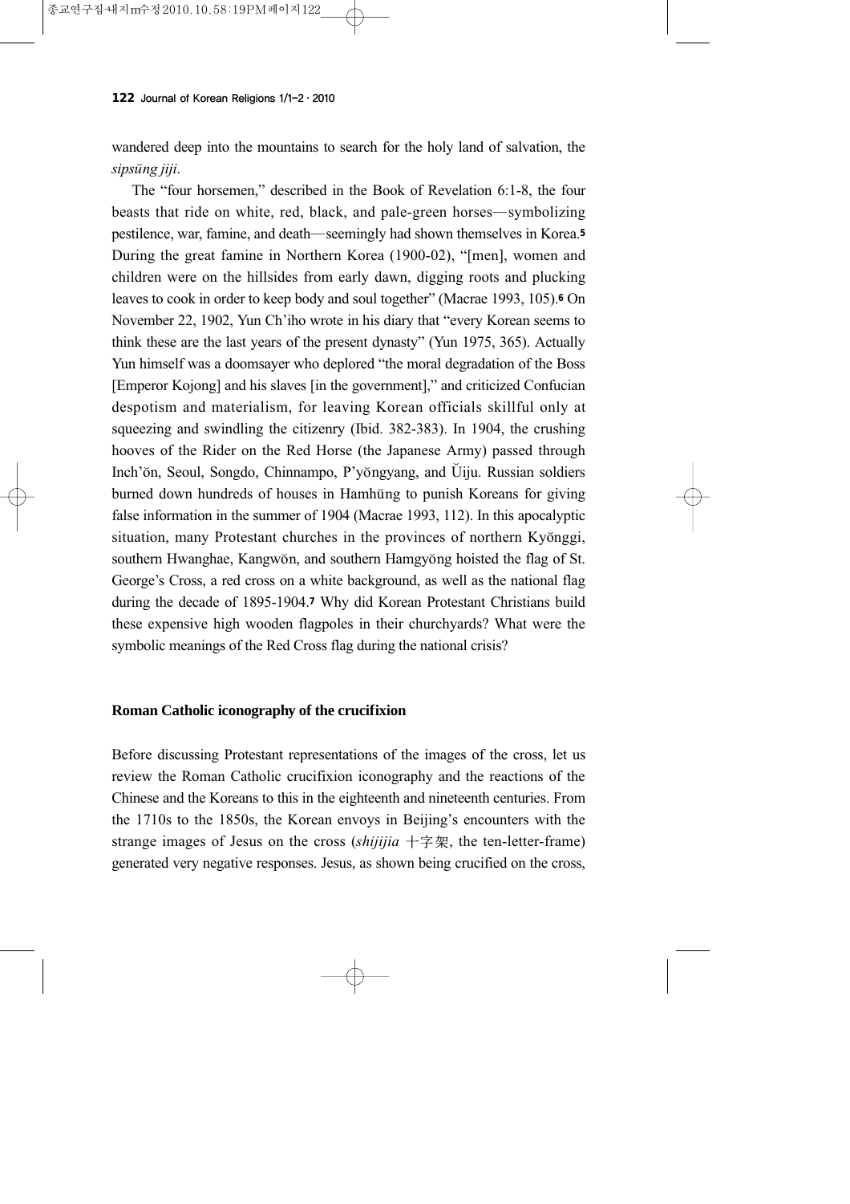wandered deep into the mountains to search for the holy land of salvation, the *sipsŭng jiji*.

The "four horsemen," described in the Book of Revelation 6:1-8, the four beasts that ride on white, red, black, and pale-green horses—symbolizing pestilence, war, famine, and death—seemingly had shown themselves in Korea.[5] During the great famine in Northern Korea (1900-02), "[men], women and children were on the hillsides from early dawn, digging roots and plucking leaves to cook in order to keep body and soul together" (Macrae 1993, 105).[6] On November 22, 1902, Yun Ch'iho wrote in his diary that "every Korean seems to think these are the last years of the present dynasty" (Yun 1975, 365). Actually Yun himself was a doomsayer who deplored "the moral degradation of the Boss [Emperor Kojong] and his slaves [in the government]," and criticized Confucian despotism and materialism, for leaving Korean officials skillful only at squeezing and swindling the citizenry (Ibid. 382-383). In 1904, the crushing hooves of the Rider on the Red Horse (the Japanese Army) passed through Inch'ŏn, Seoul, Songdo, Chinnampo, P'yŏngyang, and Ŭiju. Russian soldiers burned down hundreds of houses in Hamhŭng to punish Koreans for giving false information in the summer of 1904 (Macrae 1993, 112). In this apocalyptic situation, many Protestant churches in the provinces of northern Kyŏnggi, southern Hwanghae, Kangwŏn, and southern Hamgyŏng hoisted the flag of St. George's Cross, a red cross on a white background, as well as the national flag during the decade of 1895-1904.[7] Why did Korean Protestant Christians build these expensive high wooden flagpoles in their churchyards? What were the symbolic meanings of the Red Cross flag during the national crisis?

**Roman Catholic iconography of the crucifixion**

Before discussing Protestant representations of the images of the cross, let us review the Roman Catholic crucifixion iconography and the reactions of the Chinese and the Koreans to this in the eighteenth and nineteenth centuries. From the 1710s to the 1850s, the Korean envoys in Beijing's encounters with the strange images of Jesus on the cross (*shijijia* 十字架, the ten-letter-frame) generated very negative responses. Jesus, as shown being crucified on the cross,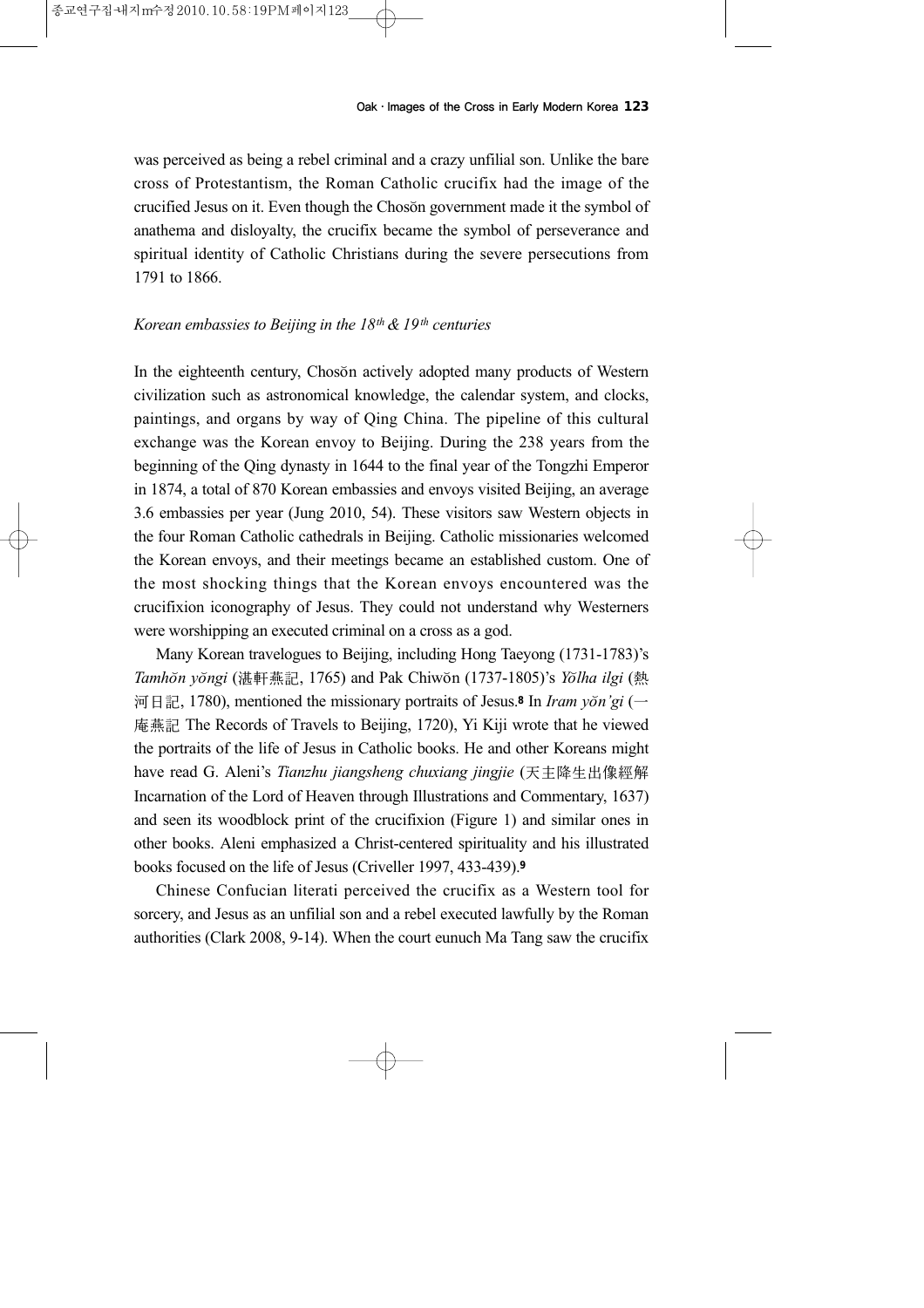was perceived as being a rebel criminal and a crazy unfilial son. Unlike the bare cross of Protestantism, the Roman Catholic crucifix had the image of the crucified Jesus on it. Even though the Chosŏn government made it the symbol of anathema and disloyalty, the crucifix became the symbol of perseverance and spiritual identity of Catholic Christians during the severe persecutions from 1791 to 1866.

### *Korean embassies to Beijing in the 18th & 19th centuries*

In the eighteenth century, Chosŏn actively adopted many products of Western civilization such as astronomical knowledge, the calendar system, and clocks, paintings, and organs by way of Qing China. The pipeline of this cultural exchange was the Korean envoy to Beijing. During the 238 years from the beginning of the Qing dynasty in 1644 to the final year of the Tongzhi Emperor in 1874, a total of 870 Korean embassies and envoys visited Beijing, an average 3.6 embassies per year (Jung 2010, 54). These visitors saw Western objects in the four Roman Catholic cathedrals in Beijing. Catholic missionaries welcomed the Korean envoys, and their meetings became an established custom. One of the most shocking things that the Korean envoys encountered was the crucifixion iconography of Jesus. They could not understand why Westerners were worshipping an executed criminal on a cross as a god.

Many Korean travelogues to Beijing, including Hong Taeyong (1731-1783)'s *Tamhŏn yŏngi* (湛軒燕記, 1765) and Pak Chiwŏn (1737-1805)'s *Yŏlha ilgi* (熱河日記, 1780), mentioned the missionary portraits of Jesus.[8] In *Iram yŏn'gi* (一庵燕記 The Records of Travels to Beijing, 1720), Yi Kiji wrote that he viewed the portraits of the life of Jesus in Catholic books. He and other Koreans might have read G. Aleni's *Tianzhu jiangsheng chuxiang jingjie* (天主降生出像經解 Incarnation of the Lord of Heaven through Illustrations and Commentary, 1637) and seen its woodblock print of the crucifixion (Figure 1) and similar ones in other books. Aleni emphasized a Christ-centered spirituality and his illustrated books focused on the life of Jesus (Criveller 1997, 433-439).[9]

Chinese Confucian literati perceived the crucifix as a Western tool for sorcery, and Jesus as an unfilial son and a rebel executed lawfully by the Roman authorities (Clark 2008, 9-14). When the court eunuch Ma Tang saw the crucifix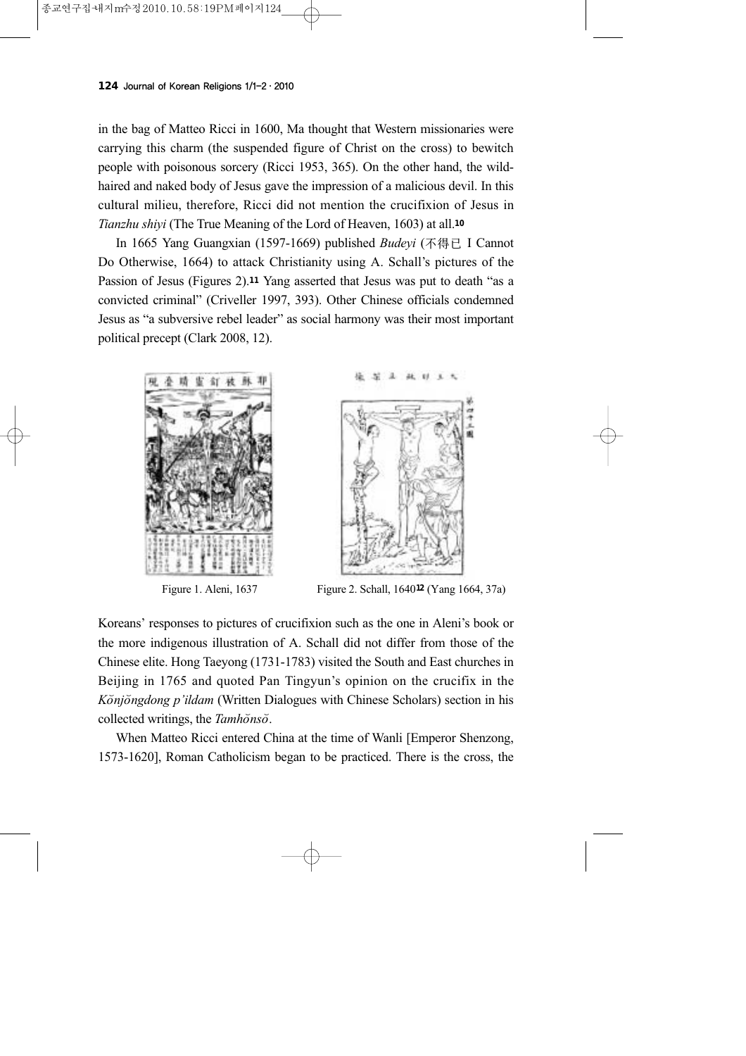in the bag of Matteo Ricci in 1600, Ma thought that Western missionaries were carrying this charm (the suspended figure of Christ on the cross) to bewitch people with poisonous sorcery (Ricci 1953, 365). On the other hand, the wild-haired and naked body of Jesus gave the impression of a malicious devil. In this cultural milieu, therefore, Ricci did not mention the crucifixion of Jesus in *Tianzhu shiyi* (The True Meaning of the Lord of Heaven, 1603) at all.[10]

In 1665 Yang Guangxian (1597-1669) published *Budeyi* (不得已 I Cannot Do Otherwise, 1664) to attack Christianity using A. Schall's pictures of the Passion of Jesus (Figures 2).[11] Yang asserted that Jesus was put to death "as a convicted criminal" (Criveller 1997, 393). Other Chinese officials condemned Jesus as "a subversive rebel leader" as social harmony was their most important political precept (Clark 2008, 12).

Figure 1. Aleni, 1637

Figure 2. Schall, 1640[12] (Yang 1664, 37a)

Koreans' responses to pictures of crucifixion such as the one in Aleni's book or the more indigenous illustration of A. Schall did not differ from those of the Chinese elite. Hong Taeyong (1731-1783) visited the South and East churches in Beijing in 1765 and quoted Pan Tingyun's opinion on the crucifix in the *Kŏnjŏngdong p'ildam* (Written Dialogues with Chinese Scholars) section in his collected writings, the *Tamhŏnsŏ*.

When Matteo Ricci entered China at the time of Wanli [Emperor Shenzong, 1573-1620], Roman Catholicism began to be practiced. There is the cross, the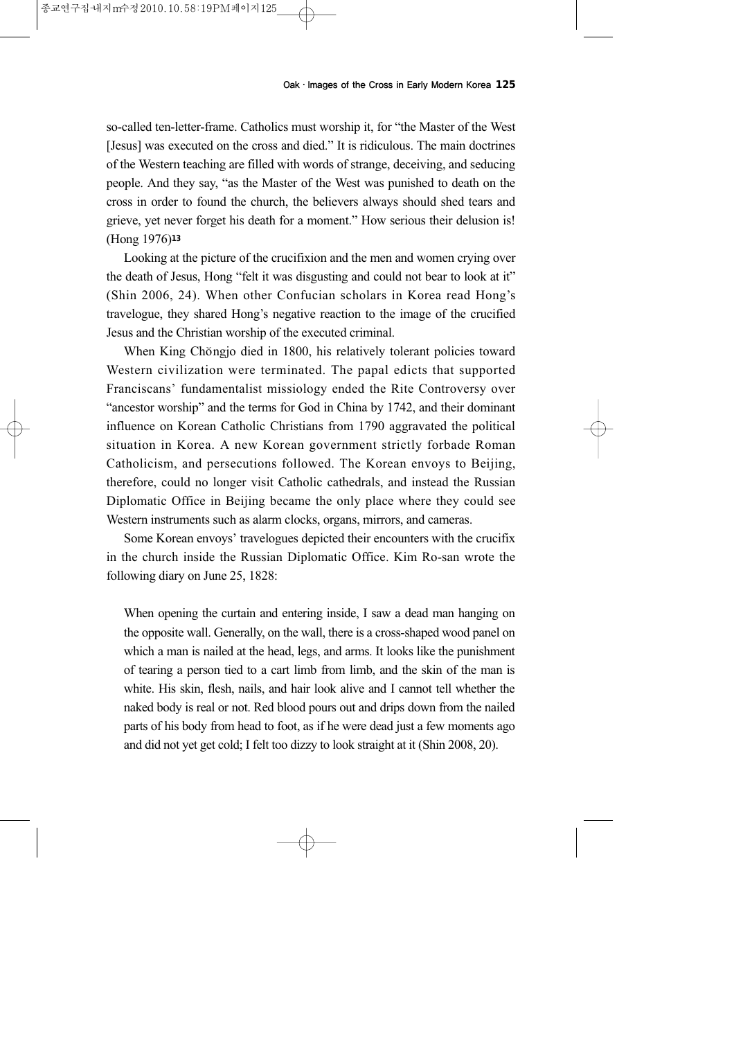so-called ten-letter-frame. Catholics must worship it, for "the Master of the West [Jesus] was executed on the cross and died." It is ridiculous. The main doctrines of the Western teaching are filled with words of strange, deceiving, and seducing people. And they say, "as the Master of the West was punished to death on the cross in order to found the church, the believers always should shed tears and grieve, yet never forget his death for a moment." How serious their delusion is! (Hong 1976)[13]

Looking at the picture of the crucifixion and the men and women crying over the death of Jesus, Hong "felt it was disgusting and could not bear to look at it" (Shin 2006, 24). When other Confucian scholars in Korea read Hong's travelogue, they shared Hong's negative reaction to the image of the crucified Jesus and the Christian worship of the executed criminal.

When King Chŏngjo died in 1800, his relatively tolerant policies toward Western civilization were terminated. The papal edicts that supported Franciscans' fundamentalist missiology ended the Rite Controversy over "ancestor worship" and the terms for God in China by 1742, and their dominant influence on Korean Catholic Christians from 1790 aggravated the political situation in Korea. A new Korean government strictly forbade Roman Catholicism, and persecutions followed. The Korean envoys to Beijing, therefore, could no longer visit Catholic cathedrals, and instead the Russian Diplomatic Office in Beijing became the only place where they could see Western instruments such as alarm clocks, organs, mirrors, and cameras.

Some Korean envoys' travelogues depicted their encounters with the crucifix in the church inside the Russian Diplomatic Office. Kim Ro-san wrote the following diary on June 25, 1828:

> When opening the curtain and entering inside, I saw a dead man hanging on the opposite wall. Generally, on the wall, there is a cross-shaped wood panel on which a man is nailed at the head, legs, and arms. It looks like the punishment of tearing a person tied to a cart limb from limb, and the skin of the man is white. His skin, flesh, nails, and hair look alive and I cannot tell whether the naked body is real or not. Red blood pours out and drips down from the nailed parts of his body from head to foot, as if he were dead just a few moments ago and did not yet get cold; I felt too dizzy to look straight at it (Shin 2008, 20).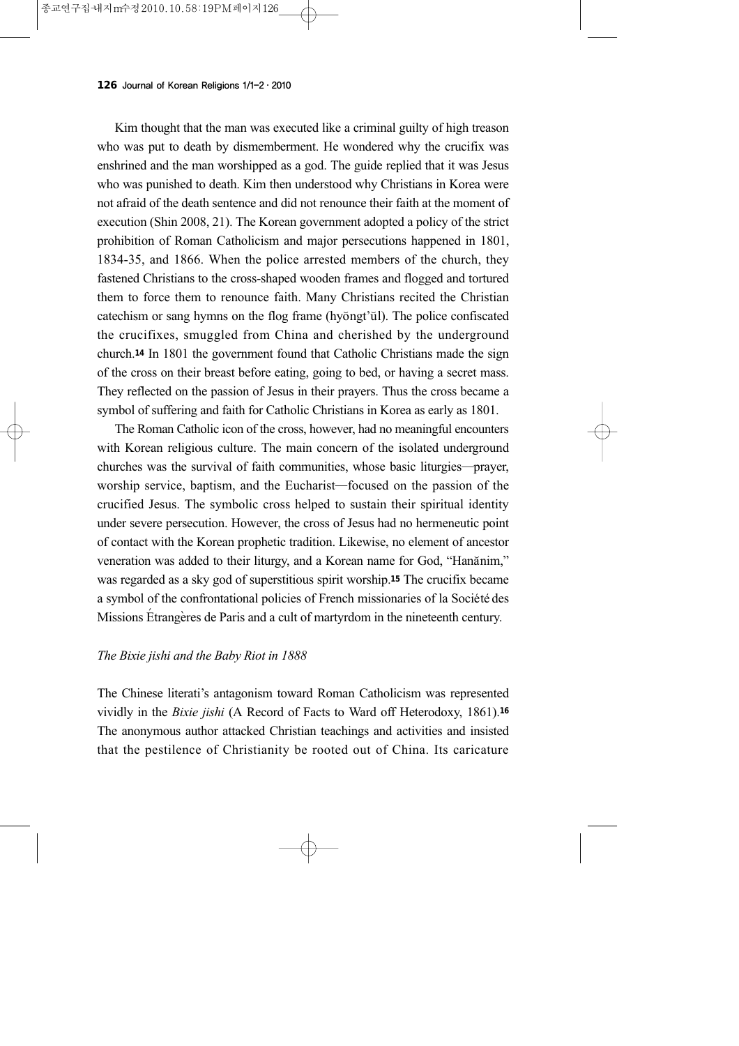Kim thought that the man was executed like a criminal guilty of high treason who was put to death by dismemberment. He wondered why the crucifix was enshrined and the man worshipped as a god. The guide replied that it was Jesus who was punished to death. Kim then understood why Christians in Korea were not afraid of the death sentence and did not renounce their faith at the moment of execution (Shin 2008, 21). The Korean government adopted a policy of the strict prohibition of Roman Catholicism and major persecutions happened in 1801, 1834-35, and 1866. When the police arrested members of the church, they fastened Christians to the cross-shaped wooden frames and flogged and tortured them to force them to renounce faith. Many Christians recited the Christian catechism or sang hymns on the flog frame (hyŏngt'ŭl). The police confiscated the crucifixes, smuggled from China and cherished by the underground church.[14] In 1801 the government found that Catholic Christians made the sign of the cross on their breast before eating, going to bed, or having a secret mass. They reflected on the passion of Jesus in their prayers. Thus the cross became a symbol of suffering and faith for Catholic Christians in Korea as early as 1801.

The Roman Catholic icon of the cross, however, had no meaningful encounters with Korean religious culture. The main concern of the isolated underground churches was the survival of faith communities, whose basic liturgies—prayer, worship service, baptism, and the Eucharist—focused on the passion of the crucified Jesus. The symbolic cross helped to sustain their spiritual identity under severe persecution. However, the cross of Jesus had no hermeneutic point of contact with the Korean prophetic tradition. Likewise, no element of ancestor veneration was added to their liturgy, and a Korean name for God, "Hanănim," was regarded as a sky god of superstitious spirit worship.[15] The crucifix became a symbol of the confrontational policies of French missionaries of la Société des Missions Étrangères de Paris and a cult of martyrdom in the nineteenth century.

### *The Bixie jishi and the Baby Riot in 1888*

The Chinese literati's antagonism toward Roman Catholicism was represented vividly in the *Bixie jishi* (A Record of Facts to Ward off Heterodoxy, 1861).[16] The anonymous author attacked Christian teachings and activities and insisted that the pestilence of Christianity be rooted out of China. Its caricature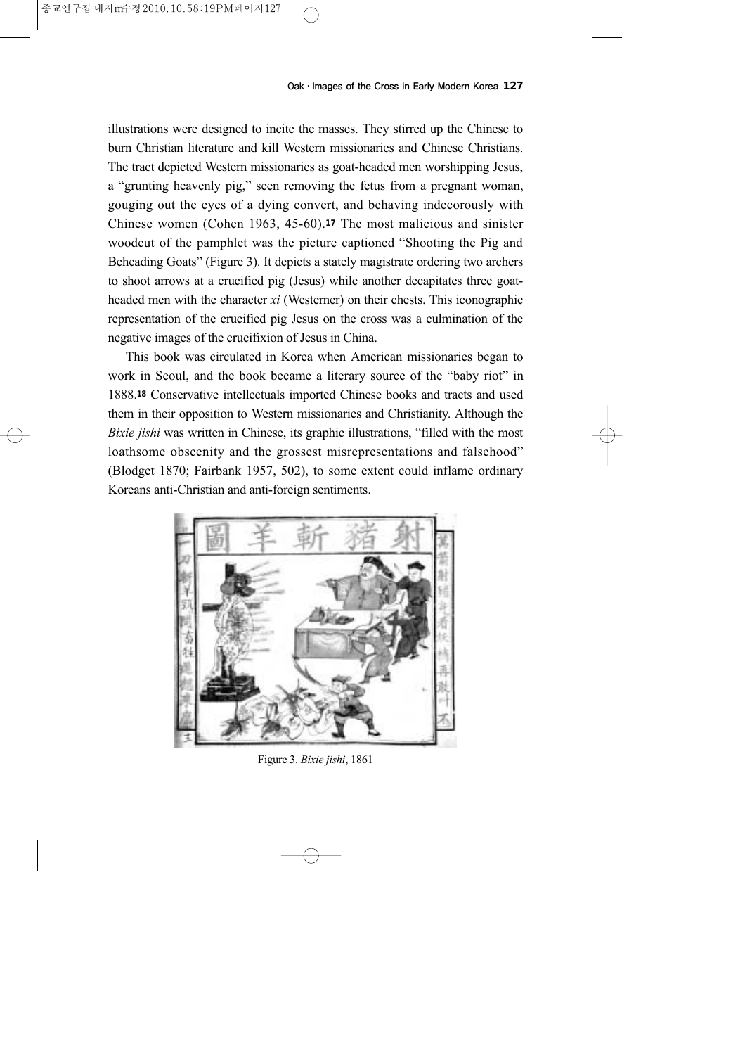illustrations were designed to incite the masses. They stirred up the Chinese to burn Christian literature and kill Western missionaries and Chinese Christians. The tract depicted Western missionaries as goat-headed men worshipping Jesus, a "grunting heavenly pig," seen removing the fetus from a pregnant woman, gouging out the eyes of a dying convert, and behaving indecorously with Chinese women (Cohen 1963, 45-60).[17] The most malicious and sinister woodcut of the pamphlet was the picture captioned "Shooting the Pig and Beheading Goats" (Figure 3). It depicts a stately magistrate ordering two archers to shoot arrows at a crucified pig (Jesus) while another decapitates three goat-headed men with the character *xi* (Westerner) on their chests. This iconographic representation of the crucified pig Jesus on the cross was a culmination of the negative images of the crucifixion of Jesus in China.

This book was circulated in Korea when American missionaries began to work in Seoul, and the book became a literary source of the "baby riot" in 1888.[18] Conservative intellectuals imported Chinese books and tracts and used them in their opposition to Western missionaries and Christianity. Although the *Bixie jishi* was written in Chinese, its graphic illustrations, "filled with the most loathsome obscenity and the grossest misrepresentations and falsehood" (Blodget 1870; Fairbank 1957, 502), to some extent could inflame ordinary Koreans anti-Christian and anti-foreign sentiments.

Figure 3. *Bixie jishi*, 1861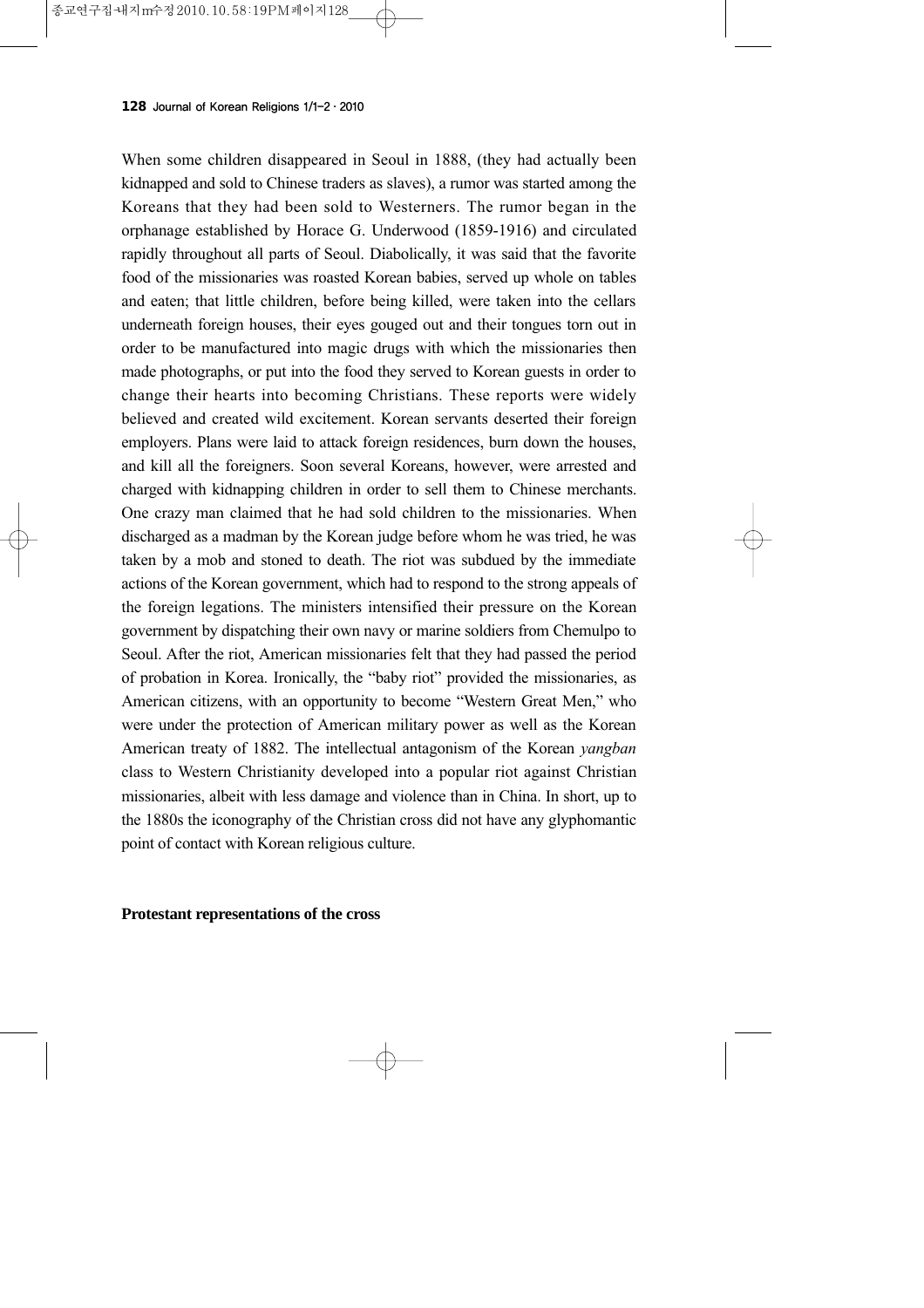When some children disappeared in Seoul in 1888, (they had actually been kidnapped and sold to Chinese traders as slaves), a rumor was started among the Koreans that they had been sold to Westerners. The rumor began in the orphanage established by Horace G. Underwood (1859-1916) and circulated rapidly throughout all parts of Seoul. Diabolically, it was said that the favorite food of the missionaries was roasted Korean babies, served up whole on tables and eaten; that little children, before being killed, were taken into the cellars underneath foreign houses, their eyes gouged out and their tongues torn out in order to be manufactured into magic drugs with which the missionaries then made photographs, or put into the food they served to Korean guests in order to change their hearts into becoming Christians. These reports were widely believed and created wild excitement. Korean servants deserted their foreign employers. Plans were laid to attack foreign residences, burn down the houses, and kill all the foreigners. Soon several Koreans, however, were arrested and charged with kidnapping children in order to sell them to Chinese merchants. One crazy man claimed that he had sold children to the missionaries. When discharged as a madman by the Korean judge before whom he was tried, he was taken by a mob and stoned to death. The riot was subdued by the immediate actions of the Korean government, which had to respond to the strong appeals of the foreign legations. The ministers intensified their pressure on the Korean government by dispatching their own navy or marine soldiers from Chemulpo to Seoul. After the riot, American missionaries felt that they had passed the period of probation in Korea. Ironically, the "baby riot" provided the missionaries, as American citizens, with an opportunity to become "Western Great Men," who were under the protection of American military power as well as the Korean American treaty of 1882. The intellectual antagonism of the Korean *yangban* class to Western Christianity developed into a popular riot against Christian missionaries, albeit with less damage and violence than in China. In short, up to the 1880s the iconography of the Christian cross did not have any glyphomantic point of contact with Korean religious culture.

**Protestant representations of the cross**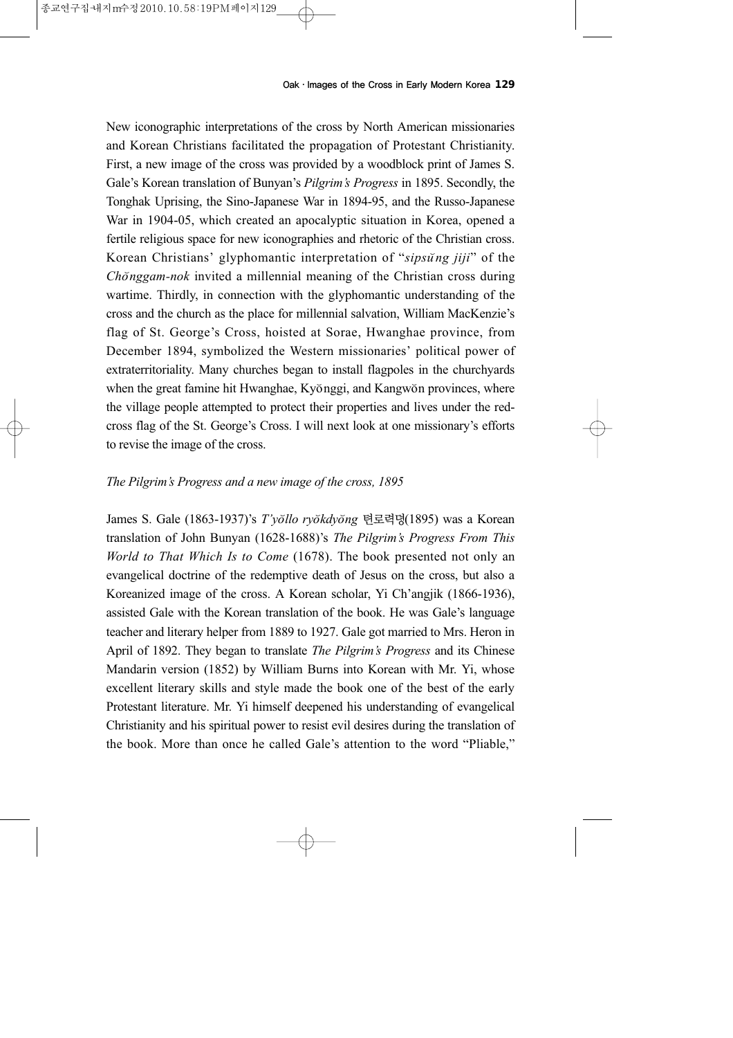New iconographic interpretations of the cross by North American missionaries and Korean Christians facilitated the propagation of Protestant Christianity. First, a new image of the cross was provided by a woodblock print of James S. Gale's Korean translation of Bunyan's *Pilgrim's Progress* in 1895. Secondly, the Tonghak Uprising, the Sino-Japanese War in 1894-95, and the Russo-Japanese War in 1904-05, which created an apocalyptic situation in Korea, opened a fertile religious space for new iconographies and rhetoric of the Christian cross. Korean Christians' glyphomantic interpretation of "*sipsŭng jiji*" of the *Chŏnggam-nok* invited a millennial meaning of the Christian cross during wartime. Thirdly, in connection with the glyphomantic understanding of the cross and the church as the place for millennial salvation, William MacKenzie's flag of St. George's Cross, hoisted at Sorae, Hwanghae province, from December 1894, symbolized the Western missionaries' political power of extraterritoriality. Many churches began to install flagpoles in the churchyards when the great famine hit Hwanghae, Kyŏnggi, and Kangwŏn provinces, where the village people attempted to protect their properties and lives under the red-cross flag of the St. George's Cross. I will next look at one missionary's efforts to revise the image of the cross.

### *The Pilgrim's Progress and a new image of the cross, 1895*

James S. Gale (1863-1937)'s *T'yŏllo ryŏkdyŏng* 텬로력뎡(1895) was a Korean translation of John Bunyan (1628-1688)'s *The Pilgrim's Progress From This World to That Which Is to Come* (1678). The book presented not only an evangelical doctrine of the redemptive death of Jesus on the cross, but also a Koreanized image of the cross. A Korean scholar, Yi Ch'angjik (1866-1936), assisted Gale with the Korean translation of the book. He was Gale's language teacher and literary helper from 1889 to 1927. Gale got married to Mrs. Heron in April of 1892. They began to translate *The Pilgrim's Progress* and its Chinese Mandarin version (1852) by William Burns into Korean with Mr. Yi, whose excellent literary skills and style made the book one of the best of the early Protestant literature. Mr. Yi himself deepened his understanding of evangelical Christianity and his spiritual power to resist evil desires during the translation of the book. More than once he called Gale's attention to the word "Pliable,"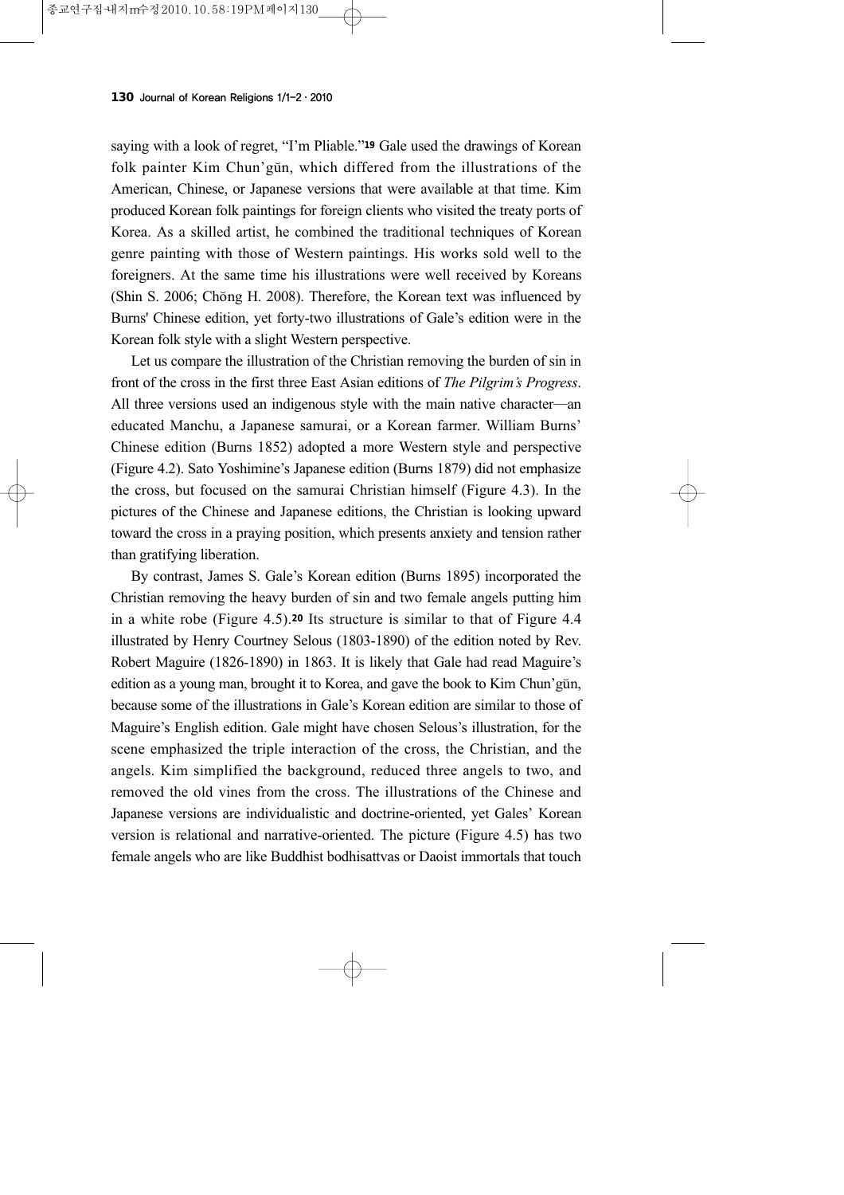saying with a look of regret, "I'm Pliable."[19] Gale used the drawings of Korean folk painter Kim Chun'gŭn, which differed from the illustrations of the American, Chinese, or Japanese versions that were available at that time. Kim produced Korean folk paintings for foreign clients who visited the treaty ports of Korea. As a skilled artist, he combined the traditional techniques of Korean genre painting with those of Western paintings. His works sold well to the foreigners. At the same time his illustrations were well received by Koreans (Shin S. 2006; Chŏng H. 2008). Therefore, the Korean text was influenced by Burns' Chinese edition, yet forty-two illustrations of Gale's edition were in the Korean folk style with a slight Western perspective.

Let us compare the illustration of the Christian removing the burden of sin in front of the cross in the first three East Asian editions of *The Pilgrim's Progress*. All three versions used an indigenous style with the main native character—an educated Manchu, a Japanese samurai, or a Korean farmer. William Burns' Chinese edition (Burns 1852) adopted a more Western style and perspective (Figure 4.2). Sato Yoshimine's Japanese edition (Burns 1879) did not emphasize the cross, but focused on the samurai Christian himself (Figure 4.3). In the pictures of the Chinese and Japanese editions, the Christian is looking upward toward the cross in a praying position, which presents anxiety and tension rather than gratifying liberation.

By contrast, James S. Gale's Korean edition (Burns 1895) incorporated the Christian removing the heavy burden of sin and two female angels putting him in a white robe (Figure 4.5).[20] Its structure is similar to that of Figure 4.4 illustrated by Henry Courtney Selous (1803-1890) of the edition noted by Rev. Robert Maguire (1826-1890) in 1863. It is likely that Gale had read Maguire's edition as a young man, brought it to Korea, and gave the book to Kim Chun'gŭn, because some of the illustrations in Gale's Korean edition are similar to those of Maguire's English edition. Gale might have chosen Selous's illustration, for the scene emphasized the triple interaction of the cross, the Christian, and the angels. Kim simplified the background, reduced three angels to two, and removed the old vines from the cross. The illustrations of the Chinese and Japanese versions are individualistic and doctrine-oriented, yet Gales' Korean version is relational and narrative-oriented. The picture (Figure 4.5) has two female angels who are like Buddhist bodhisattvas or Daoist immortals that touch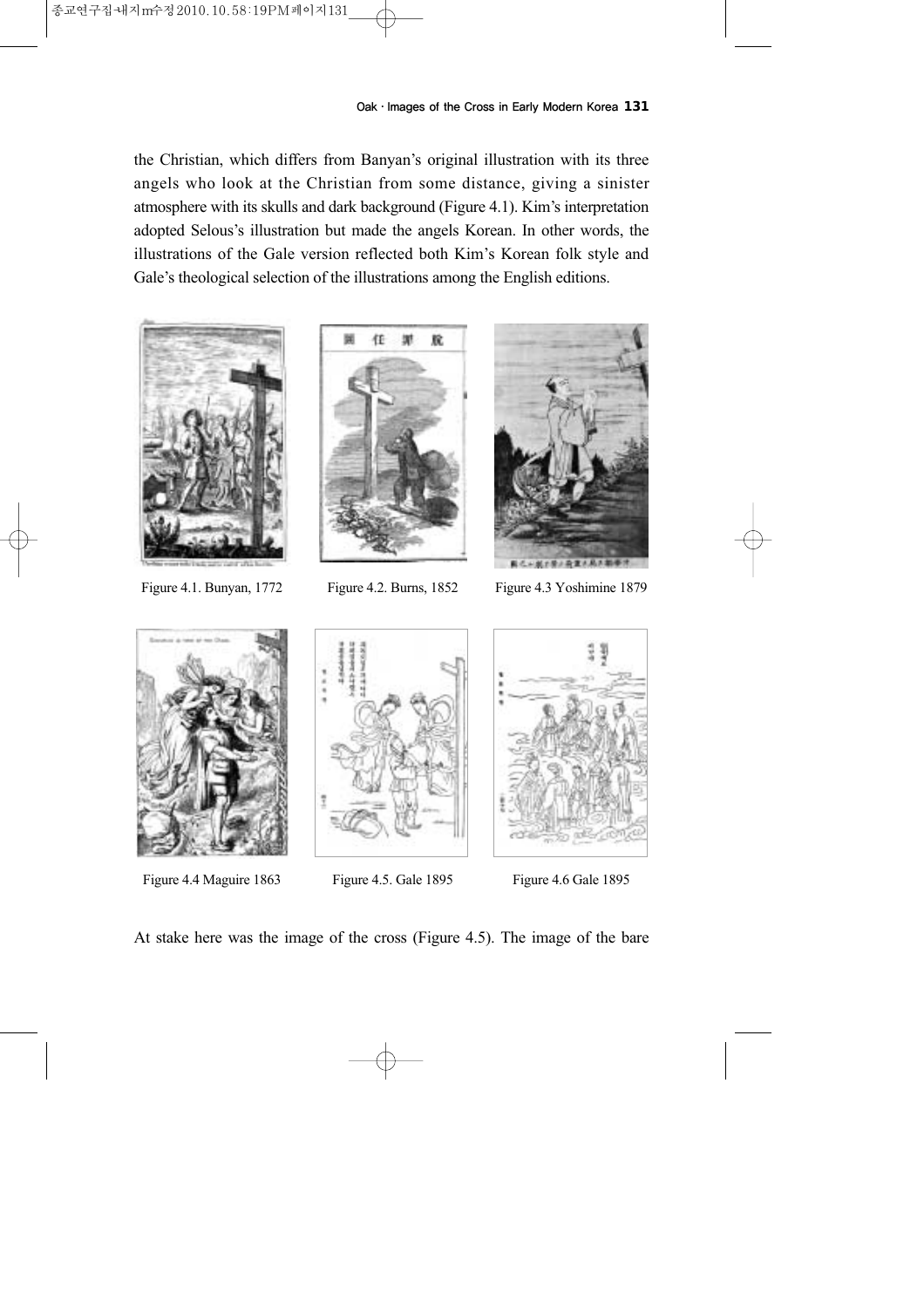the Christian, which differs from Banyan's original illustration with its three angels who look at the Christian from some distance, giving a sinister atmosphere with its skulls and dark background (Figure 4.1). Kim's interpretation adopted Selous's illustration but made the angels Korean. In other words, the illustrations of the Gale version reflected both Kim's Korean folk style and Gale's theological selection of the illustrations among the English editions.

Figure 4.1. Bunyan, 1772

Figure 4.2. Burns, 1852

Figure 4.3 Yoshimine 1879

Figure 4.4 Maguire 1863

Figure 4.5. Gale 1895

Figure 4.6 Gale 1895

At stake here was the image of the cross (Figure 4.5). The image of the bare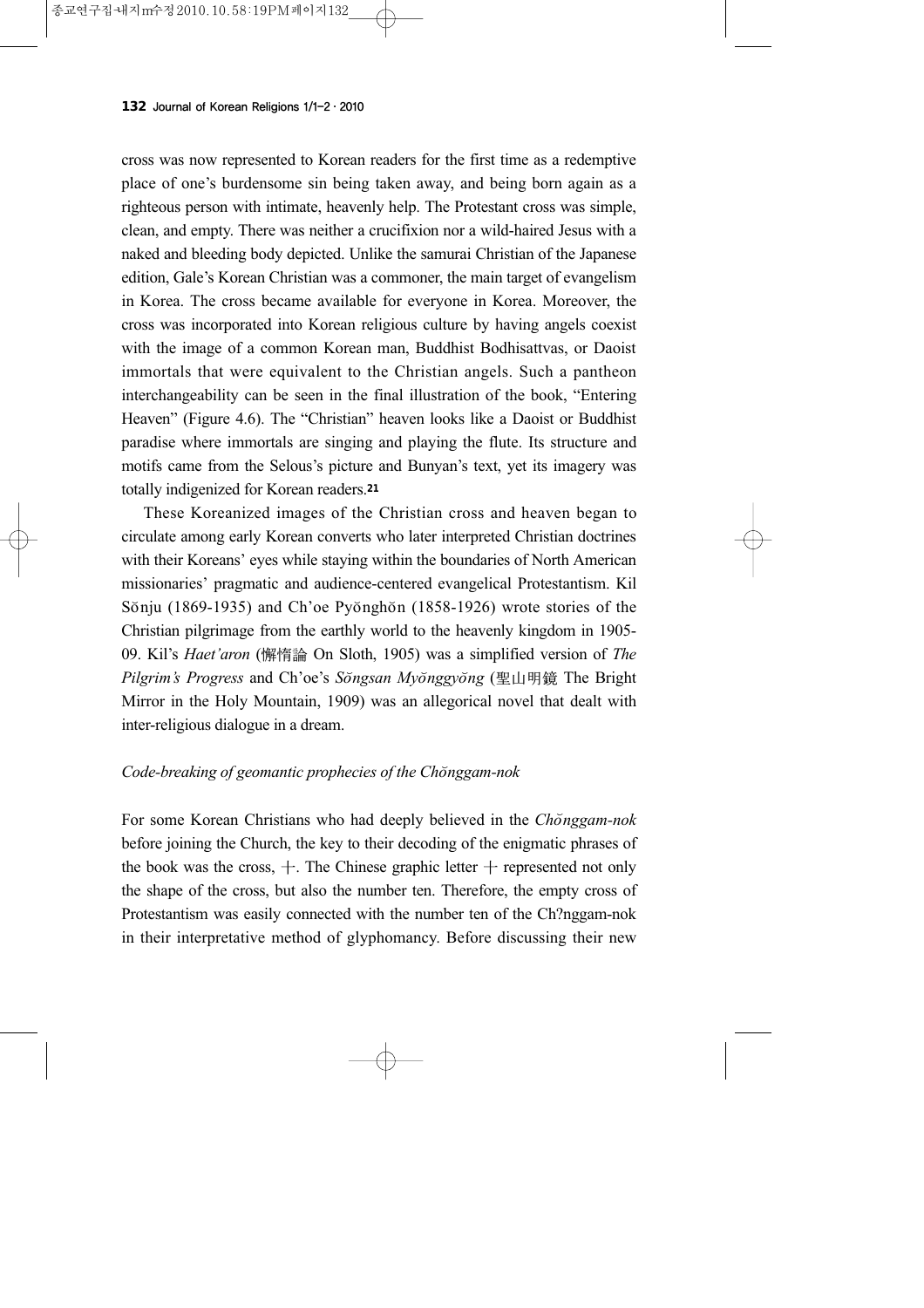cross was now represented to Korean readers for the first time as a redemptive place of one's burdensome sin being taken away, and being born again as a righteous person with intimate, heavenly help. The Protestant cross was simple, clean, and empty. There was neither a crucifixion nor a wild-haired Jesus with a naked and bleeding body depicted. Unlike the samurai Christian of the Japanese edition, Gale's Korean Christian was a commoner, the main target of evangelism in Korea. The cross became available for everyone in Korea. Moreover, the cross was incorporated into Korean religious culture by having angels coexist with the image of a common Korean man, Buddhist Bodhisattvas, or Daoist immortals that were equivalent to the Christian angels. Such a pantheon interchangeability can be seen in the final illustration of the book, "Entering Heaven" (Figure 4.6). The "Christian" heaven looks like a Daoist or Buddhist paradise where immortals are singing and playing the flute. Its structure and motifs came from the Selous's picture and Bunyan's text, yet its imagery was totally indigenized for Korean readers.[21]

These Koreanized images of the Christian cross and heaven began to circulate among early Korean converts who later interpreted Christian doctrines with their Koreans' eyes while staying within the boundaries of North American missionaries' pragmatic and audience-centered evangelical Protestantism. Kil Sŏnju (1869-1935) and Ch'oe Pyŏnghŏn (1858-1926) wrote stories of the Christian pilgrimage from the earthly world to the heavenly kingdom in 1905-09. Kil's *Haet'aron* (懈惰論 On Sloth, 1905) was a simplified version of *The Pilgrim's Progress* and Ch'oe's *Sŏngsan Myŏnggyŏng* (聖山明鏡 The Bright Mirror in the Holy Mountain, 1909) was an allegorical novel that dealt with inter-religious dialogue in a dream.

### *Code-breaking of geomantic prophecies of the Chŏnggam-nok*

For some Korean Christians who had deeply believed in the *Chŏnggam-nok* before joining the Church, the key to their decoding of the enigmatic phrases of the book was the cross, 十. The Chinese graphic letter 十 represented not only the shape of the cross, but also the number ten. Therefore, the empty cross of Protestantism was easily connected with the number ten of the Ch?nggam-nok in their interpretative method of glyphomancy. Before discussing their new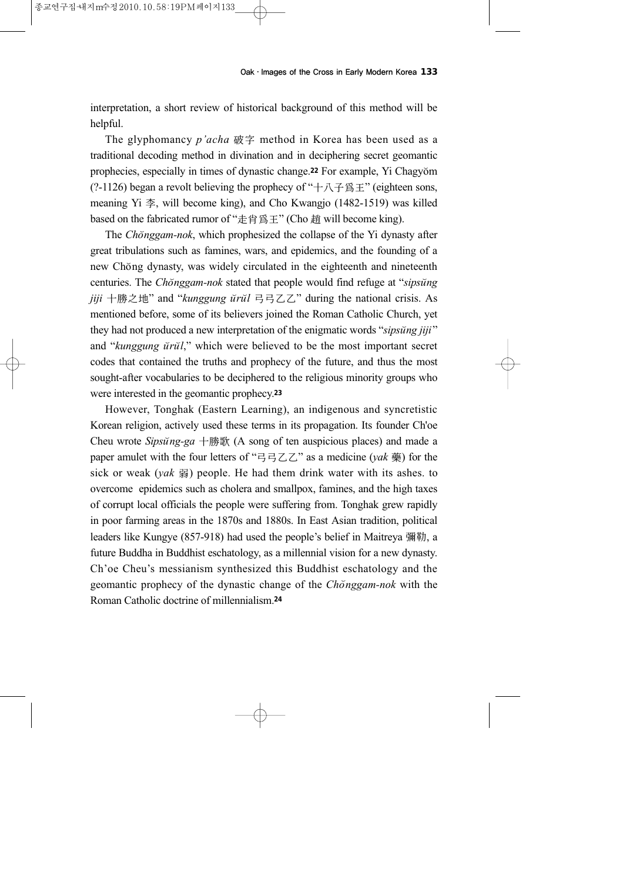interpretation, a short review of historical background of this method will be helpful.

The glyphomancy *p'acha* 破字 method in Korea has been used as a traditional decoding method in divination and in deciphering secret geomantic prophecies, especially in times of dynastic change.[22] For example, Yi Chagyŏm (?-1126) began a revolt believing the prophecy of "十八子爲王" (eighteen sons, meaning Yi 李, will become king), and Cho Kwangjo (1482-1519) was killed based on the fabricated rumor of "走肖爲王" (Cho 趙 will become king).

The *Chŏnggam-nok*, which prophesized the collapse of the Yi dynasty after great tribulations such as famines, wars, and epidemics, and the founding of a new Chŏng dynasty, was widely circulated in the eighteenth and nineteenth centuries. The *Chŏnggam-nok* stated that people would find refuge at "*sipsŭng jiji* 十勝之地" and "*kunggung ŭrŭl* 弓弓乙乙" during the national crisis. As mentioned before, some of its believers joined the Roman Catholic Church, yet they had not produced a new interpretation of the enigmatic words "*sipsŭng jiji*" and "*kunggung ŭrŭl*," which were believed to be the most important secret codes that contained the truths and prophecy of the future, and thus the most sought-after vocabularies to be deciphered to the religious minority groups who were interested in the geomantic prophecy.[23]

However, Tonghak (Eastern Learning), an indigenous and syncretistic Korean religion, actively used these terms in its propagation. Its founder Ch'oe Cheu wrote *Sipsŭng-ga* 十勝歌 (A song of ten auspicious places) and made a paper amulet with the four letters of "弓弓乙乙" as a medicine (*yak* 藥) for the sick or weak (*yak* 弱) people. He had them drink water with its ashes. to overcome epidemics such as cholera and smallpox, famines, and the high taxes of corrupt local officials the people were suffering from. Tonghak grew rapidly in poor farming areas in the 1870s and 1880s. In East Asian tradition, political leaders like Kungye (857-918) had used the people's belief in Maitreya 彌勒, a future Buddha in Buddhist eschatology, as a millennial vision for a new dynasty. Ch'oe Cheu's messianism synthesized this Buddhist eschatology and the geomantic prophecy of the dynastic change of the *Chŏnggam-nok* with the Roman Catholic doctrine of millennialism.[24]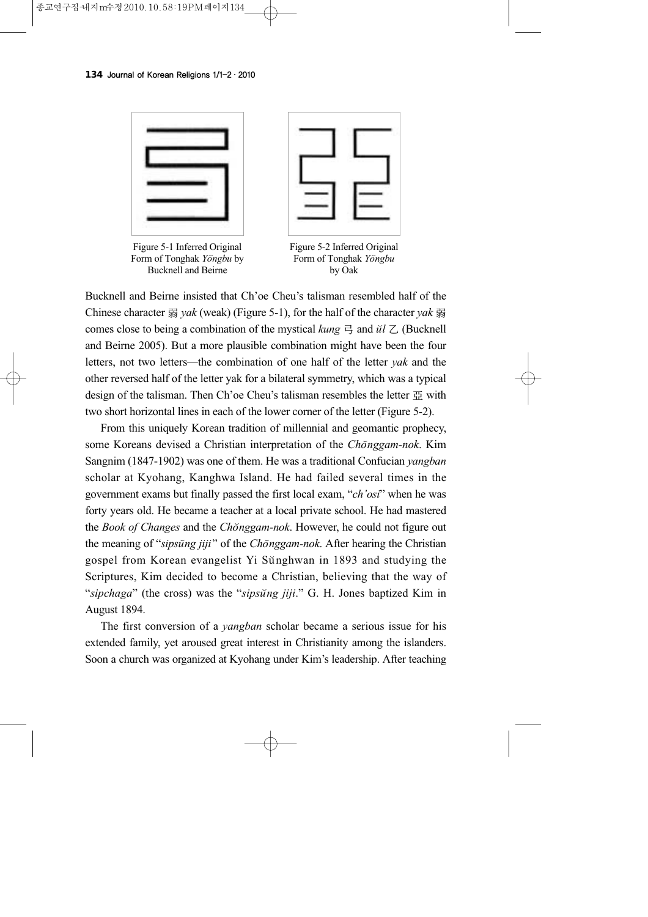Figure 5-1 Inferred Original Form of Tonghak *Yŏngbu* by Bucknell and Beirne

Figure 5-2 Inferred Original Form of Tonghak *Yŏngbu* by Oak

Bucknell and Beirne insisted that Ch'oe Cheu's talisman resembled half of the Chinese character 弱 *yak* (weak) (Figure 5-1), for the half of the character *yak* 弱 comes close to being a combination of the mystical *kung* 弓 and *ŭl* 乙 (Bucknell and Beirne 2005). But a more plausible combination might have been the four letters, not two letters—the combination of one half of the letter *yak* and the other reversed half of the letter yak for a bilateral symmetry, which was a typical design of the talisman. Then Ch'oe Cheu's talisman resembles the letter 亞 with two short horizontal lines in each of the lower corner of the letter (Figure 5-2).

From this uniquely Korean tradition of millennial and geomantic prophecy, some Koreans devised a Christian interpretation of the *Chŏnggam-nok*. Kim Sangnim (1847-1902) was one of them. He was a traditional Confucian *yangban* scholar at Kyohang, Kanghwa Island. He had failed several times in the government exams but finally passed the first local exam, "*ch'osi*" when he was forty years old. He became a teacher at a local private school. He had mastered the *Book of Changes* and the *Chŏnggam-nok*. However, he could not figure out the meaning of "*sipsŭng jiji*" of the *Chŏnggam-nok*. After hearing the Christian gospel from Korean evangelist Yi Sŭnghwan in 1893 and studying the Scriptures, Kim decided to become a Christian, believing that the way of "*sipchaga*" (the cross) was the "*sipsŭng jiji*." G. H. Jones baptized Kim in August 1894.

The first conversion of a *yangban* scholar became a serious issue for his extended family, yet aroused great interest in Christianity among the islanders. Soon a church was organized at Kyohang under Kim's leadership. After teaching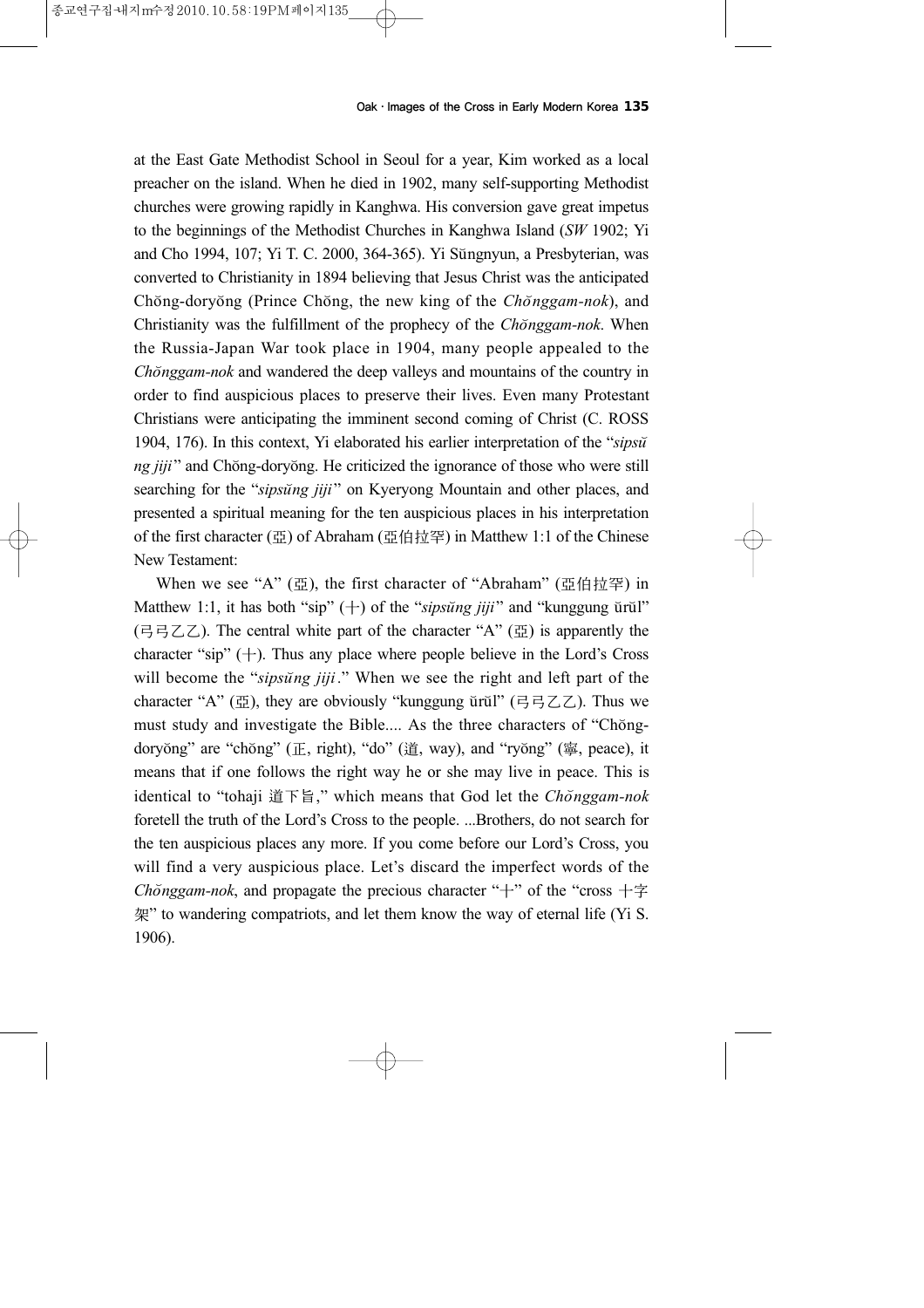at the East Gate Methodist School in Seoul for a year, Kim worked as a local preacher on the island. When he died in 1902, many self-supporting Methodist churches were growing rapidly in Kanghwa. His conversion gave great impetus to the beginnings of the Methodist Churches in Kanghwa Island (*SW* 1902; Yi and Cho 1994, 107; Yi T. C. 2000, 364-365). Yi Sŭngnyun, a Presbyterian, was converted to Christianity in 1894 believing that Jesus Christ was the anticipated Chŏng-doryŏng (Prince Chŏng, the new king of the *Chŏnggam-nok*), and Christianity was the fulfillment of the prophecy of the *Chŏnggam-nok*. When the Russia-Japan War took place in 1904, many people appealed to the *Chŏnggam-nok* and wandered the deep valleys and mountains of the country in order to find auspicious places to preserve their lives. Even many Protestant Christians were anticipating the imminent second coming of Christ (C. ROSS 1904, 176). In this context, Yi elaborated his earlier interpretation of the "*sipsŭng jiji*" and Chŏng-doryŏng. He criticized the ignorance of those who were still searching for the "*sipsŭng jiji*" on Kyeryong Mountain and other places, and presented a spiritual meaning for the ten auspicious places in his interpretation of the first character (亞) of Abraham (亞伯拉罕) in Matthew 1:1 of the Chinese New Testament:

When we see "A" (亞), the first character of "Abraham" (亞伯拉罕) in Matthew 1:1, it has both "sip" (十) of the "*sipsŭng jiji*" and "kunggung ŭrŭl" (弓弓乙乙). The central white part of the character "A" (亞) is apparently the character "sip" (十). Thus any place where people believe in the Lord's Cross will become the "*sipsŭng jiji*." When we see the right and left part of the character "A" (亞), they are obviously "kunggung ŭrŭl" (弓弓乙乙). Thus we must study and investigate the Bible.... As the three characters of "Chŏng-doryŏng" are "chŏng" (正, right), "do" (道, way), and "ryŏng" (寧, peace), it means that if one follows the right way he or she may live in peace. This is identical to "tohaji 道下旨," which means that God let the *Chŏnggam-nok* foretell the truth of the Lord's Cross to the people. ...Brothers, do not search for the ten auspicious places any more. If you come before our Lord's Cross, you will find a very auspicious place. Let's discard the imperfect words of the *Chŏnggam-nok*, and propagate the precious character "十" of the "cross 十字架" to wandering compatriots, and let them know the way of eternal life (Yi S. 1906).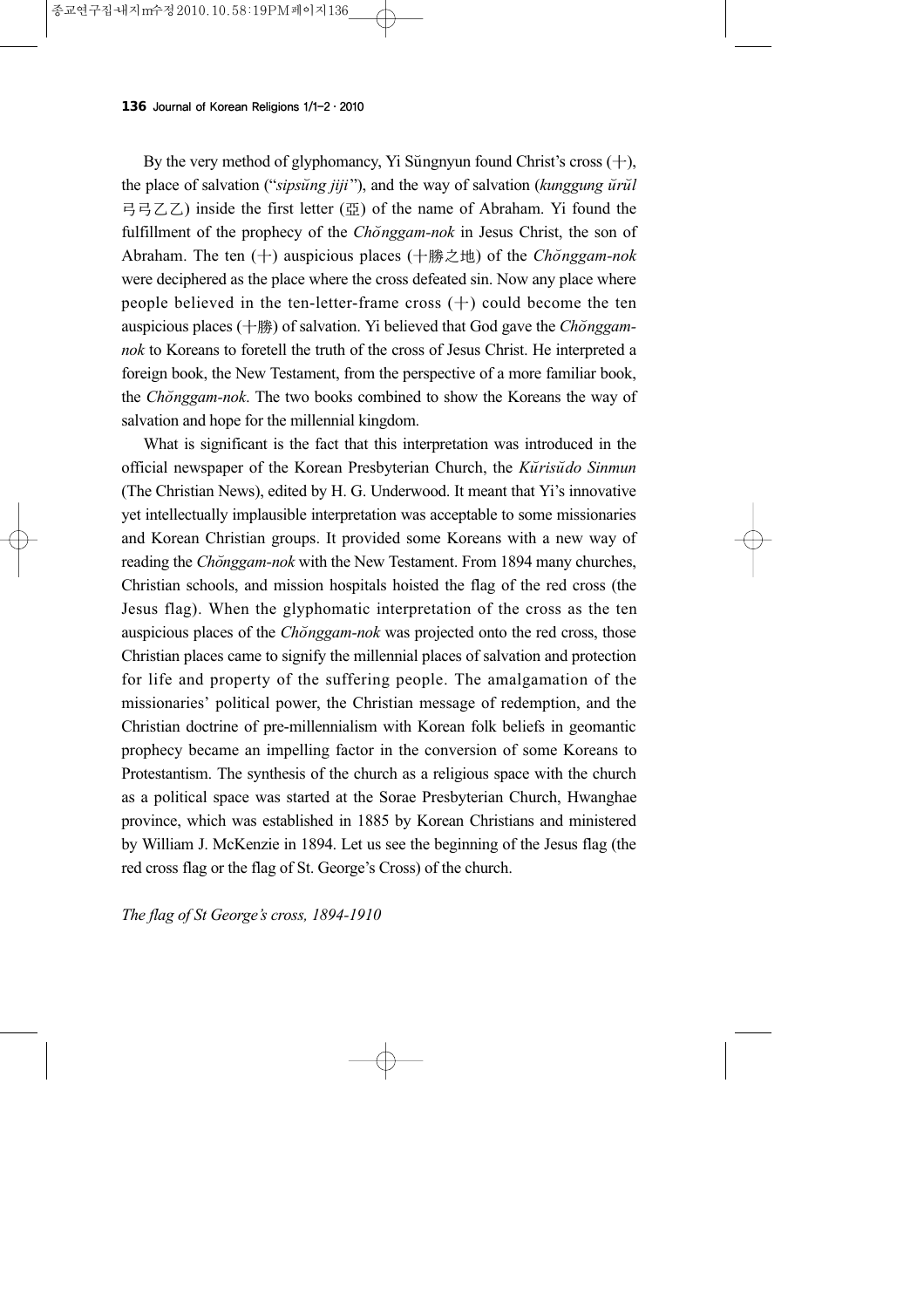By the very method of glyphomancy, Yi Sŭngnyun found Christ's cross (十), the place of salvation ("*sipsŭng jiji*"), and the way of salvation (*kunggung ŭrŭl* 弓弓乙乙) inside the first letter (亞) of the name of Abraham. Yi found the fulfillment of the prophecy of the *Chŏnggam-nok* in Jesus Christ, the son of Abraham. The ten (十) auspicious places (十勝之地) of the *Chŏnggam-nok* were deciphered as the place where the cross defeated sin. Now any place where people believed in the ten-letter-frame cross (十) could become the ten auspicious places (十勝) of salvation. Yi believed that God gave the *Chŏnggam-nok* to Koreans to foretell the truth of the cross of Jesus Christ. He interpreted a foreign book, the New Testament, from the perspective of a more familiar book, the *Chŏnggam-nok*. The two books combined to show the Koreans the way of salvation and hope for the millennial kingdom.

What is significant is the fact that this interpretation was introduced in the official newspaper of the Korean Presbyterian Church, the *Kŭrisŭdo Sinmun* (The Christian News), edited by H. G. Underwood. It meant that Yi's innovative yet intellectually implausible interpretation was acceptable to some missionaries and Korean Christian groups. It provided some Koreans with a new way of reading the *Chŏnggam-nok* with the New Testament. From 1894 many churches, Christian schools, and mission hospitals hoisted the flag of the red cross (the Jesus flag). When the glyphomatic interpretation of the cross as the ten auspicious places of the *Chŏnggam-nok* was projected onto the red cross, those Christian places came to signify the millennial places of salvation and protection for life and property of the suffering people. The amalgamation of the missionaries' political power, the Christian message of redemption, and the Christian doctrine of pre-millennialism with Korean folk beliefs in geomantic prophecy became an impelling factor in the conversion of some Koreans to Protestantism. The synthesis of the church as a religious space with the church as a political space was started at the Sorae Presbyterian Church, Hwanghae province, which was established in 1885 by Korean Christians and ministered by William J. McKenzie in 1894. Let us see the beginning of the Jesus flag (the red cross flag or the flag of St. George's Cross) of the church.

*The flag of St George's cross, 1894-1910*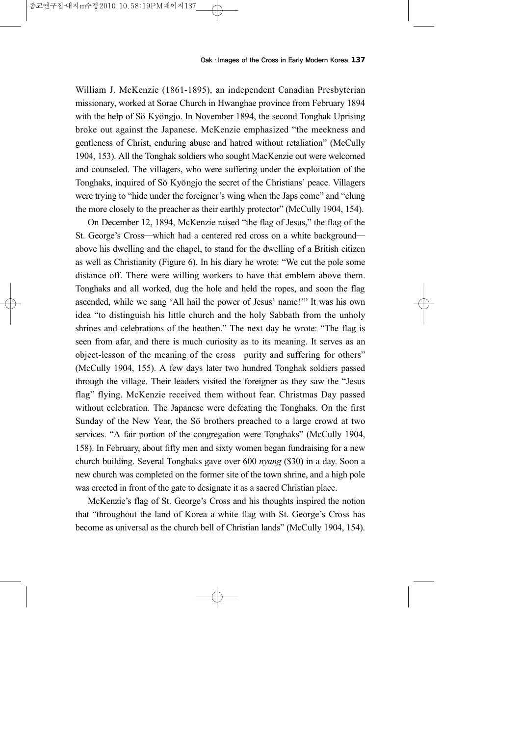William J. McKenzie (1861-1895), an independent Canadian Presbyterian missionary, worked at Sorae Church in Hwanghae province from February 1894 with the help of Sŏ Kyŏngjo. In November 1894, the second Tonghak Uprising broke out against the Japanese. McKenzie emphasized "the meekness and gentleness of Christ, enduring abuse and hatred without retaliation" (McCully 1904, 153). All the Tonghak soldiers who sought MacKenzie out were welcomed and counseled. The villagers, who were suffering under the exploitation of the Tonghaks, inquired of Sŏ Kyŏngjo the secret of the Christians' peace. Villagers were trying to "hide under the foreigner's wing when the Japs come" and "clung the more closely to the preacher as their earthly protector" (McCully 1904, 154).

On December 12, 1894, McKenzie raised "the flag of Jesus," the flag of the St. George's Cross—which had a centered red cross on a white background—above his dwelling and the chapel, to stand for the dwelling of a British citizen as well as Christianity (Figure 6). In his diary he wrote: "We cut the pole some distance off. There were willing workers to have that emblem above them. Tonghaks and all worked, dug the hole and held the ropes, and soon the flag ascended, while we sang 'All hail the power of Jesus' name!'" It was his own idea "to distinguish his little church and the holy Sabbath from the unholy shrines and celebrations of the heathen." The next day he wrote: "The flag is seen from afar, and there is much curiosity as to its meaning. It serves as an object-lesson of the meaning of the cross—purity and suffering for others" (McCully 1904, 155). A few days later two hundred Tonghak soldiers passed through the village. Their leaders visited the foreigner as they saw the "Jesus flag" flying. McKenzie received them without fear. Christmas Day passed without celebration. The Japanese were defeating the Tonghaks. On the first Sunday of the New Year, the Sŏ brothers preached to a large crowd at two services. "A fair portion of the congregation were Tonghaks" (McCully 1904, 158). In February, about fifty men and sixty women began fundraising for a new church building. Several Tonghaks gave over 600 *nyang* ($30) in a day. Soon a new church was completed on the former site of the town shrine, and a high pole was erected in front of the gate to designate it as a sacred Christian place.

McKenzie's flag of St. George's Cross and his thoughts inspired the notion that "throughout the land of Korea a white flag with St. George's Cross has become as universal as the church bell of Christian lands" (McCully 1904, 154).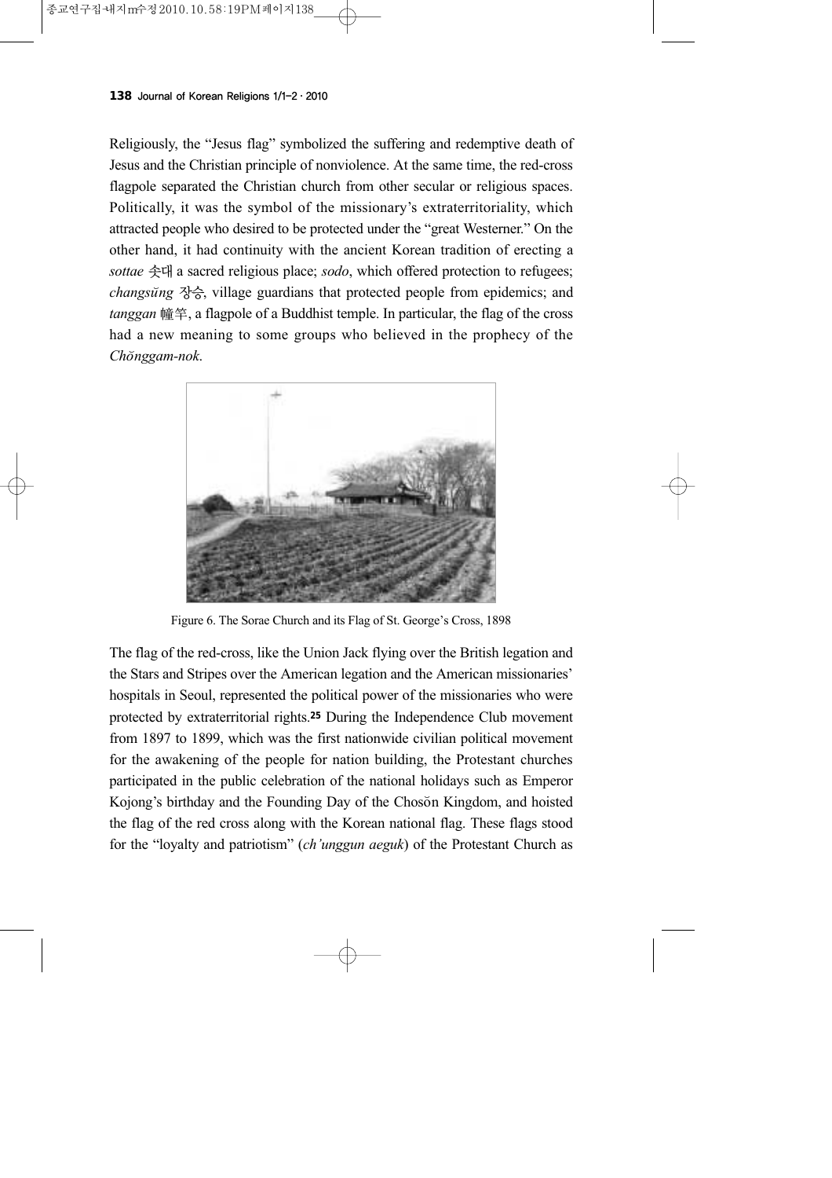Religiously, the "Jesus flag" symbolized the suffering and redemptive death of Jesus and the Christian principle of nonviolence. At the same time, the red-cross flagpole separated the Christian church from other secular or religious spaces. Politically, it was the symbol of the missionary's extraterritoriality, which attracted people who desired to be protected under the "great Westerner." On the other hand, it had continuity with the ancient Korean tradition of erecting a *sottae* 솟대 a sacred religious place; *sodo*, which offered protection to refugees; *changsŭng* 장승, village guardians that protected people from epidemics; and *tanggan* 幢竿, a flagpole of a Buddhist temple. In particular, the flag of the cross had a new meaning to some groups who believed in the prophecy of the *Chŏnggam-nok*.

Figure 6. The Sorae Church and its Flag of St. George's Cross, 1898

The flag of the red-cross, like the Union Jack flying over the British legation and the Stars and Stripes over the American legation and the American missionaries' hospitals in Seoul, represented the political power of the missionaries who were protected by extraterritorial rights.[25] During the Independence Club movement from 1897 to 1899, which was the first nationwide civilian political movement for the awakening of the people for nation building, the Protestant churches participated in the public celebration of the national holidays such as Emperor Kojong's birthday and the Founding Day of the Chosŏn Kingdom, and hoisted the flag of the red cross along with the Korean national flag. These flags stood for the "loyalty and patriotism" (*ch'unggun aeguk*) of the Protestant Church as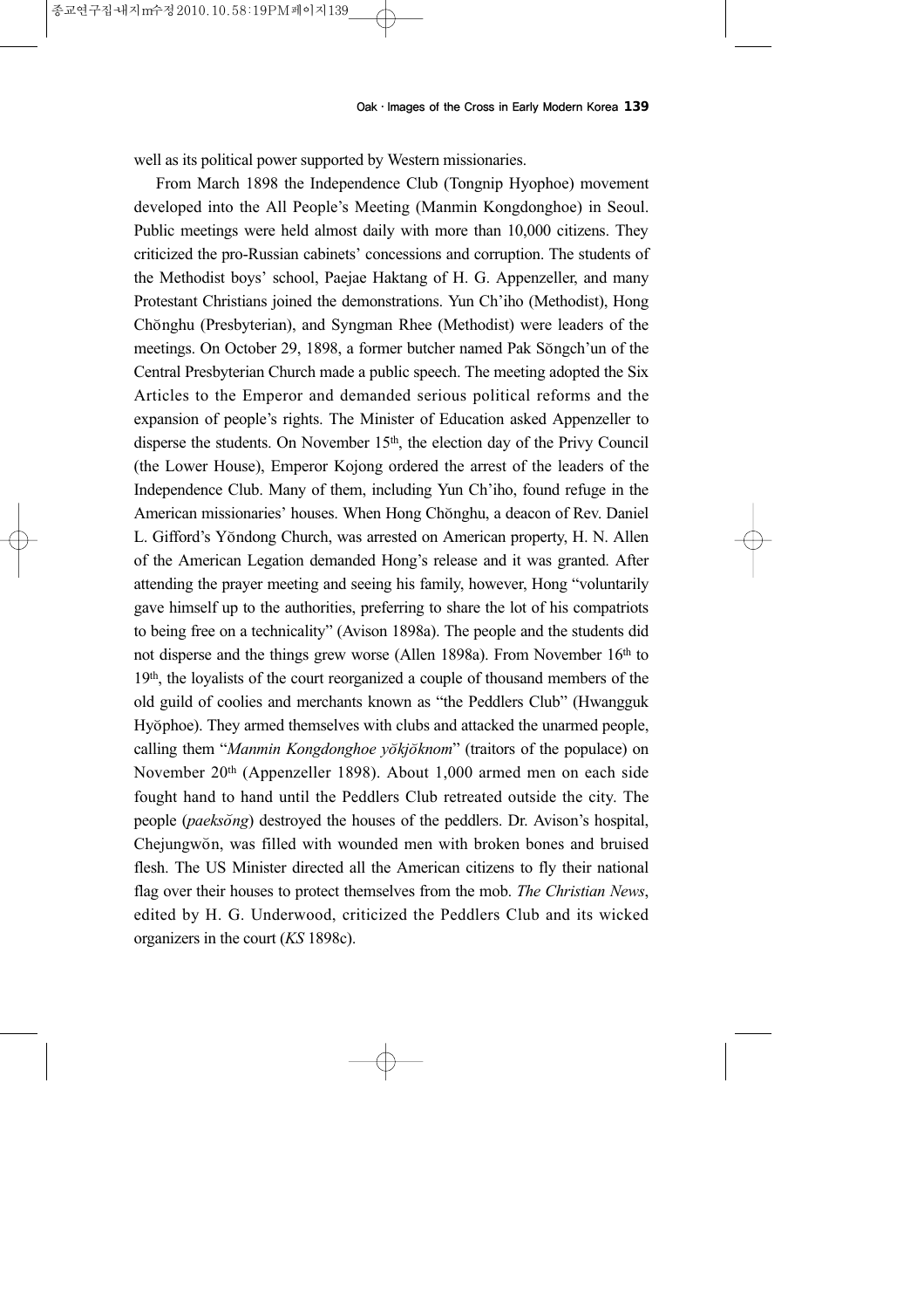well as its political power supported by Western missionaries.

From March 1898 the Independence Club (Tongnip Hyophoe) movement developed into the All People's Meeting (Manmin Kongdonghoe) in Seoul. Public meetings were held almost daily with more than 10,000 citizens. They criticized the pro-Russian cabinets' concessions and corruption. The students of the Methodist boys' school, Paejae Haktang of H. G. Appenzeller, and many Protestant Christians joined the demonstrations. Yun Ch'iho (Methodist), Hong Chŏnghu (Presbyterian), and Syngman Rhee (Methodist) were leaders of the meetings. On October 29, 1898, a former butcher named Pak Sŏngch'un of the Central Presbyterian Church made a public speech. The meeting adopted the Six Articles to the Emperor and demanded serious political reforms and the expansion of people's rights. The Minister of Education asked Appenzeller to disperse the students. On November 15th, the election day of the Privy Council (the Lower House), Emperor Kojong ordered the arrest of the leaders of the Independence Club. Many of them, including Yun Ch'iho, found refuge in the American missionaries' houses. When Hong Chŏnghu, a deacon of Rev. Daniel L. Gifford's Yŏndong Church, was arrested on American property, H. N. Allen of the American Legation demanded Hong's release and it was granted. After attending the prayer meeting and seeing his family, however, Hong "voluntarily gave himself up to the authorities, preferring to share the lot of his compatriots to being free on a technicality" (Avison 1898a). The people and the students did not disperse and the things grew worse (Allen 1898a). From November 16th to 19th, the loyalists of the court reorganized a couple of thousand members of the old guild of coolies and merchants known as "the Peddlers Club" (Hwangguk Hyŏphoe). They armed themselves with clubs and attacked the unarmed people, calling them "*Manmin Kongdonghoe yŏkjŏknom*" (traitors of the populace) on November 20th (Appenzeller 1898). About 1,000 armed men on each side fought hand to hand until the Peddlers Club retreated outside the city. The people (*paeksŏng*) destroyed the houses of the peddlers. Dr. Avison's hospital, Chejungwŏn, was filled with wounded men with broken bones and bruised flesh. The US Minister directed all the American citizens to fly their national flag over their houses to protect themselves from the mob. *The Christian News*, edited by H. G. Underwood, criticized the Peddlers Club and its wicked organizers in the court (*KS* 1898c).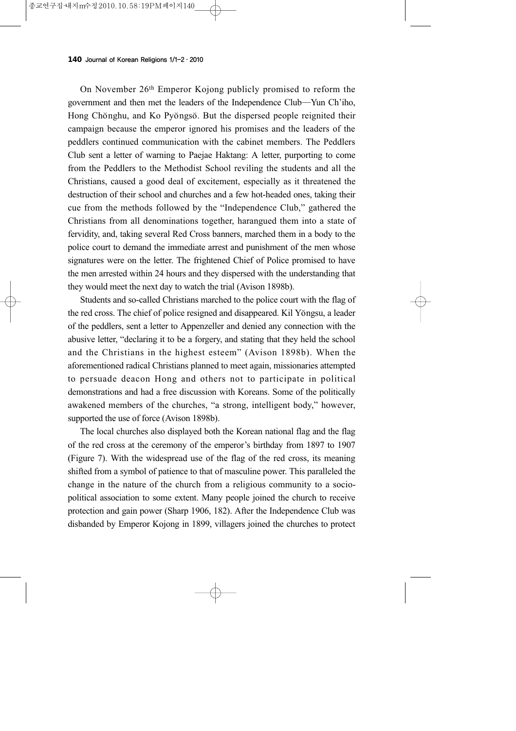On November 26th Emperor Kojong publicly promised to reform the government and then met the leaders of the Independence Club—Yun Ch'iho, Hong Chŏnghu, and Ko Pyŏngsŏ. But the dispersed people reignited their campaign because the emperor ignored his promises and the leaders of the peddlers continued communication with the cabinet members. The Peddlers Club sent a letter of warning to Paejae Haktang: A letter, purporting to come from the Peddlers to the Methodist School reviling the students and all the Christians, caused a good deal of excitement, especially as it threatened the destruction of their school and churches and a few hot-headed ones, taking their cue from the methods followed by the "Independence Club," gathered the Christians from all denominations together, harangued them into a state of fervidity, and, taking several Red Cross banners, marched them in a body to the police court to demand the immediate arrest and punishment of the men whose signatures were on the letter. The frightened Chief of Police promised to have the men arrested within 24 hours and they dispersed with the understanding that they would meet the next day to watch the trial (Avison 1898b).

Students and so-called Christians marched to the police court with the flag of the red cross. The chief of police resigned and disappeared. Kil Yŏngsu, a leader of the peddlers, sent a letter to Appenzeller and denied any connection with the abusive letter, "declaring it to be a forgery, and stating that they held the school and the Christians in the highest esteem" (Avison 1898b). When the aforementioned radical Christians planned to meet again, missionaries attempted to persuade deacon Hong and others not to participate in political demonstrations and had a free discussion with Koreans. Some of the politically awakened members of the churches, "a strong, intelligent body," however, supported the use of force (Avison 1898b).

The local churches also displayed both the Korean national flag and the flag of the red cross at the ceremony of the emperor's birthday from 1897 to 1907 (Figure 7). With the widespread use of the flag of the red cross, its meaning shifted from a symbol of patience to that of masculine power. This paralleled the change in the nature of the church from a religious community to a socio-political association to some extent. Many people joined the church to receive protection and gain power (Sharp 1906, 182). After the Independence Club was disbanded by Emperor Kojong in 1899, villagers joined the churches to protect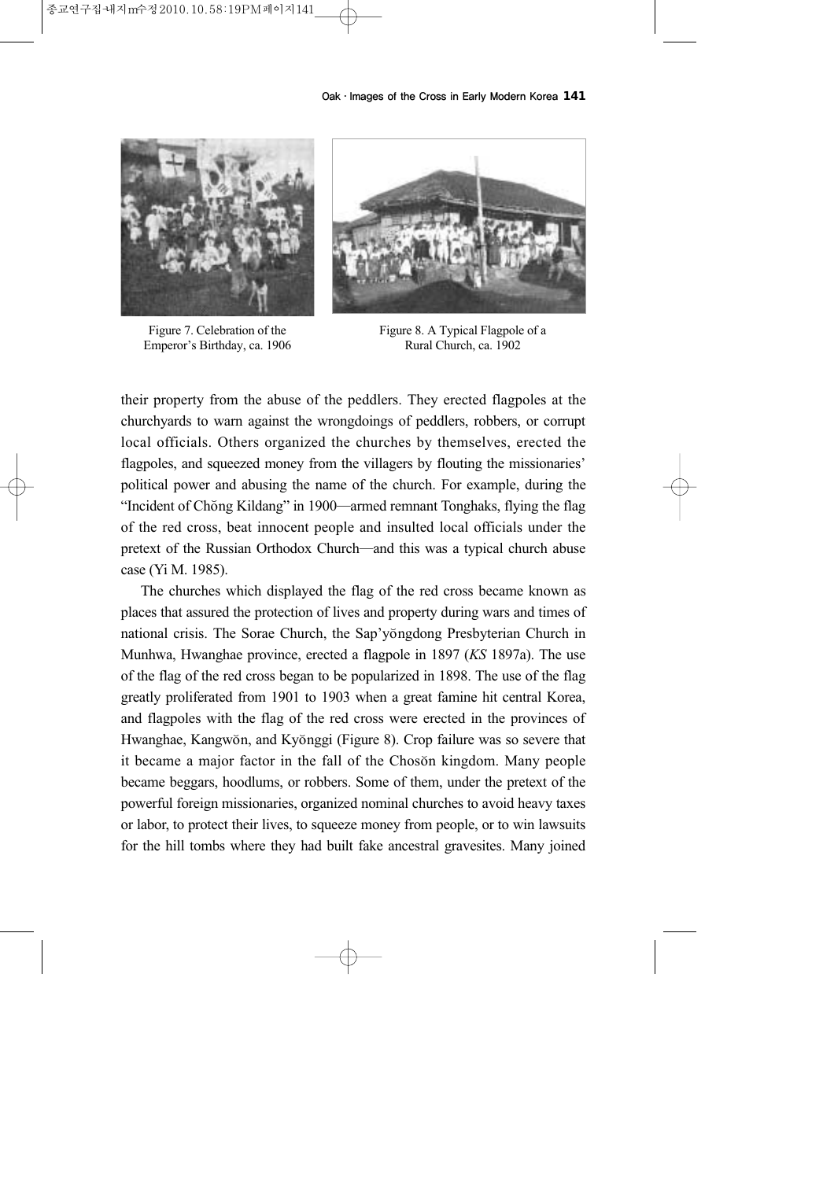Figure 7. Celebration of the Emperor's Birthday, ca. 1906

Figure 8. A Typical Flagpole of a Rural Church, ca. 1902

their property from the abuse of the peddlers. They erected flagpoles at the churchyards to warn against the wrongdoings of peddlers, robbers, or corrupt local officials. Others organized the churches by themselves, erected the flagpoles, and squeezed money from the villagers by flouting the missionaries' political power and abusing the name of the church. For example, during the "Incident of Chŏng Kildang" in 1900—armed remnant Tonghaks, flying the flag of the red cross, beat innocent people and insulted local officials under the pretext of the Russian Orthodox Church—and this was a typical church abuse case (Yi M. 1985).

The churches which displayed the flag of the red cross became known as places that assured the protection of lives and property during wars and times of national crisis. The Sorae Church, the Sap'yŏngdong Presbyterian Church in Munhwa, Hwanghae province, erected a flagpole in 1897 (*KS* 1897a). The use of the flag of the red cross began to be popularized in 1898. The use of the flag greatly proliferated from 1901 to 1903 when a great famine hit central Korea, and flagpoles with the flag of the red cross were erected in the provinces of Hwanghae, Kangwŏn, and Kyŏnggi (Figure 8). Crop failure was so severe that it became a major factor in the fall of the Chosŏn kingdom. Many people became beggars, hoodlums, or robbers. Some of them, under the pretext of the powerful foreign missionaries, organized nominal churches to avoid heavy taxes or labor, to protect their lives, to squeeze money from people, or to win lawsuits for the hill tombs where they had built fake ancestral gravesites. Many joined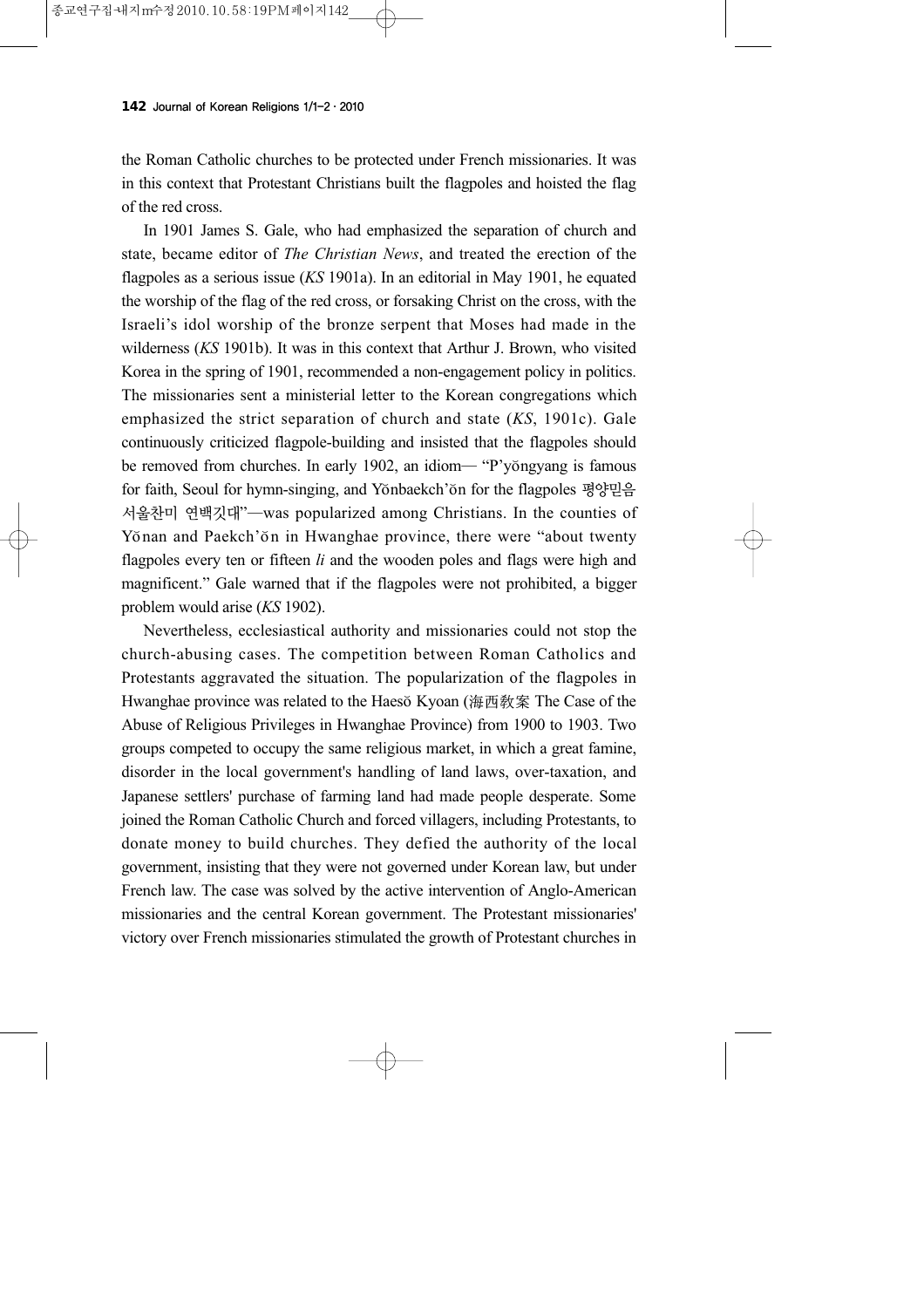the Roman Catholic churches to be protected under French missionaries. It was in this context that Protestant Christians built the flagpoles and hoisted the flag of the red cross.

In 1901 James S. Gale, who had emphasized the separation of church and state, became editor of *The Christian News*, and treated the erection of the flagpoles as a serious issue (*KS* 1901a). In an editorial in May 1901, he equated the worship of the flag of the red cross, or forsaking Christ on the cross, with the Israeli's idol worship of the bronze serpent that Moses had made in the wilderness (*KS* 1901b). It was in this context that Arthur J. Brown, who visited Korea in the spring of 1901, recommended a non-engagement policy in politics. The missionaries sent a ministerial letter to the Korean congregations which emphasized the strict separation of church and state (*KS*, 1901c). Gale continuously criticized flagpole-building and insisted that the flagpoles should be removed from churches. In early 1902, an idiom— "P'yŏngyang is famous for faith, Seoul for hymn-singing, and Yŏnbaekch'ŏn for the flagpoles 평양믿음 서울찬미 연백깃대"—was popularized among Christians. In the counties of Yŏnan and Paekch'ŏn in Hwanghae province, there were "about twenty flagpoles every ten or fifteen *li* and the wooden poles and flags were high and magnificent." Gale warned that if the flagpoles were not prohibited, a bigger problem would arise (*KS* 1902).

Nevertheless, ecclesiastical authority and missionaries could not stop the church-abusing cases. The competition between Roman Catholics and Protestants aggravated the situation. The popularization of the flagpoles in Hwanghae province was related to the Haesŏ Kyoan (海西教案 The Case of the Abuse of Religious Privileges in Hwanghae Province) from 1900 to 1903. Two groups competed to occupy the same religious market, in which a great famine, disorder in the local government's handling of land laws, over-taxation, and Japanese settlers' purchase of farming land had made people desperate. Some joined the Roman Catholic Church and forced villagers, including Protestants, to donate money to build churches. They defied the authority of the local government, insisting that they were not governed under Korean law, but under French law. The case was solved by the active intervention of Anglo-American missionaries and the central Korean government. The Protestant missionaries' victory over French missionaries stimulated the growth of Protestant churches in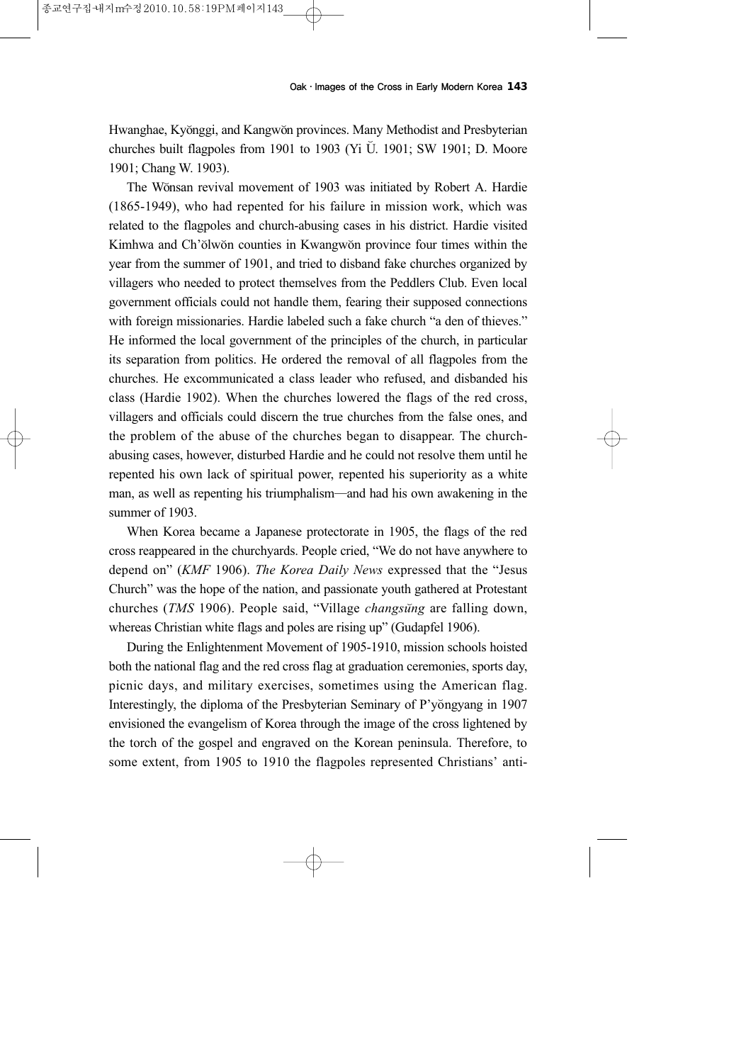Hwanghae, Kyŏnggi, and Kangwŏn provinces. Many Methodist and Presbyterian churches built flagpoles from 1901 to 1903 (Yi Ŭ. 1901; SW 1901; D. Moore 1901; Chang W. 1903).

The Wŏnsan revival movement of 1903 was initiated by Robert A. Hardie (1865-1949), who had repented for his failure in mission work, which was related to the flagpoles and church-abusing cases in his district. Hardie visited Kimhwa and Ch'ŏlwŏn counties in Kwangwŏn province four times within the year from the summer of 1901, and tried to disband fake churches organized by villagers who needed to protect themselves from the Peddlers Club. Even local government officials could not handle them, fearing their supposed connections with foreign missionaries. Hardie labeled such a fake church "a den of thieves." He informed the local government of the principles of the church, in particular its separation from politics. He ordered the removal of all flagpoles from the churches. He excommunicated a class leader who refused, and disbanded his class (Hardie 1902). When the churches lowered the flags of the red cross, villagers and officials could discern the true churches from the false ones, and the problem of the abuse of the churches began to disappear. The church-abusing cases, however, disturbed Hardie and he could not resolve them until he repented his own lack of spiritual power, repented his superiority as a white man, as well as repenting his triumphalism—and had his own awakening in the summer of 1903.

When Korea became a Japanese protectorate in 1905, the flags of the red cross reappeared in the churchyards. People cried, "We do not have anywhere to depend on" (*KMF* 1906). *The Korea Daily News* expressed that the "Jesus Church" was the hope of the nation, and passionate youth gathered at Protestant churches (*TMS* 1906). People said, "Village *changsŭng* are falling down, whereas Christian white flags and poles are rising up" (Gudapfel 1906).

During the Enlightenment Movement of 1905-1910, mission schools hoisted both the national flag and the red cross flag at graduation ceremonies, sports day, picnic days, and military exercises, sometimes using the American flag. Interestingly, the diploma of the Presbyterian Seminary of P'yŏngyang in 1907 envisioned the evangelism of Korea through the image of the cross lightened by the torch of the gospel and engraved on the Korean peninsula. Therefore, to some extent, from 1905 to 1910 the flagpoles represented Christians' anti-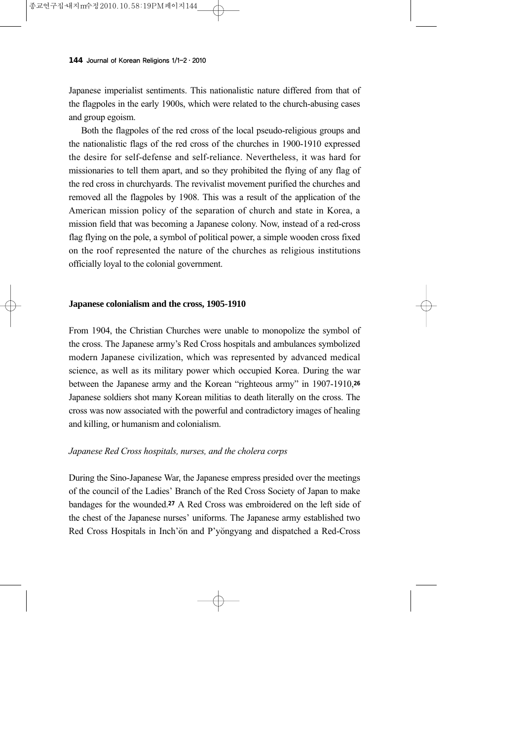Japanese imperialist sentiments. This nationalistic nature differed from that of the flagpoles in the early 1900s, which were related to the church-abusing cases and group egoism.

Both the flagpoles of the red cross of the local pseudo-religious groups and the nationalistic flags of the red cross of the churches in 1900-1910 expressed the desire for self-defense and self-reliance. Nevertheless, it was hard for missionaries to tell them apart, and so they prohibited the flying of any flag of the red cross in churchyards. The revivalist movement purified the churches and removed all the flagpoles by 1908. This was a result of the application of the American mission policy of the separation of church and state in Korea, a mission field that was becoming a Japanese colony. Now, instead of a red-cross flag flying on the pole, a symbol of political power, a simple wooden cross fixed on the roof represented the nature of the churches as religious institutions officially loyal to the colonial government.

## Japanese colonialism and the cross, 1905-1910

From 1904, the Christian Churches were unable to monopolize the symbol of the cross. The Japanese army's Red Cross hospitals and ambulances symbolized modern Japanese civilization, which was represented by advanced medical science, as well as its military power which occupied Korea. During the war between the Japanese army and the Korean "righteous army" in 1907-1910,[26] Japanese soldiers shot many Korean militias to death literally on the cross. The cross was now associated with the powerful and contradictory images of healing and killing, or humanism and colonialism.

### *Japanese Red Cross hospitals, nurses, and the cholera corps*

During the Sino-Japanese War, the Japanese empress presided over the meetings of the council of the Ladies' Branch of the Red Cross Society of Japan to make bandages for the wounded.[27] A Red Cross was embroidered on the left side of the chest of the Japanese nurses' uniforms. The Japanese army established two Red Cross Hospitals in Inch'ŏn and P'yŏngyang and dispatched a Red-Cross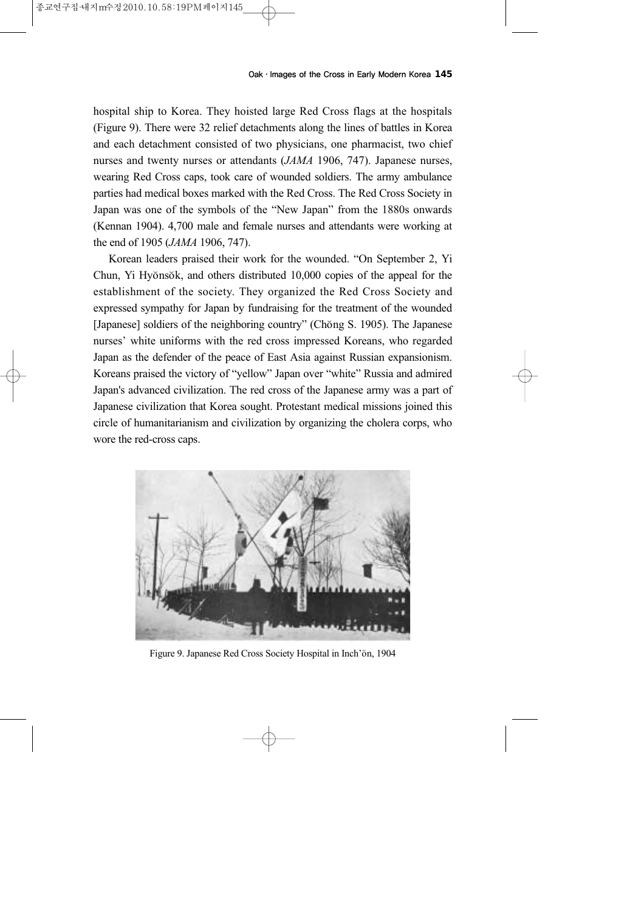hospital ship to Korea. They hoisted large Red Cross flags at the hospitals (Figure 9). There were 32 relief detachments along the lines of battles in Korea and each detachment consisted of two physicians, one pharmacist, two chief nurses and twenty nurses or attendants (*JAMA* 1906, 747). Japanese nurses, wearing Red Cross caps, took care of wounded soldiers. The army ambulance parties had medical boxes marked with the Red Cross. The Red Cross Society in Japan was one of the symbols of the "New Japan" from the 1880s onwards (Kennan 1904). 4,700 male and female nurses and attendants were working at the end of 1905 (*JAMA* 1906, 747).

Korean leaders praised their work for the wounded. "On September 2, Yi Chun, Yi Hyŏnsŏk, and others distributed 10,000 copies of the appeal for the establishment of the society. They organized the Red Cross Society and expressed sympathy for Japan by fundraising for the treatment of the wounded [Japanese] soldiers of the neighboring country" (Chŏng S. 1905). The Japanese nurses' white uniforms with the red cross impressed Koreans, who regarded Japan as the defender of the peace of East Asia against Russian expansionism. Koreans praised the victory of "yellow" Japan over "white" Russia and admired Japan's advanced civilization. The red cross of the Japanese army was a part of Japanese civilization that Korea sought. Protestant medical missions joined this circle of humanitarianism and civilization by organizing the cholera corps, who wore the red-cross caps.

Figure 9. Japanese Red Cross Society Hospital in Inch'ŏn, 1904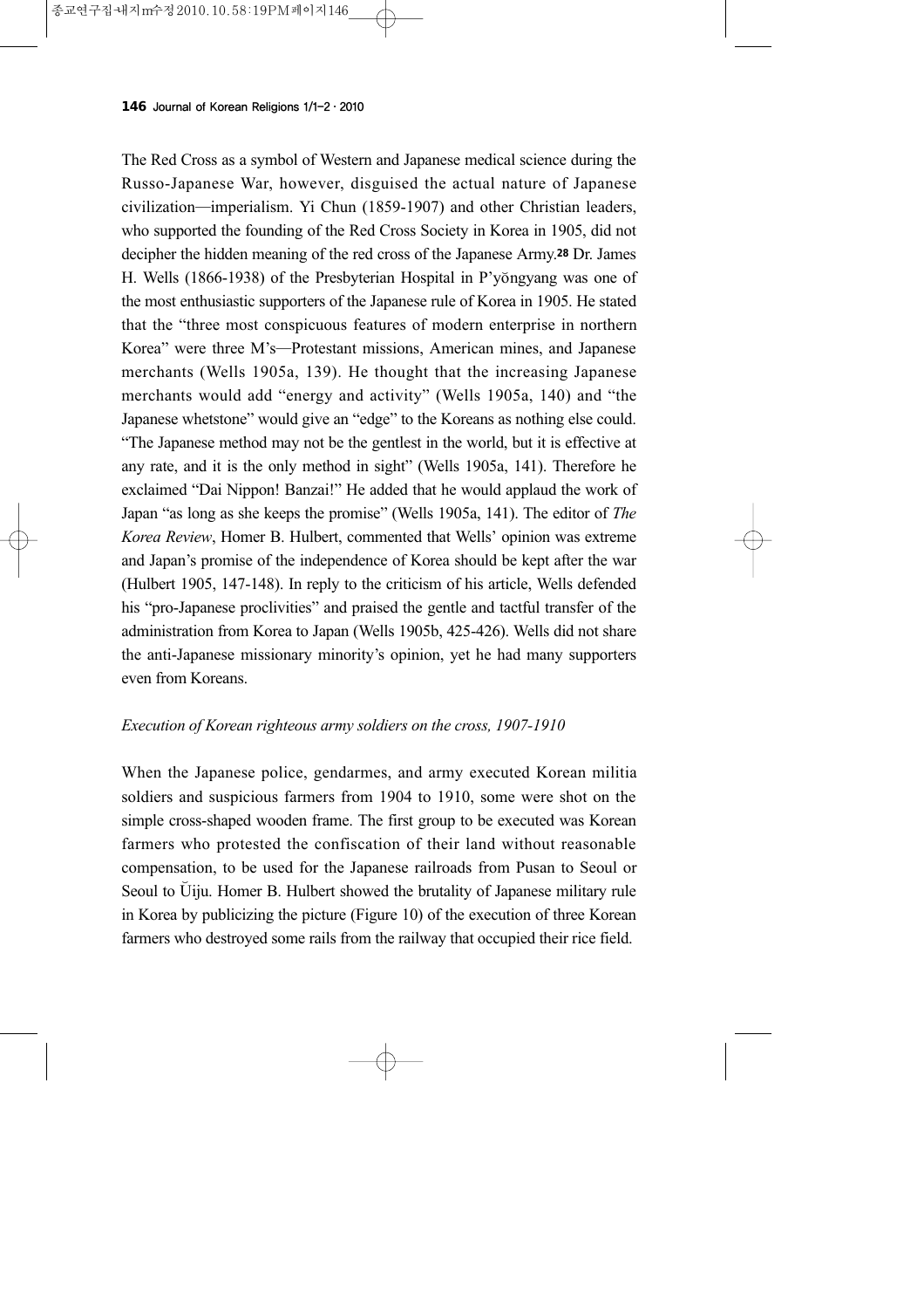The Red Cross as a symbol of Western and Japanese medical science during the Russo-Japanese War, however, disguised the actual nature of Japanese civilization—imperialism. Yi Chun (1859-1907) and other Christian leaders, who supported the founding of the Red Cross Society in Korea in 1905, did not decipher the hidden meaning of the red cross of the Japanese Army.[28] Dr. James H. Wells (1866-1938) of the Presbyterian Hospital in P'yŏngyang was one of the most enthusiastic supporters of the Japanese rule of Korea in 1905. He stated that the "three most conspicuous features of modern enterprise in northern Korea" were three M's—Protestant missions, American mines, and Japanese merchants (Wells 1905a, 139). He thought that the increasing Japanese merchants would add "energy and activity" (Wells 1905a, 140) and "the Japanese whetstone" would give an "edge" to the Koreans as nothing else could. "The Japanese method may not be the gentlest in the world, but it is effective at any rate, and it is the only method in sight" (Wells 1905a, 141). Therefore he exclaimed "Dai Nippon! Banzai!" He added that he would applaud the work of Japan "as long as she keeps the promise" (Wells 1905a, 141). The editor of *The Korea Review*, Homer B. Hulbert, commented that Wells' opinion was extreme and Japan's promise of the independence of Korea should be kept after the war (Hulbert 1905, 147-148). In reply to the criticism of his article, Wells defended his "pro-Japanese proclivities" and praised the gentle and tactful transfer of the administration from Korea to Japan (Wells 1905b, 425-426). Wells did not share the anti-Japanese missionary minority's opinion, yet he had many supporters even from Koreans.

*Execution of Korean righteous army soldiers on the cross, 1907-1910*

When the Japanese police, gendarmes, and army executed Korean militia soldiers and suspicious farmers from 1904 to 1910, some were shot on the simple cross-shaped wooden frame. The first group to be executed was Korean farmers who protested the confiscation of their land without reasonable compensation, to be used for the Japanese railroads from Pusan to Seoul or Seoul to Ŭiju. Homer B. Hulbert showed the brutality of Japanese military rule in Korea by publicizing the picture (Figure 10) of the execution of three Korean farmers who destroyed some rails from the railway that occupied their rice field.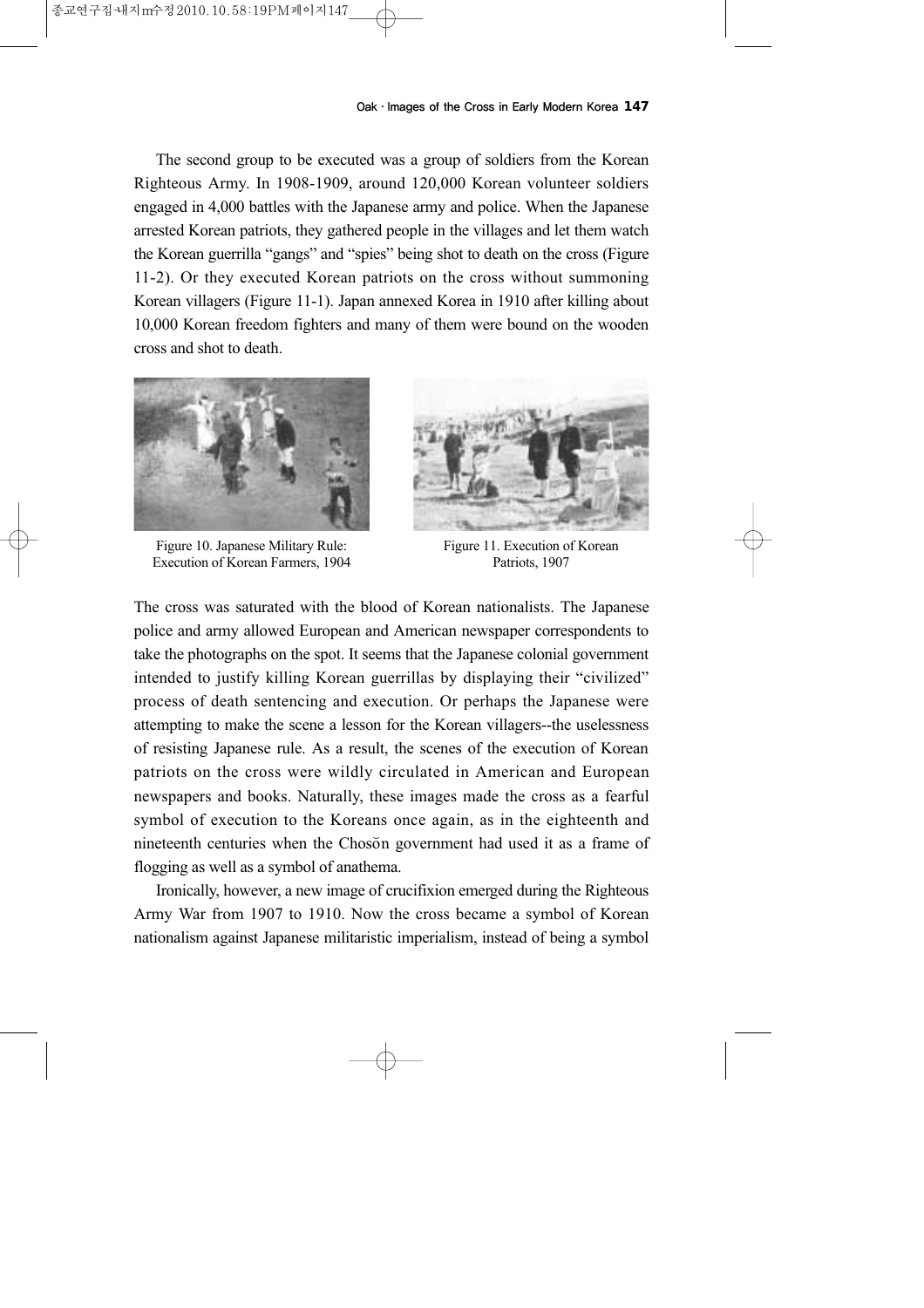The second group to be executed was a group of soldiers from the Korean Righteous Army. In 1908-1909, around 120,000 Korean volunteer soldiers engaged in 4,000 battles with the Japanese army and police. When the Japanese arrested Korean patriots, they gathered people in the villages and let them watch the Korean guerrilla "gangs" and "spies" being shot to death on the cross (Figure 11-2). Or they executed Korean patriots on the cross without summoning Korean villagers (Figure 11-1). Japan annexed Korea in 1910 after killing about 10,000 Korean freedom fighters and many of them were bound on the wooden cross and shot to death.

Figure 10. Japanese Military Rule: Execution of Korean Farmers, 1904

Figure 11. Execution of Korean Patriots, 1907

The cross was saturated with the blood of Korean nationalists. The Japanese police and army allowed European and American newspaper correspondents to take the photographs on the spot. It seems that the Japanese colonial government intended to justify killing Korean guerrillas by displaying their "civilized" process of death sentencing and execution. Or perhaps the Japanese were attempting to make the scene a lesson for the Korean villagers--the uselessness of resisting Japanese rule. As a result, the scenes of the execution of Korean patriots on the cross were wildly circulated in American and European newspapers and books. Naturally, these images made the cross as a fearful symbol of execution to the Koreans once again, as in the eighteenth and nineteenth centuries when the Chosŏn government had used it as a frame of flogging as well as a symbol of anathema.

Ironically, however, a new image of crucifixion emerged during the Righteous Army War from 1907 to 1910. Now the cross became a symbol of Korean nationalism against Japanese militaristic imperialism, instead of being a symbol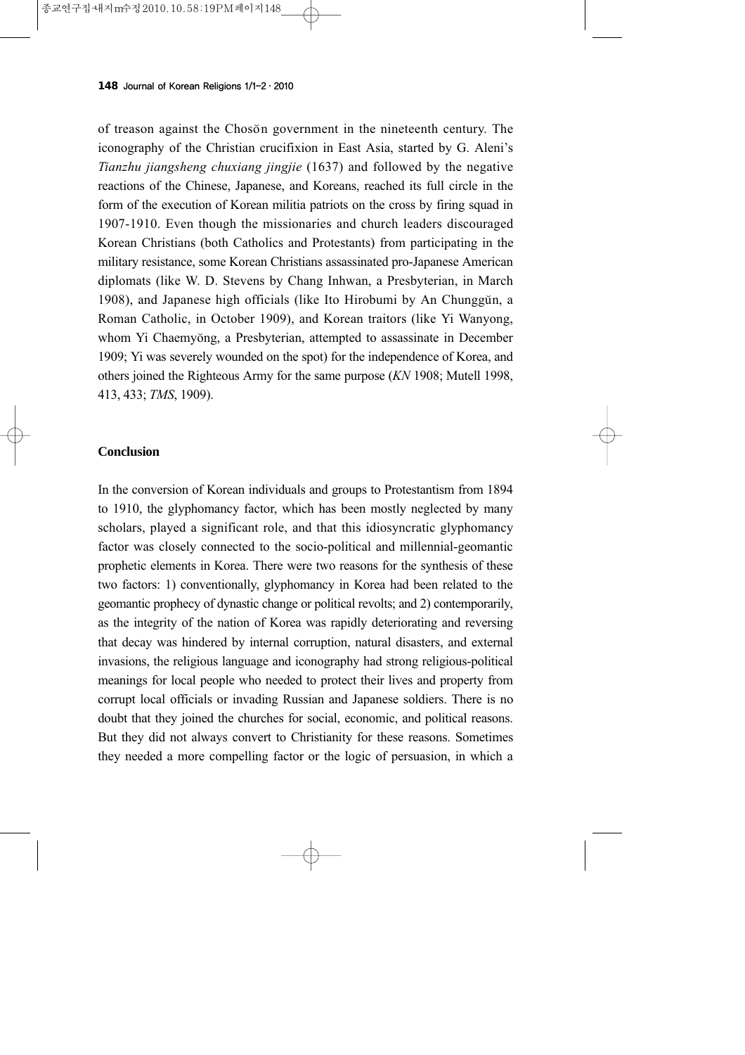of treason against the Chosŏn government in the nineteenth century. The iconography of the Christian crucifixion in East Asia, started by G. Aleni's *Tianzhu jiangsheng chuxiang jingjie* (1637) and followed by the negative reactions of the Chinese, Japanese, and Koreans, reached its full circle in the form of the execution of Korean militia patriots on the cross by firing squad in 1907-1910. Even though the missionaries and church leaders discouraged Korean Christians (both Catholics and Protestants) from participating in the military resistance, some Korean Christians assassinated pro-Japanese American diplomats (like W. D. Stevens by Chang Inhwan, a Presbyterian, in March 1908), and Japanese high officials (like Ito Hirobumi by An Chunggŭn, a Roman Catholic, in October 1909), and Korean traitors (like Yi Wanyong, whom Yi Chaemyŏng, a Presbyterian, attempted to assassinate in December 1909; Yi was severely wounded on the spot) for the independence of Korea, and others joined the Righteous Army for the same purpose (*KN* 1908; Mutell 1998, 413, 433; *TMS*, 1909).

## Conclusion

In the conversion of Korean individuals and groups to Protestantism from 1894 to 1910, the glyphomancy factor, which has been mostly neglected by many scholars, played a significant role, and that this idiosyncratic glyphomancy factor was closely connected to the socio-political and millennial-geomantic prophetic elements in Korea. There were two reasons for the synthesis of these two factors: 1) conventionally, glyphomancy in Korea had been related to the geomantic prophecy of dynastic change or political revolts; and 2) contemporarily, as the integrity of the nation of Korea was rapidly deteriorating and reversing that decay was hindered by internal corruption, natural disasters, and external invasions, the religious language and iconography had strong religious-political meanings for local people who needed to protect their lives and property from corrupt local officials or invading Russian and Japanese soldiers. There is no doubt that they joined the churches for social, economic, and political reasons. But they did not always convert to Christianity for these reasons. Sometimes they needed a more compelling factor or the logic of persuasion, in which a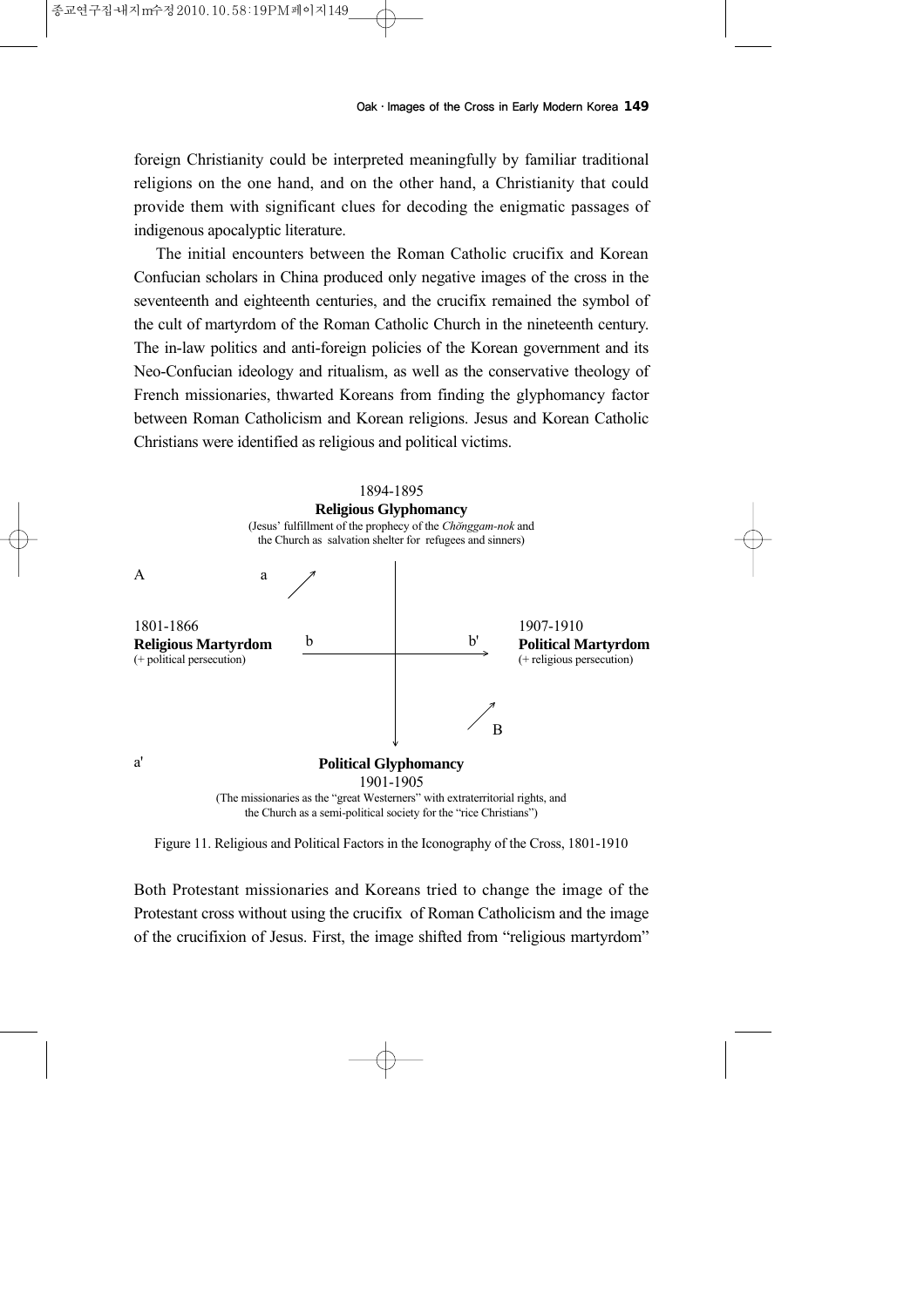foreign Christianity could be interpreted meaningfully by familiar traditional religions on the one hand, and on the other hand, a Christianity that could provide them with significant clues for decoding the enigmatic passages of indigenous apocalyptic literature.

The initial encounters between the Roman Catholic crucifix and Korean Confucian scholars in China produced only negative images of the cross in the seventeenth and eighteenth centuries, and the crucifix remained the symbol of the cult of martyrdom of the Roman Catholic Church in the nineteenth century. The in-law politics and anti-foreign policies of the Korean government and its Neo-Confucian ideology and ritualism, as well as the conservative theology of French missionaries, thwarted Koreans from finding the glyphomancy factor between Roman Catholicism and Korean religions. Jesus and Korean Catholic Christians were identified as religious and political victims.

1894-1895
**Religious Glyphomancy**
(Jesus' fulfillment of the prophecy of the *Chŏnggam-nok* and the Church as salvation shelter for refugees and sinners)

A a

1801-1866
**Religious Martyrdom**
(+ political persecution)

b b'

1907-1910
**Political Martyrdom**
(+ religious persecution)

B

a'

**Political Glyphomancy**
1901-1905
(The missionaries as the "great Westerners" with extraterritorial rights, and the Church as a semi-political society for the "rice Christians")

Figure 11. Religious and Political Factors in the Iconography of the Cross, 1801-1910

Both Protestant missionaries and Koreans tried to change the image of the Protestant cross without using the crucifix of Roman Catholicism and the image of the crucifixion of Jesus. First, the image shifted from "religious martyrdom"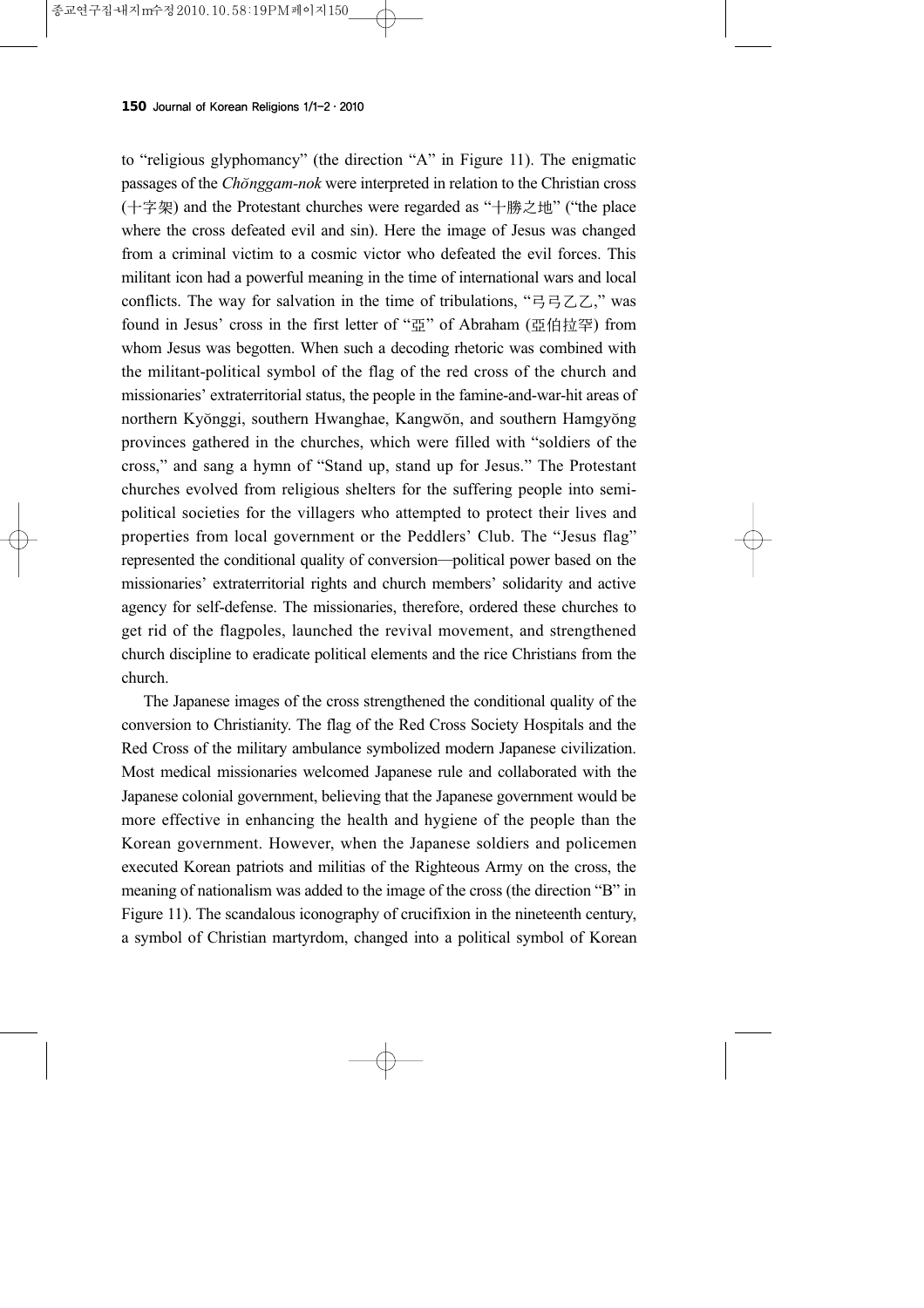to "religious glyphomancy" (the direction "A" in Figure 11). The enigmatic passages of the *Chŏnggam-nok* were interpreted in relation to the Christian cross (十字架) and the Protestant churches were regarded as "十勝之地" ("the place where the cross defeated evil and sin). Here the image of Jesus was changed from a criminal victim to a cosmic victor who defeated the evil forces. This militant icon had a powerful meaning in the time of international wars and local conflicts. The way for salvation in the time of tribulations, "弓弓乙乙," was found in Jesus' cross in the first letter of "亞" of Abraham (亞伯拉罕) from whom Jesus was begotten. When such a decoding rhetoric was combined with the militant-political symbol of the flag of the red cross of the church and missionaries' extraterritorial status, the people in the famine-and-war-hit areas of northern Kyŏnggi, southern Hwanghae, Kangwŏn, and southern Hamgyŏng provinces gathered in the churches, which were filled with "soldiers of the cross," and sang a hymn of "Stand up, stand up for Jesus." The Protestant churches evolved from religious shelters for the suffering people into semi-political societies for the villagers who attempted to protect their lives and properties from local government or the Peddlers' Club. The "Jesus flag" represented the conditional quality of conversion—political power based on the missionaries' extraterritorial rights and church members' solidarity and active agency for self-defense. The missionaries, therefore, ordered these churches to get rid of the flagpoles, launched the revival movement, and strengthened church discipline to eradicate political elements and the rice Christians from the church.

The Japanese images of the cross strengthened the conditional quality of the conversion to Christianity. The flag of the Red Cross Society Hospitals and the Red Cross of the military ambulance symbolized modern Japanese civilization. Most medical missionaries welcomed Japanese rule and collaborated with the Japanese colonial government, believing that the Japanese government would be more effective in enhancing the health and hygiene of the people than the Korean government. However, when the Japanese soldiers and policemen executed Korean patriots and militias of the Righteous Army on the cross, the meaning of nationalism was added to the image of the cross (the direction "B" in Figure 11). The scandalous iconography of crucifixion in the nineteenth century, a symbol of Christian martyrdom, changed into a political symbol of Korean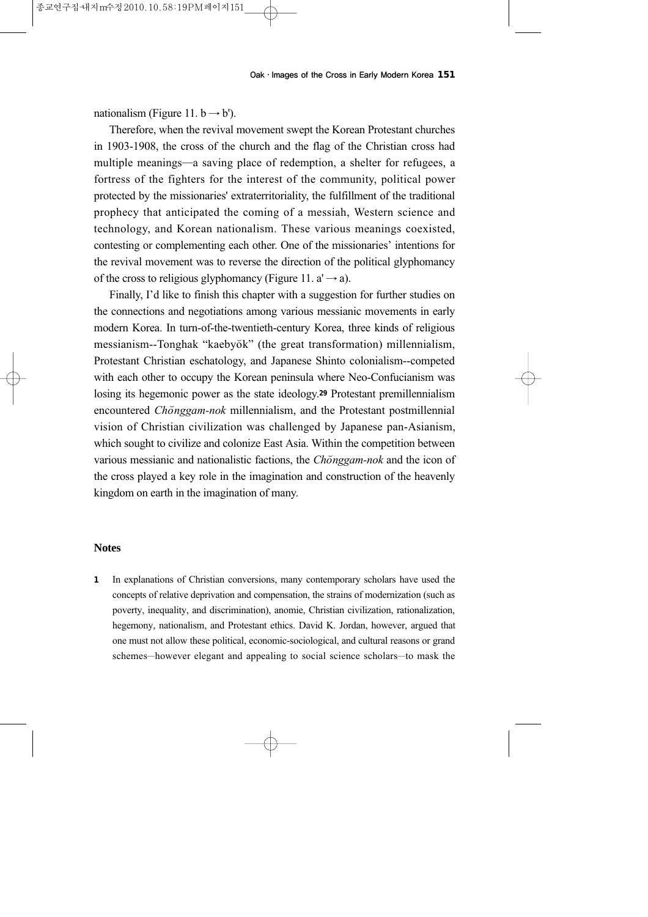nationalism (Figure 11. b → b').

Therefore, when the revival movement swept the Korean Protestant churches in 1903-1908, the cross of the church and the flag of the Christian cross had multiple meanings—a saving place of redemption, a shelter for refugees, a fortress of the fighters for the interest of the community, political power protected by the missionaries' extraterritoriality, the fulfillment of the traditional prophecy that anticipated the coming of a messiah, Western science and technology, and Korean nationalism. These various meanings coexisted, contesting or complementing each other. One of the missionaries' intentions for the revival movement was to reverse the direction of the political glyphomancy of the cross to religious glyphomancy (Figure 11. a' → a).

Finally, I'd like to finish this chapter with a suggestion for further studies on the connections and negotiations among various messianic movements in early modern Korea. In turn-of-the-twentieth-century Korea, three kinds of religious messianism--Tonghak "kaebyŏk" (the great transformation) millennialism, Protestant Christian eschatology, and Japanese Shinto colonialism--competed with each other to occupy the Korean peninsula where Neo-Confucianism was losing its hegemonic power as the state ideology.[29] Protestant premillennialism encountered *Chŏnggam-nok* millennialism, and the Protestant postmillennial vision of Christian civilization was challenged by Japanese pan-Asianism, which sought to civilize and colonize East Asia. Within the competition between various messianic and nationalistic factions, the *Chŏnggam-nok* and the icon of the cross played a key role in the imagination and construction of the heavenly kingdom on earth in the imagination of many.

## Notes

1 In explanations of Christian conversions, many contemporary scholars have used the concepts of relative deprivation and compensation, the strains of modernization (such as poverty, inequality, and discrimination), anomie, Christian civilization, rationalization, hegemony, nationalism, and Protestant ethics. David K. Jordan, however, argued that one must not allow these political, economic-sociological, and cultural reasons or grand schemes—however elegant and appealing to social science scholars—to mask the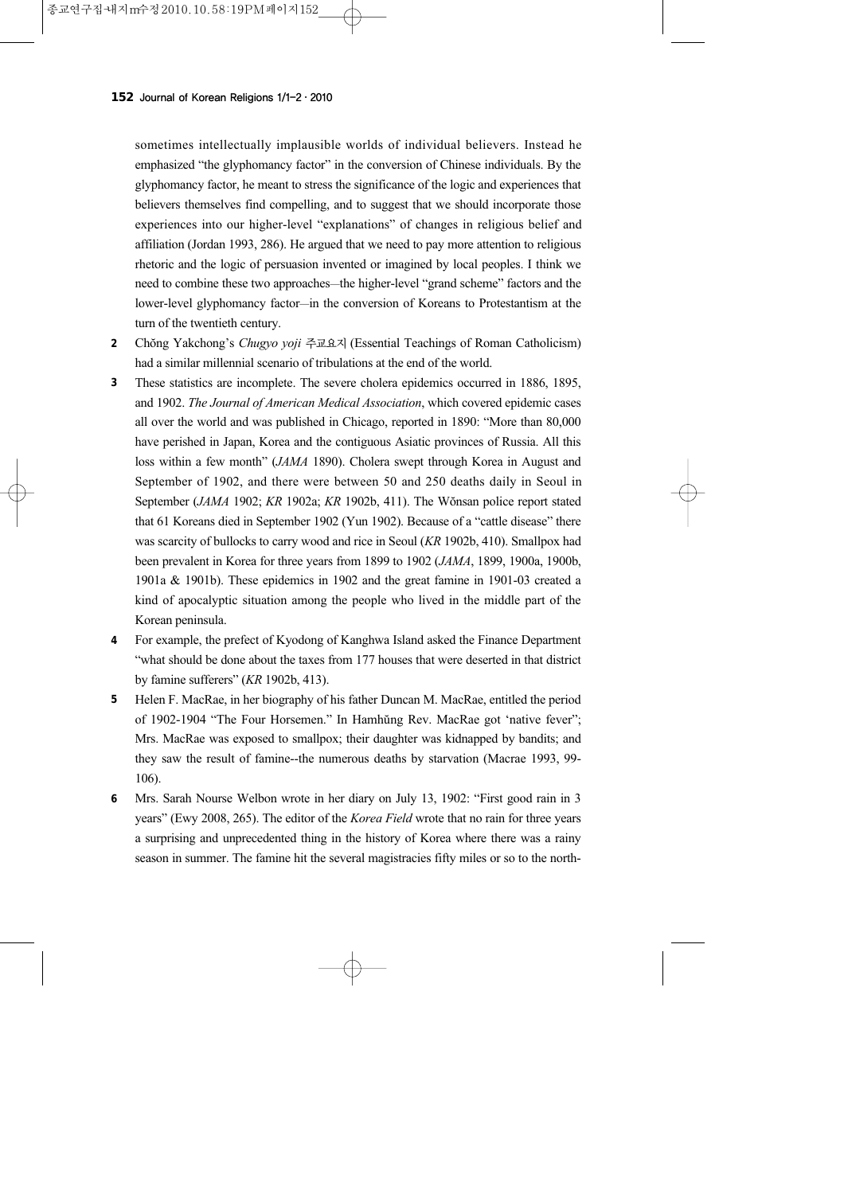sometimes intellectually implausible worlds of individual believers. Instead he emphasized "the glyphomancy factor" in the conversion of Chinese individuals. By the glyphomancy factor, he meant to stress the significance of the logic and experiences that believers themselves find compelling, and to suggest that we should incorporate those experiences into our higher-level "explanations" of changes in religious belief and affiliation (Jordan 1993, 286). He argued that we need to pay more attention to religious rhetoric and the logic of persuasion invented or imagined by local peoples. I think we need to combine these two approaches—the higher-level "grand scheme" factors and the lower-level glyphomancy factor—in the conversion of Koreans to Protestantism at the turn of the twentieth century.

**2** Chŏng Yakchong's *Chugyo yoji* 주교요지 (Essential Teachings of Roman Catholicism) had a similar millennial scenario of tribulations at the end of the world.

**3** These statistics are incomplete. The severe cholera epidemics occurred in 1886, 1895, and 1902. *The Journal of American Medical Association*, which covered epidemic cases all over the world and was published in Chicago, reported in 1890: "More than 80,000 have perished in Japan, Korea and the contiguous Asiatic provinces of Russia. All this loss within a few month" (*JAMA* 1890). Cholera swept through Korea in August and September of 1902, and there were between 50 and 250 deaths daily in Seoul in September (*JAMA* 1902; *KR* 1902a; *KR* 1902b, 411). The Wŏnsan police report stated that 61 Koreans died in September 1902 (Yun 1902). Because of a "cattle disease" there was scarcity of bullocks to carry wood and rice in Seoul (*KR* 1902b, 410). Smallpox had been prevalent in Korea for three years from 1899 to 1902 (*JAMA*, 1899, 1900a, 1900b, 1901a & 1901b). These epidemics in 1902 and the great famine in 1901-03 created a kind of apocalyptic situation among the people who lived in the middle part of the Korean peninsula.

**4** For example, the prefect of Kyodong of Kanghwa Island asked the Finance Department "what should be done about the taxes from 177 houses that were deserted in that district by famine sufferers" (*KR* 1902b, 413).

**5** Helen F. MacRae, in her biography of his father Duncan M. MacRae, entitled the period of 1902-1904 "The Four Horsemen." In Hamhŭng Rev. MacRae got 'native fever'; Mrs. MacRae was exposed to smallpox; their daughter was kidnapped by bandits; and they saw the result of famine--the numerous deaths by starvation (Macrae 1993, 99-106).

**6** Mrs. Sarah Nourse Welbon wrote in her diary on July 13, 1902: "First good rain in 3 years" (Ewy 2008, 265). The editor of the *Korea Field* wrote that no rain for three years a surprising and unprecedented thing in the history of Korea where there was a rainy season in summer. The famine hit the several magistracies fifty miles or so to the north-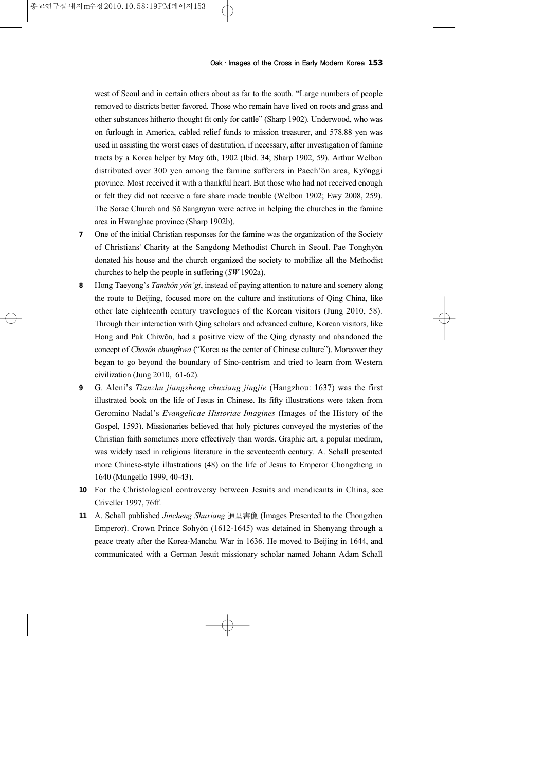west of Seoul and in certain others about as far to the south. "Large numbers of people removed to districts better favored. Those who remain have lived on roots and grass and other substances hitherto thought fit only for cattle" (Sharp 1902). Underwood, who was on furlough in America, cabled relief funds to mission treasurer, and 578.88 yen was used in assisting the worst cases of destitution, if necessary, after investigation of famine tracts by a Korea helper by May 6th, 1902 (Ibid. 34; Sharp 1902, 59). Arthur Welbon distributed over 300 yen among the famine sufferers in Paech'ŏn area, Kyŏnggi province. Most received it with a thankful heart. But those who had not received enough or felt they did not receive a fare share made trouble (Welbon 1902; Ewy 2008, 259). The Sorae Church and Sŏ Sangnyun were active in helping the churches in the famine area in Hwanghae province (Sharp 1902b).

**7** One of the initial Christian responses for the famine was the organization of the Society of Christians' Charity at the Sangdong Methodist Church in Seoul. Pae Tonghyŏn donated his house and the church organized the society to mobilize all the Methodist churches to help the people in suffering (*SW* 1902a).

**8** Hong Taeyong's *Tamhŏn yŏn'gi*, instead of paying attention to nature and scenery along the route to Beijing, focused more on the culture and institutions of Qing China, like other late eighteenth century travelogues of the Korean visitors (Jung 2010, 58). Through their interaction with Qing scholars and advanced culture, Korean visitors, like Hong and Pak Chiwŏn, had a positive view of the Qing dynasty and abandoned the concept of *Chosŏn chunghwa* ("Korea as the center of Chinese culture"). Moreover they began to go beyond the boundary of Sino-centrism and tried to learn from Western civilization (Jung 2010, 61-62).

**9** G. Aleni's *Tianzhu jiangsheng chuxiang jingjie* (Hangzhou: 1637) was the first illustrated book on the life of Jesus in Chinese. Its fifty illustrations were taken from Geromino Nadal's *Evangelicae Historiae Imagines* (Images of the History of the Gospel, 1593). Missionaries believed that holy pictures conveyed the mysteries of the Christian faith sometimes more effectively than words. Graphic art, a popular medium, was widely used in religious literature in the seventeenth century. A. Schall presented more Chinese-style illustrations (48) on the life of Jesus to Emperor Chongzheng in 1640 (Mungello 1999, 40-43).

**10** For the Christological controversy between Jesuits and mendicants in China, see Criveller 1997, 76ff.

**11** A. Schall published *Jincheng Shuxiang* 進呈書像 (Images Presented to the Chongzhen Emperor). Crown Prince Sohyŏn (1612-1645) was detained in Shenyang through a peace treaty after the Korea-Manchu War in 1636. He moved to Beijing in 1644, and communicated with a German Jesuit missionary scholar named Johann Adam Schall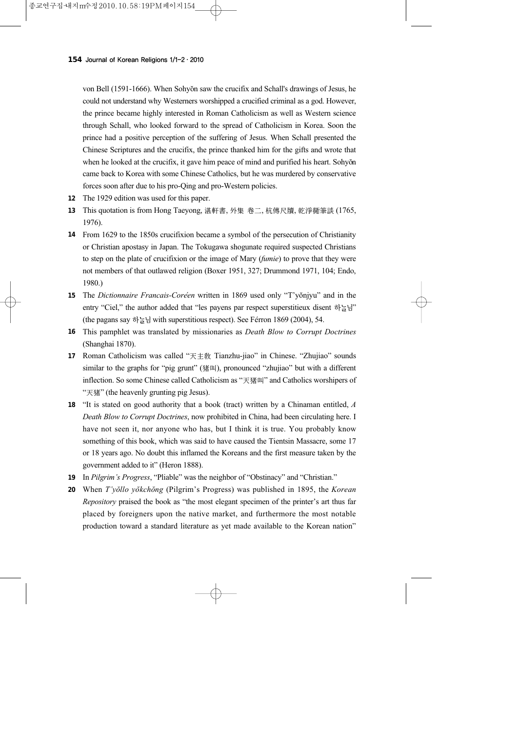von Bell (1591-1666). When Sohyŏn saw the crucifix and Schall's drawings of Jesus, he could not understand why Westerners worshipped a crucified criminal as a god. However, the prince became highly interested in Roman Catholicism as well as Western science through Schall, who looked forward to the spread of Catholicism in Korea. Soon the prince had a positive perception of the suffering of Jesus. When Schall presented the Chinese Scriptures and the crucifix, the prince thanked him for the gifts and wrote that when he looked at the crucifix, it gave him peace of mind and purified his heart. Sohyŏn came back to Korea with some Chinese Catholics, but he was murdered by conservative forces soon after due to his pro-Qing and pro-Western policies.

12 The 1929 edition was used for this paper.

13 This quotation is from Hong Taeyong, 湛軒書, 外集 卷二, 杭傳尺牘, 乾淨衕筆談 (1765, 1976).

14 From 1629 to the 1850s crucifixion became a symbol of the persecution of Christianity or Christian apostasy in Japan. The Tokugawa shogunate required suspected Christians to step on the plate of crucifixion or the image of Mary (*fumie*) to prove that they were not members of that outlawed religion (Boxer 1951, 327; Drummond 1971, 104; Endo, 1980.)

15 The *Dictionnaire Francais-Coreén* written in 1869 used only "T'yŏnjyu" and in the entry "Ciel," the author added that "les payens par respect superstitieux disent 하늘님" (the pagans say 하늘님 with superstitious respect). See Férron 1869 (2004), 54.

16 This pamphlet was translated by missionaries as *Death Blow to Corrupt Doctrines* (Shanghai 1870).

17 Roman Catholicism was called "天主敎 Tianzhu-jiao" in Chinese. "Zhujiao" sounds similar to the graphs for "pig grunt" (猪叫), pronounced "zhujiao" but with a different inflection. So some Chinese called Catholicism as "天猪叫" and Catholics worshipers of "天猪" (the heavenly grunting pig Jesus).

18 "It is stated on good authority that a book (tract) written by a Chinaman entitled, *A Death Blow to Corrupt Doctrines*, now prohibited in China, had been circulating here. I have not seen it, nor anyone who has, but I think it is true. You probably know something of this book, which was said to have caused the Tientsin Massacre, some 17 or 18 years ago. No doubt this inflamed the Koreans and the first measure taken by the government added to it" (Heron 1888).

19 In *Pilgrim's Progress*, "Pliable" was the neighbor of "Obstinacy" and "Christian."

20 When *T'yŏllo yŏkchŏng* (Pilgrim's Progress) was published in 1895, the *Korean Repository* praised the book as "the most elegant specimen of the printer's art thus far placed by foreigners upon the native market, and furthermore the most notable production toward a standard literature as yet made available to the Korean nation"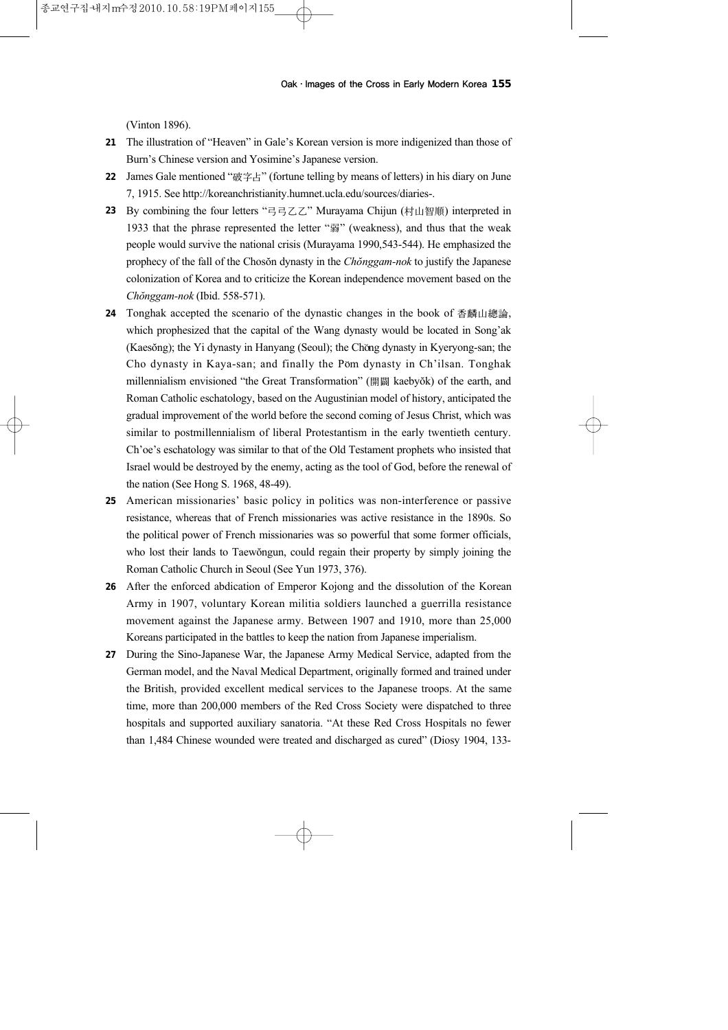(Vinton 1896).

**21** The illustration of "Heaven" in Gale's Korean version is more indigenized than those of Burn's Chinese version and Yosimine's Japanese version.

**22** James Gale mentioned "破字占" (fortune telling by means of letters) in his diary on June 7, 1915. See http://koreanchristianity.humnet.ucla.edu/sources/diaries-.

**23** By combining the four letters "弓弓乙乙" Murayama Chijun (村山智順) interpreted in 1933 that the phrase represented the letter "弱" (weakness), and thus that the weak people would survive the national crisis (Murayama 1990,543-544). He emphasized the prophecy of the fall of the Chosŏn dynasty in the *Chŏnggam-nok* to justify the Japanese colonization of Korea and to criticize the Korean independence movement based on the *Chŏnggam-nok* (Ibid. 558-571).

**24** Tonghak accepted the scenario of the dynastic changes in the book of 香麟山總論, which prophesized that the capital of the Wang dynasty would be located in Song'ak (Kaesŏng); the Yi dynasty in Hanyang (Seoul); the Chŏng dynasty in Kyeryong-san; the Cho dynasty in Kaya-san; and finally the Pŏm dynasty in Ch'ilsan. Tonghak millennialism envisioned "the Great Transformation" (開闢 kaebyŏk) of the earth, and Roman Catholic eschatology, based on the Augustinian model of history, anticipated the gradual improvement of the world before the second coming of Jesus Christ, which was similar to postmillennialism of liberal Protestantism in the early twentieth century. Ch'oe's eschatology was similar to that of the Old Testament prophets who insisted that Israel would be destroyed by the enemy, acting as the tool of God, before the renewal of the nation (See Hong S. 1968, 48-49).

**25** American missionaries' basic policy in politics was non-interference or passive resistance, whereas that of French missionaries was active resistance in the 1890s. So the political power of French missionaries was so powerful that some former officials, who lost their lands to Taewŏngun, could regain their property by simply joining the Roman Catholic Church in Seoul (See Yun 1973, 376).

**26** After the enforced abdication of Emperor Kojong and the dissolution of the Korean Army in 1907, voluntary Korean militia soldiers launched a guerrilla resistance movement against the Japanese army. Between 1907 and 1910, more than 25,000 Koreans participated in the battles to keep the nation from Japanese imperialism.

**27** During the Sino-Japanese War, the Japanese Army Medical Service, adapted from the German model, and the Naval Medical Department, originally formed and trained under the British, provided excellent medical services to the Japanese troops. At the same time, more than 200,000 members of the Red Cross Society were dispatched to three hospitals and supported auxiliary sanatoria. "At these Red Cross Hospitals no fewer than 1,484 Chinese wounded were treated and discharged as cured" (Diosy 1904, 133-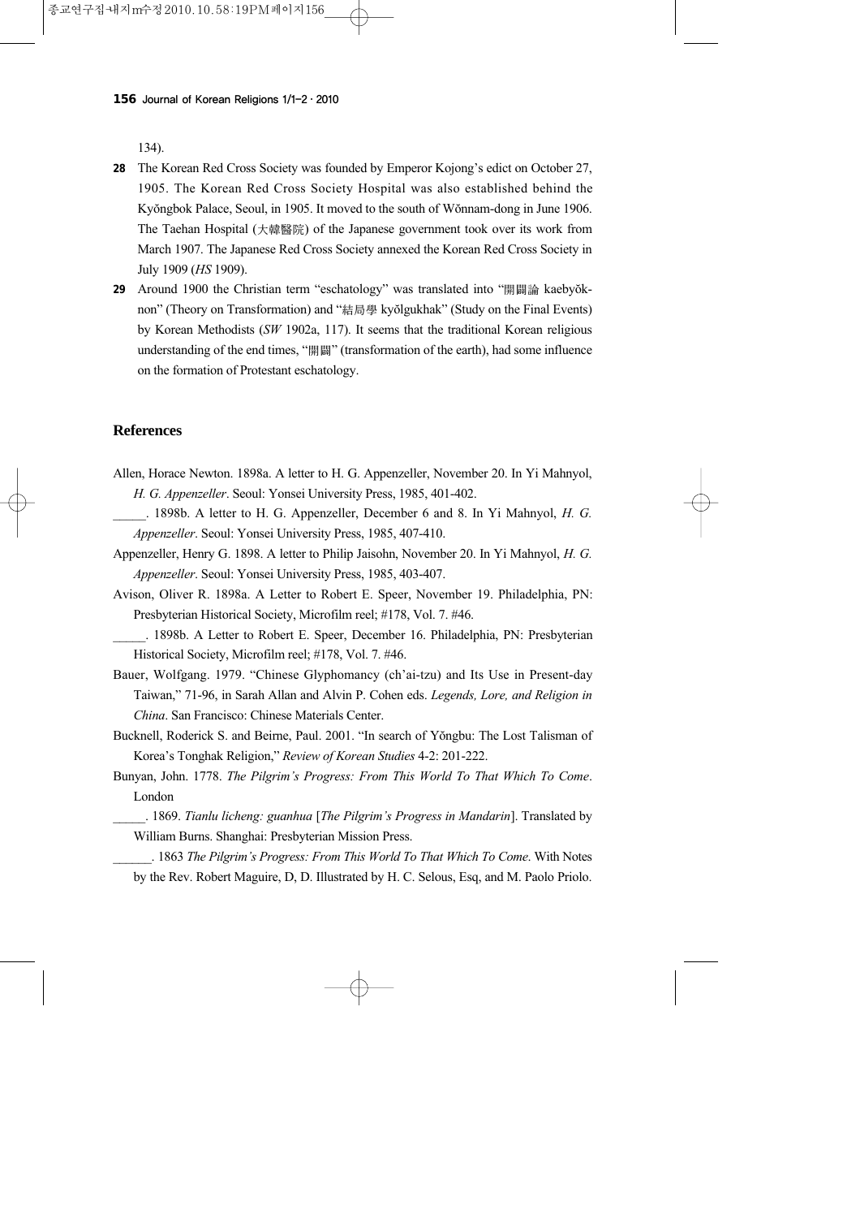134).

**28** The Korean Red Cross Society was founded by Emperor Kojong's edict on October 27, 1905. The Korean Red Cross Society Hospital was also established behind the Kyŏngbok Palace, Seoul, in 1905. It moved to the south of Wŏnnam-dong in June 1906. The Taehan Hospital (大韓醫院) of the Japanese government took over its work from March 1907. The Japanese Red Cross Society annexed the Korean Red Cross Society in July 1909 (*HS* 1909).

**29** Around 1900 the Christian term "eschatology" was translated into "開闢論 kaebyŏknon" (Theory on Transformation) and "結局學 kyŏlgukhak" (Study on the Final Events) by Korean Methodists (*SW* 1902a, 117). It seems that the traditional Korean religious understanding of the end times, "開闢" (transformation of the earth), had some influence on the formation of Protestant eschatology.

## References

Allen, Horace Newton. 1898a. A letter to H. G. Appenzeller, November 20. In Yi Mahnyol, *H. G. Appenzeller*. Seoul: Yonsei University Press, 1985, 401-402.

_____. 1898b. A letter to H. G. Appenzeller, December 6 and 8. In Yi Mahnyol, *H. G. Appenzeller*. Seoul: Yonsei University Press, 1985, 407-410.

Appenzeller, Henry G. 1898. A letter to Philip Jaisohn, November 20. In Yi Mahnyol, *H. G. Appenzeller*. Seoul: Yonsei University Press, 1985, 403-407.

Avison, Oliver R. 1898a. A Letter to Robert E. Speer, November 19. Philadelphia, PN: Presbyterian Historical Society, Microfilm reel; #178, Vol. 7. #46.

_____. 1898b. A Letter to Robert E. Speer, December 16. Philadelphia, PN: Presbyterian Historical Society, Microfilm reel; #178, Vol. 7. #46.

Bauer, Wolfgang. 1979. "Chinese Glyphomancy (ch'ai-tzu) and Its Use in Present-day Taiwan," 71-96, in Sarah Allan and Alvin P. Cohen eds. *Legends, Lore, and Religion in China*. San Francisco: Chinese Materials Center.

Bucknell, Roderick S. and Beirne, Paul. 2001. "In search of Yŏngbu: The Lost Talisman of Korea's Tonghak Religion," *Review of Korean Studies* 4-2: 201-222.

Bunyan, John. 1778. *The Pilgrim's Progress: From This World To That Which To Come*. London

_____. 1869. *Tianlu licheng: guanhua* [*The Pilgrim's Progress in Mandarin*]. Translated by William Burns. Shanghai: Presbyterian Mission Press.

______. 1863 *The Pilgrim's Progress: From This World To That Which To Come*. With Notes by the Rev. Robert Maguire, D, D. Illustrated by H. C. Selous, Esq, and M. Paolo Priolo.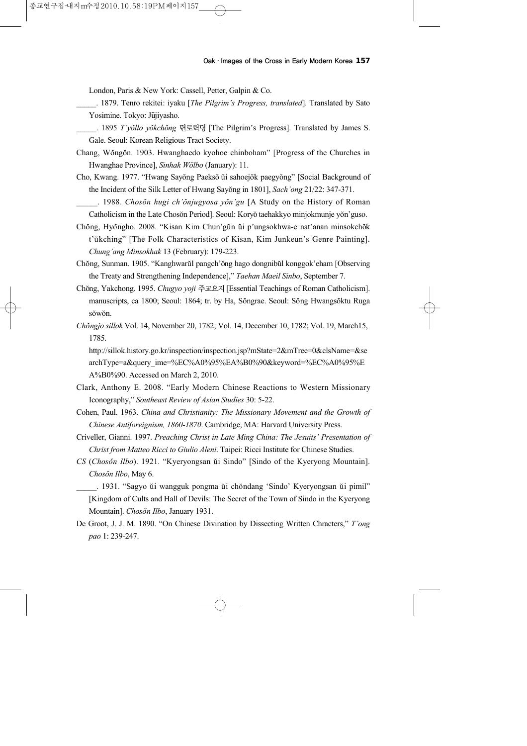London, Paris & New York: Cassell, Petter, Galpin & Co.

_____. 1879. Tenro rekitei: iyaku [*The Pilgrim's Progress, translated*]. Translated by Sato Yosimine. Tokyo: Jūjiyasho.

_____. 1895 *T'yŏllo yŏkchŏng* 텬로력뎡 [The Pilgrim's Progress]. Translated by James S. Gale. Seoul: Korean Religious Tract Society.

Chang, Wŏngŏn. 1903. Hwanghaedo kyohoe chinboham" [Progress of the Churches in Hwanghae Province], *Sinhak Wŏlbo* (January): 11.

Cho, Kwang. 1977. "Hwang Sayŏng Paeksŏ ŭi sahoejŏk paegyŏng" [Social Background of the Incident of the Silk Letter of Hwang Sayŏng in 1801], *Sach'ong* 21/22: 347-371.

_____. 1988. *Chosŏn hugi ch'ŏnjugyosa yŏn'gu* [A Study on the History of Roman Catholicism in the Late Chosŏn Period]. Seoul: Koryŏ taehakkyo minjokmunje yŏn'guso.

Chŏng, Hyŏngho. 2008. "Kisan Kim Chun'gŭn ŭi p'ungsokhwa-e nat'anan minsokchŏk t'ŭkching" [The Folk Characteristics of Kisan, Kim Junkeun's Genre Painting]. *Chung'ang Minsokhak* 13 (February): 179-223.

Chŏng, Sunman. 1905. "Kanghwarŭl pangch'ŏng hago dongnibŭl konggok'eham [Observing the Treaty and Strengthening Independence]," *Taehan Maeil Sinbo*, September 7.

Chŏng, Yakchong. 1995. *Chugyo yoji* 주교요지 [Essential Teachings of Roman Catholicism]. manuscripts, ca 1800; Seoul: 1864; tr. by Ha, Sŏngrae. Seoul: Sŏng Hwangsŏktu Ruga sŏwŏn.

*Chŏngjo sillok* Vol. 14, November 20, 1782; Vol. 14, December 10, 1782; Vol. 19, March15, 1785.

http://sillok.history.go.kr/inspection/inspection.jsp?mState=2&mTree=0&clsName=&searchType=a&query_ime=%EC%A0%95%EA%B0%90&keyword=%EC%A0%95%EA%B0%90. Accessed on March 2, 2010.

Clark, Anthony E. 2008. "Early Modern Chinese Reactions to Western Missionary Iconography," *Southeast Review of Asian Studies* 30: 5-22.

Cohen, Paul. 1963. *China and Christianity: The Missionary Movement and the Growth of Chinese Antiforeignism, 1860-1870*. Cambridge, MA: Harvard University Press.

Criveller, Gianni. 1997. *Preaching Christ in Late Ming China: The Jesuits' Presentation of Christ from Matteo Ricci to Giulio Aleni*. Taipei: Ricci Institute for Chinese Studies.

*CS* (*Chosŏn Ilbo*). 1921. "Kyeryongsan ŭi Sindo" [Sindo of the Kyeryong Mountain]. *Chosŏn Ilbo*, May 6.

_____. 1931. "Sagyo ŭi wangguk pongma ŭi chŏndang 'Sindo' Kyeryongsan ŭi pimil" [Kingdom of Cults and Hall of Devils: The Secret of the Town of Sindo in the Kyeryong Mountain]. *Chosŏn Ilbo*, January 1931.

De Groot, J. J. M. 1890. "On Chinese Divination by Dissecting Written Chracters," *T'ong pao* 1: 239-247.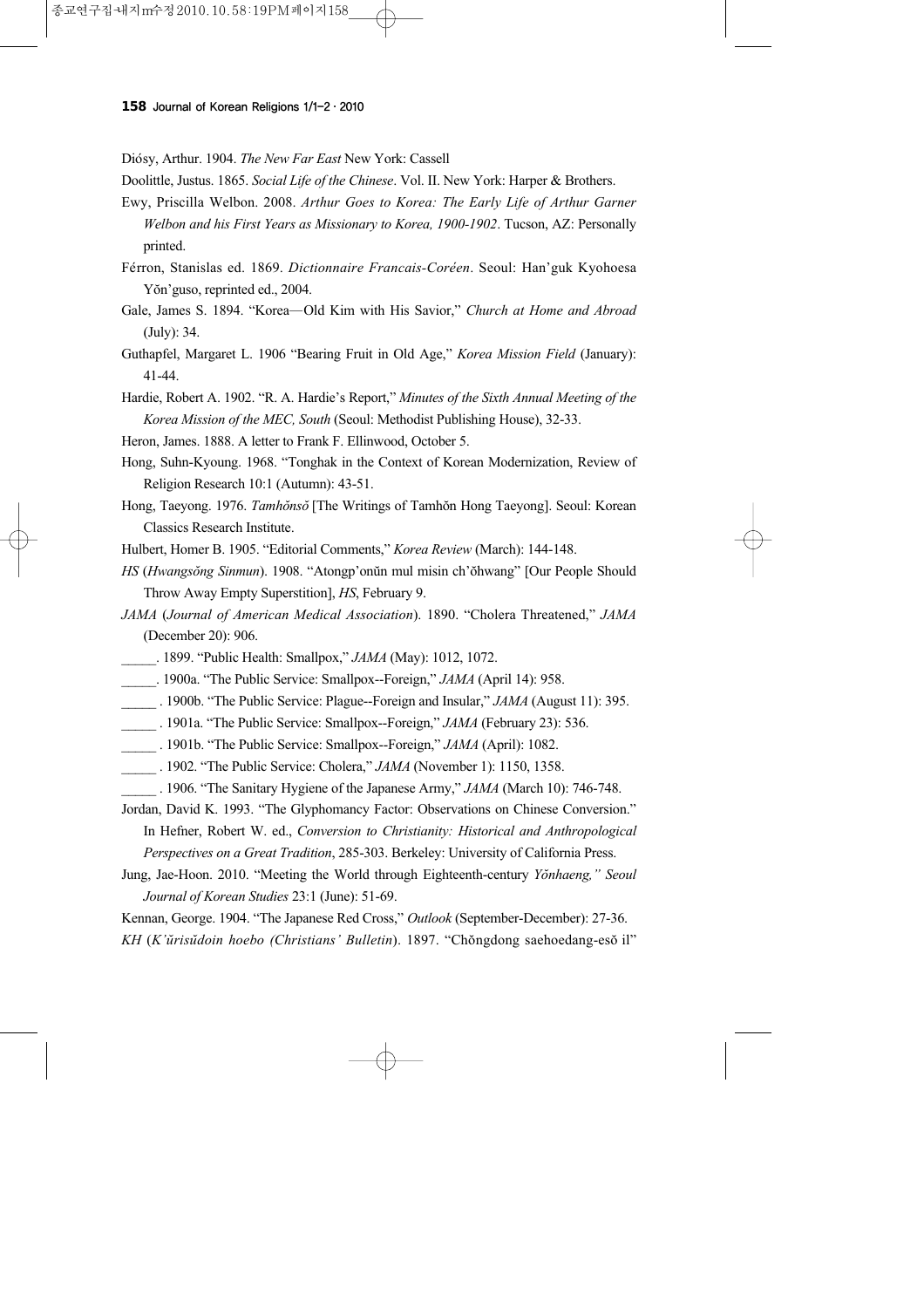Diósy, Arthur. 1904. *The New Far East* New York: Cassell

Doolittle, Justus. 1865. *Social Life of the Chinese*. Vol. II. New York: Harper & Brothers.

Ewy, Priscilla Welbon. 2008. *Arthur Goes to Korea: The Early Life of Arthur Garner Welbon and his First Years as Missionary to Korea, 1900-1902*. Tucson, AZ: Personally printed.

Férron, Stanislas ed. 1869. *Dictionnaire Francais-Coréen*. Seoul: Han'guk Kyohoesa Yŏn'guso, reprinted ed., 2004.

Gale, James S. 1894. "Korea—Old Kim with His Savior," *Church at Home and Abroad* (July): 34.

Guthapfel, Margaret L. 1906 "Bearing Fruit in Old Age," *Korea Mission Field* (January): 41-44.

Hardie, Robert A. 1902. "R. A. Hardie's Report," *Minutes of the Sixth Annual Meeting of the Korea Mission of the MEC, South* (Seoul: Methodist Publishing House), 32-33.

Heron, James. 1888. A letter to Frank F. Ellinwood, October 5.

Hong, Suhn-Kyoung. 1968. "Tonghak in the Context of Korean Modernization, Review of Religion Research 10:1 (Autumn): 43-51.

Hong, Taeyong. 1976. *Tamhŏnsŏ* [The Writings of Tamhŏn Hong Taeyong]. Seoul: Korean Classics Research Institute.

Hulbert, Homer B. 1905. "Editorial Comments," *Korea Review* (March): 144-148.

*HS* (*Hwangsŏng Sinmun*). 1908. "Atongp'onŭn mul misin ch'ŏhwang" [Our People Should Throw Away Empty Superstition], *HS*, February 9.

*JAMA* (*Journal of American Medical Association*). 1890. "Cholera Threatened," *JAMA* (December 20): 906.

_____. 1899. "Public Health: Smallpox," *JAMA* (May): 1012, 1072.

_____. 1900a. "The Public Service: Smallpox--Foreign," *JAMA* (April 14): 958.

_____ . 1900b. "The Public Service: Plague--Foreign and Insular," *JAMA* (August 11): 395.

_____ . 1901a. "The Public Service: Smallpox--Foreign," *JAMA* (February 23): 536.

_____ . 1901b. "The Public Service: Smallpox--Foreign," *JAMA* (April): 1082.

_____ . 1902. "The Public Service: Cholera," *JAMA* (November 1): 1150, 1358.

_____ . 1906. "The Sanitary Hygiene of the Japanese Army," *JAMA* (March 10): 746-748.

Jordan, David K. 1993. "The Glyphomancy Factor: Observations on Chinese Conversion." In Hefner, Robert W. ed., *Conversion to Christianity: Historical and Anthropological Perspectives on a Great Tradition*, 285-303. Berkeley: University of California Press.

Jung, Jae-Hoon. 2010. "Meeting the World through Eighteenth-century *Yŏnhaeng," Seoul Journal of Korean Studies* 23:1 (June): 51-69.

Kennan, George. 1904. "The Japanese Red Cross," *Outlook* (September-December): 27-36.

*KH* (*K'ŭrisŭdoin hoebo (Christians' Bulletin*). 1897. "Chŏngdong saehoedang-esŏ il"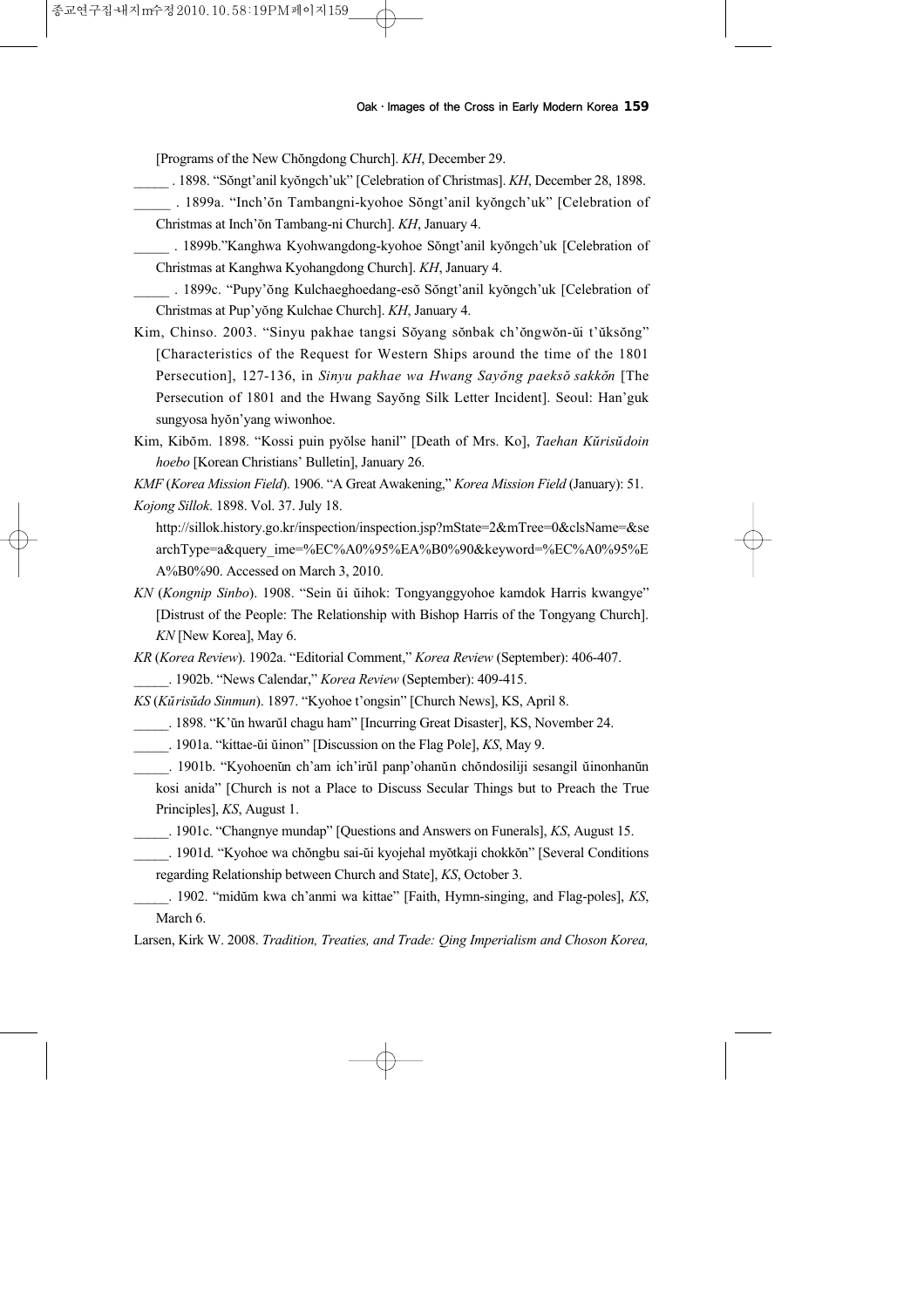[Programs of the New Chŏngdong Church]. *KH*, December 29.

_____ . 1898. "Sŏngt'anil kyŏngch'uk" [Celebration of Christmas]. *KH*, December 28, 1898.

_____ . 1899a. "Inch'ŏn Tambangni-kyohoe Sŏngt'anil kyŏngch'uk" [Celebration of Christmas at Inch'ŏn Tambang-ni Church]. *KH*, January 4.

_____ . 1899b."Kanghwa Kyohwangdong-kyohoe Sŏngt'anil kyŏngch'uk [Celebration of Christmas at Kanghwa Kyohangdong Church]. *KH*, January 4.

_____ . 1899c. "Pupy'ŏng Kulchaeghoedang-esŏ Sŏngt'anil kyŏngch'uk [Celebration of Christmas at Pup'yŏng Kulchae Church]. *KH*, January 4.

Kim, Chinso. 2003. "Sinyu pakhae tangsi Sŏyang sŏnbak ch'ŏngwŏn-ŭi t'ŭksŏng" [Characteristics of the Request for Western Ships around the time of the 1801 Persecution], 127-136, in *Sinyu pakhae wa Hwang Sayŏng paeksŏ sakkŏn* [The Persecution of 1801 and the Hwang Sayŏng Silk Letter Incident]. Seoul: Han'guk sungyosa hyŏn'yang wiwonhoe.

Kim, Kibŏm. 1898. "Kossi puin pyŏlse hanil" [Death of Mrs. Ko], *Taehan Kŭrisŭdoin hoebo* [Korean Christians' Bulletin], January 26.

*KMF* (*Korea Mission Field*). 1906. "A Great Awakening," *Korea Mission Field* (January): 51.

*Kojong Sillok*. 1898. Vol. 37. July 18. http://sillok.history.go.kr/inspection/inspection.jsp?mState=2&mTree=0&clsName=&searchType=a&query_ime=%EC%A0%95%EA%B0%90&keyword=%EC%A0%95%EA%B0%90. Accessed on March 3, 2010.

*KN* (*Kongnip Sinbo*). 1908. "Sein ŭi ŭihok: Tongyanggyohoe kamdok Harris kwangye" [Distrust of the People: The Relationship with Bishop Harris of the Tongyang Church]. *KN* [New Korea], May 6.

*KR* (*Korea Review*). 1902a. "Editorial Comment," *Korea Review* (September): 406-407.

_____. 1902b. "News Calendar," *Korea Review* (September): 409-415.

*KS* (*Kŭrisŭdo Sinmun*). 1897. "Kyohoe t'ongsin" [Church News], KS, April 8.

_____. 1898. "K'ŭn hwarŭl chagu ham" [Incurring Great Disaster], KS, November 24.

_____. 1901a. "kittae-ŭi ŭinon" [Discussion on the Flag Pole], *KS*, May 9.

_____. 1901b. "Kyohoenŭn ch'am ich'irŭl panp'ohanŭn chŏndosiliji sesangil ŭinonhanŭn kosi anida" [Church is not a Place to Discuss Secular Things but to Preach the True Principles], *KS*, August 1.

_____. 1901c. "Changnye mundap" [Questions and Answers on Funerals], *KS*, August 15.

_____. 1901d. "Kyohoe wa chŏngbu sai-ŭi kyojehal myŏtkaji chokkŏn" [Several Conditions regarding Relationship between Church and State], *KS*, October 3.

_____. 1902. "midŭm kwa ch'anmi wa kittae" [Faith, Hymn-singing, and Flag-poles], *KS*, March 6.

Larsen, Kirk W. 2008. *Tradition, Treaties, and Trade: Qing Imperialism and Choson Korea,*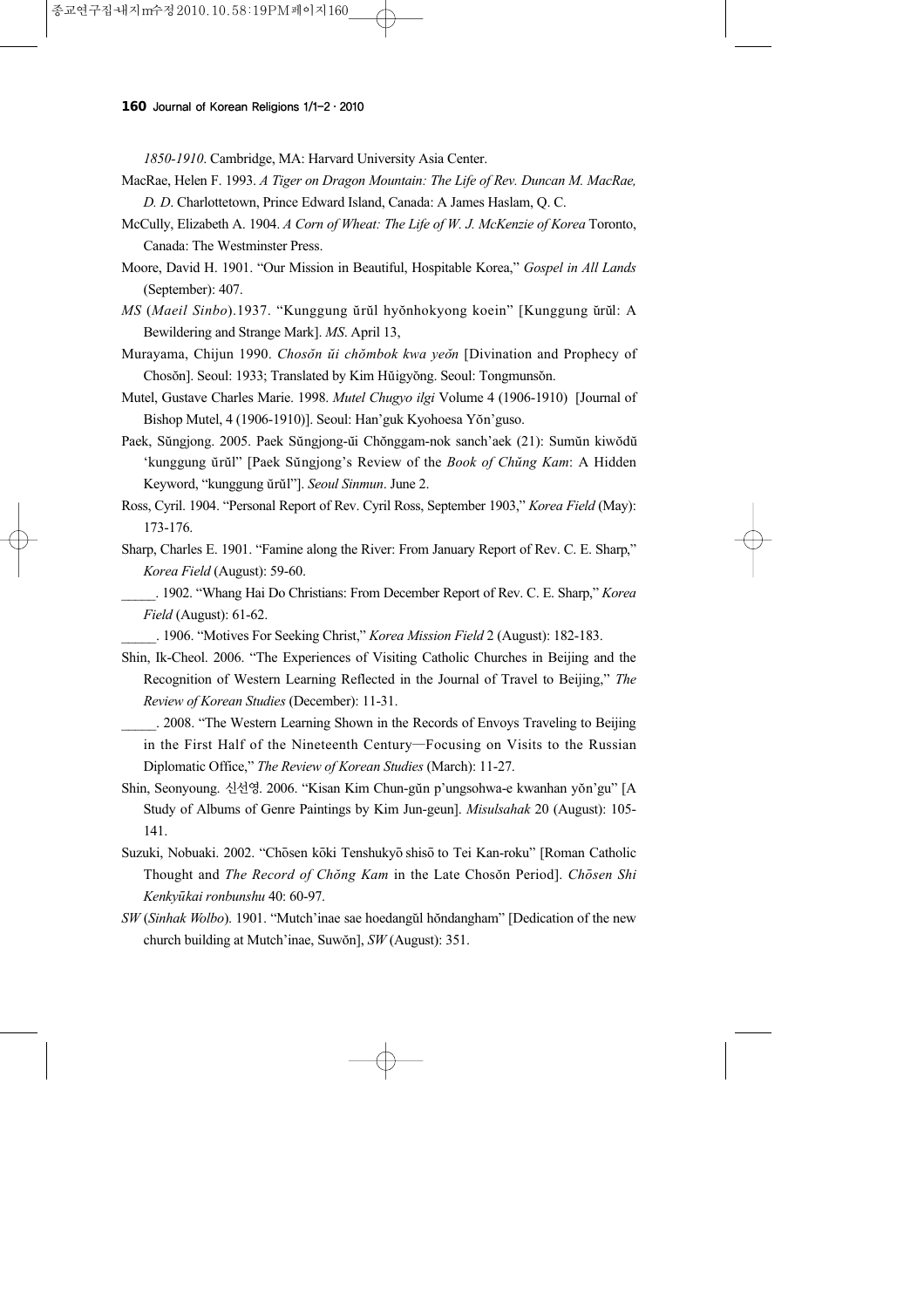*1850-1910*. Cambridge, MA: Harvard University Asia Center.

MacRae, Helen F. 1993. *A Tiger on Dragon Mountain: The Life of Rev. Duncan M. MacRae, D. D*. Charlottetown, Prince Edward Island, Canada: A James Haslam, Q. C.

McCully, Elizabeth A. 1904. *A Corn of Wheat: The Life of W. J. McKenzie of Korea* Toronto, Canada: The Westminster Press.

Moore, David H. 1901. "Our Mission in Beautiful, Hospitable Korea," *Gospel in All Lands* (September): 407.

*MS* (*Maeil Sinbo*).1937. "Kunggung ŭrŭl hyŏnhokyong koein" [Kunggung ŭrŭl: A Bewildering and Strange Mark]. *MS*. April 13,

Murayama, Chijun 1990. *Chosŏn ŭi chŏmbok kwa yeŏn* [Divination and Prophecy of Chosŏn]. Seoul: 1933; Translated by Kim Hŭigyŏng. Seoul: Tongmunsŏn.

Mutel, Gustave Charles Marie. 1998. *Mutel Chugyo ilgi* Volume 4 (1906-1910) [Journal of Bishop Mutel, 4 (1906-1910)]. Seoul: Han'guk Kyohoesa Yŏn'guso.

Paek, Sŭngjong. 2005. Paek Sŭngjong-ŭi Chŏnggam-nok sanch'aek (21): Sumŭn kiwŏdŭ 'kunggung ŭrŭl" [Paek Sŭngjong's Review of the *Book of Chŭng Kam*: A Hidden Keyword, "kunggung ŭrŭl"]. *Seoul Sinmun*. June 2.

Ross, Cyril. 1904. "Personal Report of Rev. Cyril Ross, September 1903," *Korea Field* (May): 173-176.

Sharp, Charles E. 1901. "Famine along the River: From January Report of Rev. C. E. Sharp," *Korea Field* (August): 59-60.

_____. 1902. "Whang Hai Do Christians: From December Report of Rev. C. E. Sharp," *Korea Field* (August): 61-62.

_____. 1906. "Motives For Seeking Christ," *Korea Mission Field* 2 (August): 182-183.

Shin, Ik-Cheol. 2006. "The Experiences of Visiting Catholic Churches in Beijing and the Recognition of Western Learning Reflected in the Journal of Travel to Beijing," *The Review of Korean Studies* (December): 11-31.

_____. 2008. "The Western Learning Shown in the Records of Envoys Traveling to Beijing in the First Half of the Nineteenth Century—Focusing on Visits to the Russian Diplomatic Office," *The Review of Korean Studies* (March): 11-27.

Shin, Seonyoung. 신선영. 2006. "Kisan Kim Chun-gŭn p'ungsohwa-e kwanhan yŏn'gu" [A Study of Albums of Genre Paintings by Kim Jun-geun]. *Misulsahak* 20 (August): 105-141.

Suzuki, Nobuaki. 2002. "Chōsen kōki Tenshukyō shisō to Tei Kan-roku" [Roman Catholic Thought and *The Record of Chŏng Kam* in the Late Chosŏn Period]. *Chōsen Shi Kenkyūkai ronbunshu* 40: 60-97.

*SW* (*Sinhak Wolbo*). 1901. "Mutch'inae sae hoedangŭl hŏndangham" [Dedication of the new church building at Mutch'inae, Suwŏn], *SW* (August): 351.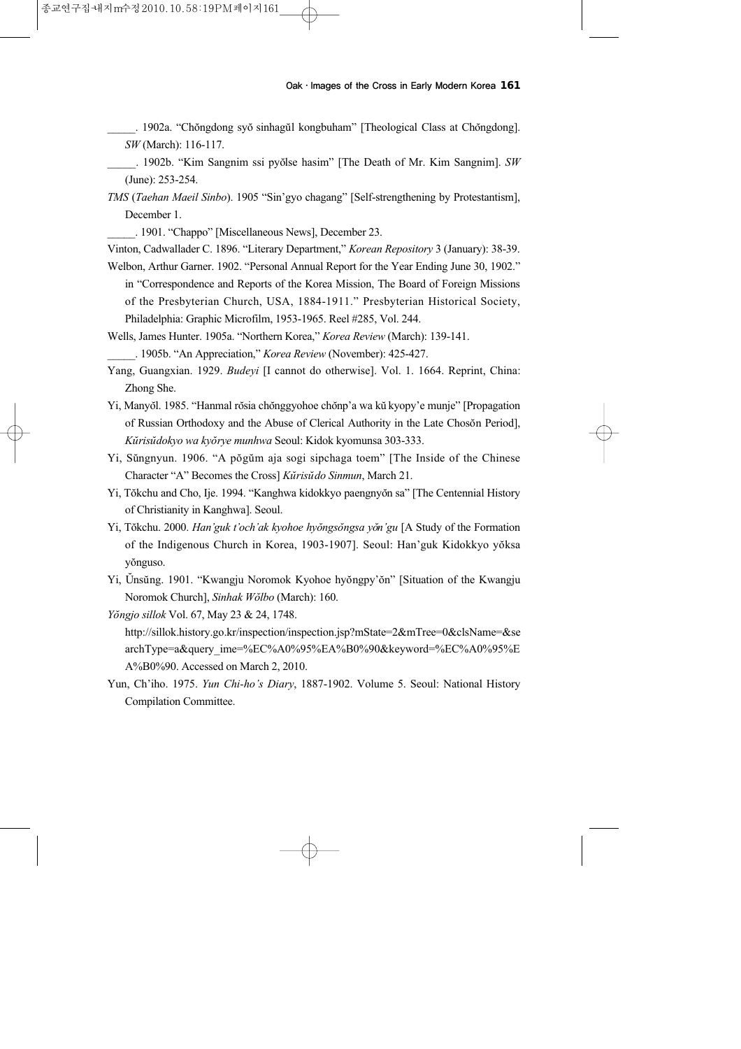_____. 1902a. "Chŏngdong syŏ sinhagŭl kongbuham" [Theological Class at Chŏngdong]. *SW* (March): 116-117.

_____. 1902b. "Kim Sangnim ssi pyŏlse hasim" [The Death of Mr. Kim Sangnim]. *SW* (June): 253-254.

*TMS* (*Taehan Maeil Sinbo*). 1905 "Sin'gyo chagang" [Self-strengthening by Protestantism], December 1.

_____. 1901. "Chappo" [Miscellaneous News], December 23.

Vinton, Cadwallader C. 1896. "Literary Department," *Korean Repository* 3 (January): 38-39.

Welbon, Arthur Garner. 1902. "Personal Annual Report for the Year Ending June 30, 1902." in "Correspondence and Reports of the Korea Mission, The Board of Foreign Missions of the Presbyterian Church, USA, 1884-1911." Presbyterian Historical Society, Philadelphia: Graphic Microfilm, 1953-1965. Reel #285, Vol. 244.

Wells, James Hunter. 1905a. "Northern Korea," *Korea Review* (March): 139-141.

_____. 1905b. "An Appreciation," *Korea Review* (November): 425-427.

Yang, Guangxian. 1929. *Budeyi* [I cannot do otherwise]. Vol. 1. 1664. Reprint, China: Zhong She.

Yi, Manyŏl. 1985. "Hanmal rŏsia chŏnggyohoe chŏnp'a wa kŭ kyopy'e munje" [Propagation of Russian Orthodoxy and the Abuse of Clerical Authority in the Late Chosŏn Period], *Kŭrisŭdokyo wa kyŏrye munhwa* Seoul: Kidok kyomunsa 303-333.

Yi, Sŭngnyun. 1906. "A pŏgŭm aja sogi sipchaga toem" [The Inside of the Chinese Character "A" Becomes the Cross] *Kŭrisŭdo Sinmun*, March 21.

Yi, Tŏkchu and Cho, Ije. 1994. "Kanghwa kidokkyo paengnyŏn sa" [The Centennial History of Christianity in Kanghwa]. Seoul.

Yi, Tŏkchu. 2000. *Han'guk t'och'ak kyohoe hyŏngsŏngsa yŏn'gu* [A Study of the Formation of the Indigenous Church in Korea, 1903-1907]. Seoul: Han'guk Kidokkyo yŏksa yŏnguso.

Yi, Ŭnsŭng. 1901. "Kwangju Noromok Kyohoe hyŏngpy'ŏn" [Situation of the Kwangju Noromok Church], *Sinhak Wŏlbo* (March): 160.

*Yŏngjo sillok* Vol. 67, May 23 & 24, 1748.

http://sillok.history.go.kr/inspection/inspection.jsp?mState=2&mTree=0&clsName=&searchType=a&query_ime=%EC%A0%95%EA%B0%90&keyword=%EC%A0%95%EA%B0%90. Accessed on March 2, 2010.

Yun, Ch'iho. 1975. *Yun Chi-ho's Diary*, 1887-1902. Volume 5. Seoul: National History Compilation Committee.